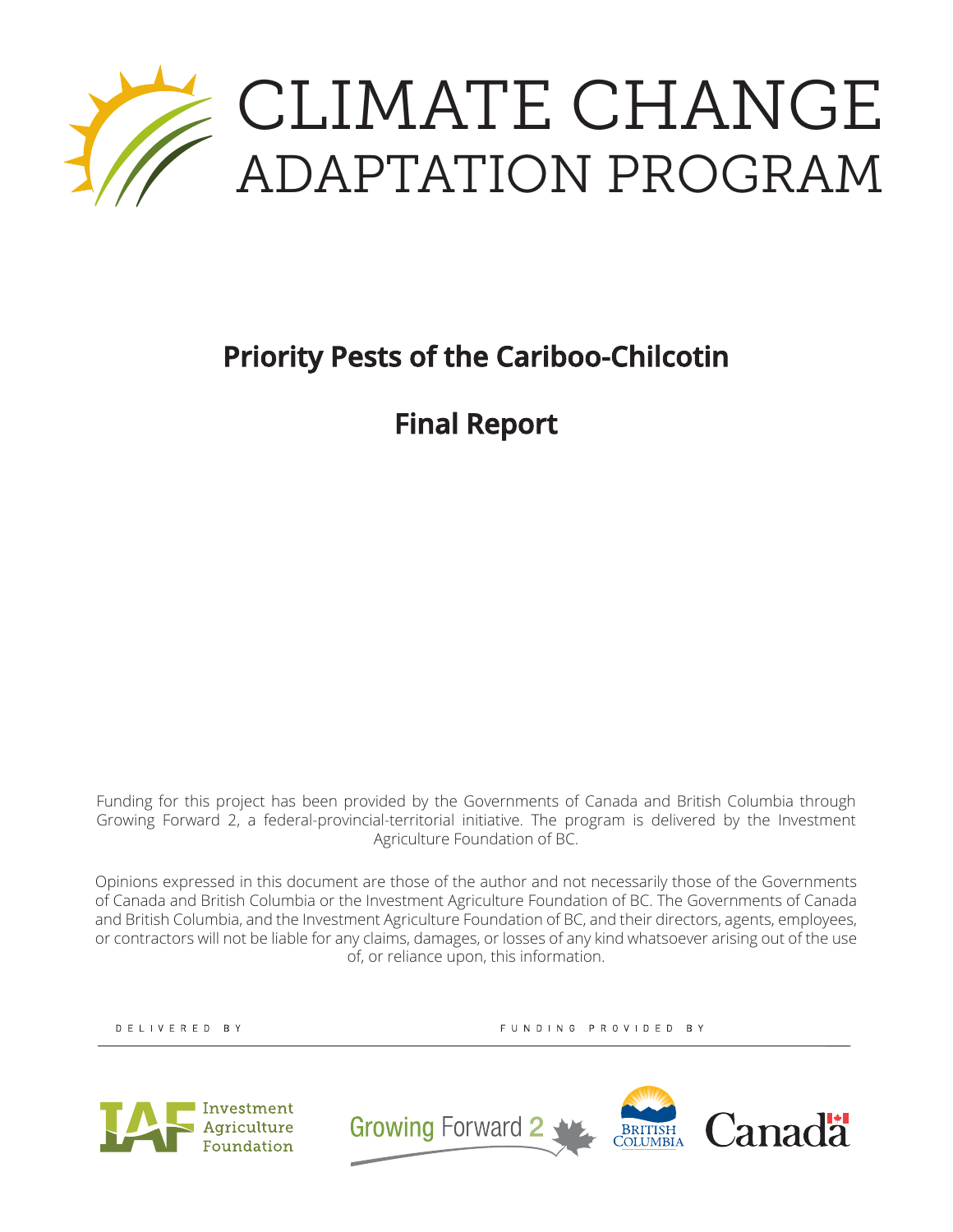# CLIMATE CHANGE ADAPTATION PROGRAM

## Priority Pests of the Cariboo-Chilcotin

## Final Report

Funding for this project has been provided by the Governments of Canada and British Columbia through Growing Forward 2, a federal-provincial-territorial initiative. The program is delivered by the Investment Agriculture Foundation of BC.

Opinions expressed in this document are those of the author and not necessarily those of the Governments of Canada and British Columbia or the Investment Agriculture Foundation of BC. The Governments of Canada and British Columbia, and the Investment Agriculture Foundation of BC, and their directors, agents, employees, or contractors will not be liable for any claims, damages, or losses of any kind whatsoever arising out of the use of, or reliance upon, this information.

DELIVERED BY

Investment Agriculture Foundation

FUNDING PROVIDED BY

Growing Forward 2

British Columbia

Canada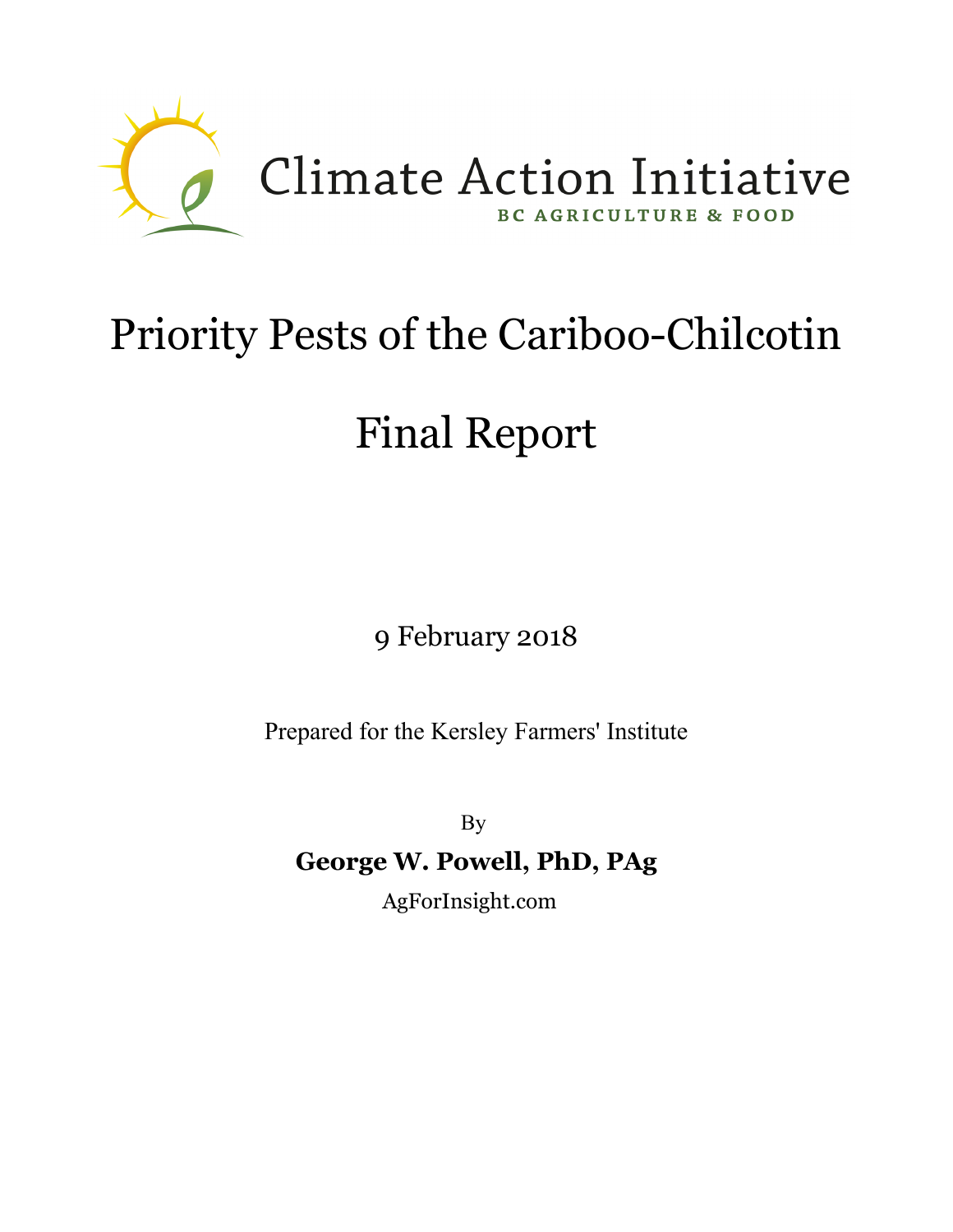Climate Action Initiative

BC AGRICULTURE & FOOD

# Priority Pests of the Cariboo-Chilcotin

# Final Report

9 February 2018

Prepared for the Kersley Farmers' Institute

By

**George W. Powell, PhD, PAg**

AgForInsight.com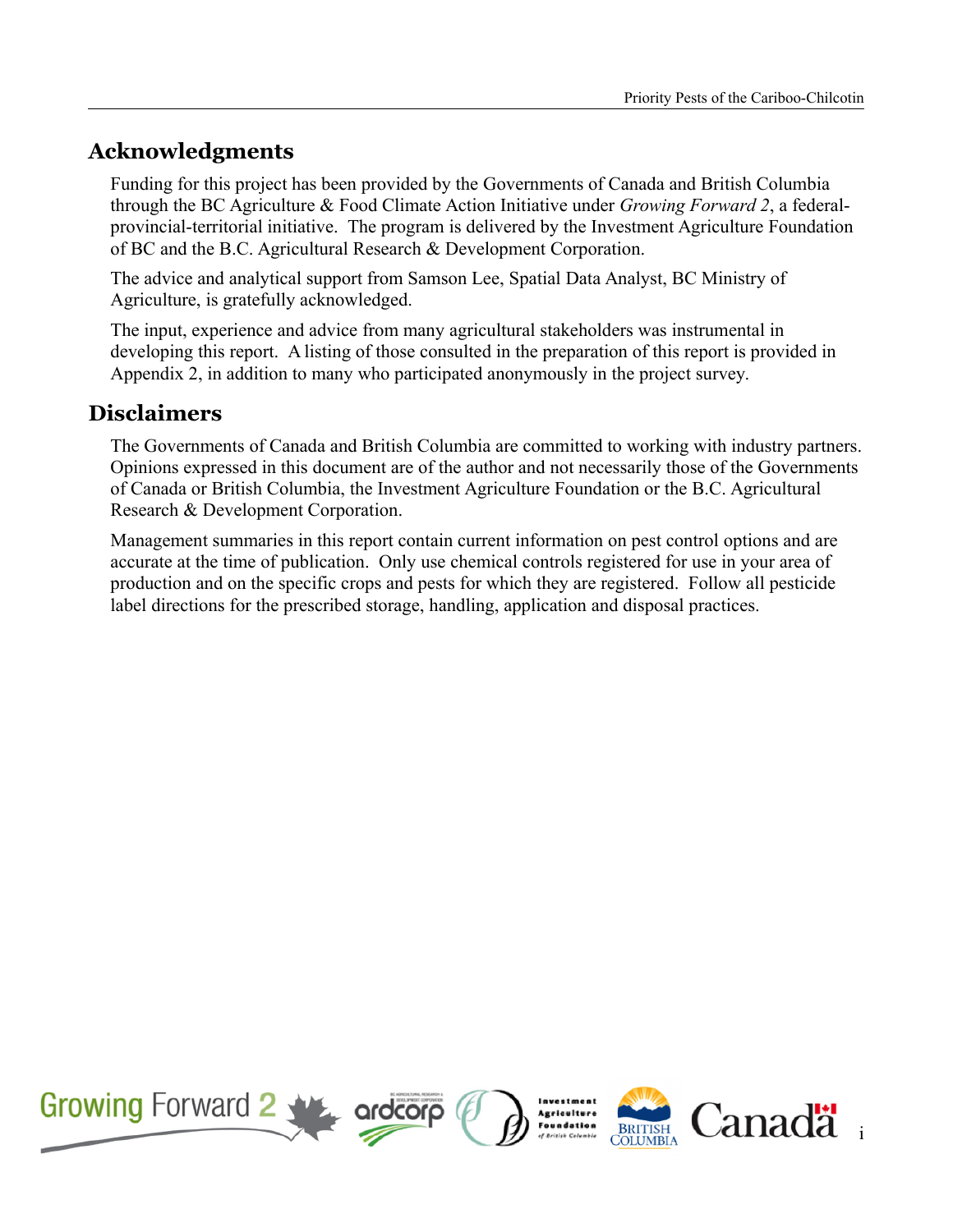## Acknowledgments

Funding for this project has been provided by the Governments of Canada and British Columbia through the BC Agriculture & Food Climate Action Initiative under *Growing Forward 2*, a federal-provincial-territorial initiative. The program is delivered by the Investment Agriculture Foundation of BC and the B.C. Agricultural Research & Development Corporation.

The advice and analytical support from Samson Lee, Spatial Data Analyst, BC Ministry of Agriculture, is gratefully acknowledged.

The input, experience and advice from many agricultural stakeholders was instrumental in developing this report. A listing of those consulted in the preparation of this report is provided in Appendix 2, in addition to many who participated anonymously in the project survey.

## Disclaimers

The Governments of Canada and British Columbia are committed to working with industry partners. Opinions expressed in this document are of the author and not necessarily those of the Governments of Canada or British Columbia, the Investment Agriculture Foundation or the B.C. Agricultural Research & Development Corporation.

Management summaries in this report contain current information on pest control options and are accurate at the time of publication. Only use chemical controls registered for use in your area of production and on the specific crops and pests for which they are registered. Follow all pesticide label directions for the prescribed storage, handling, application and disposal practices.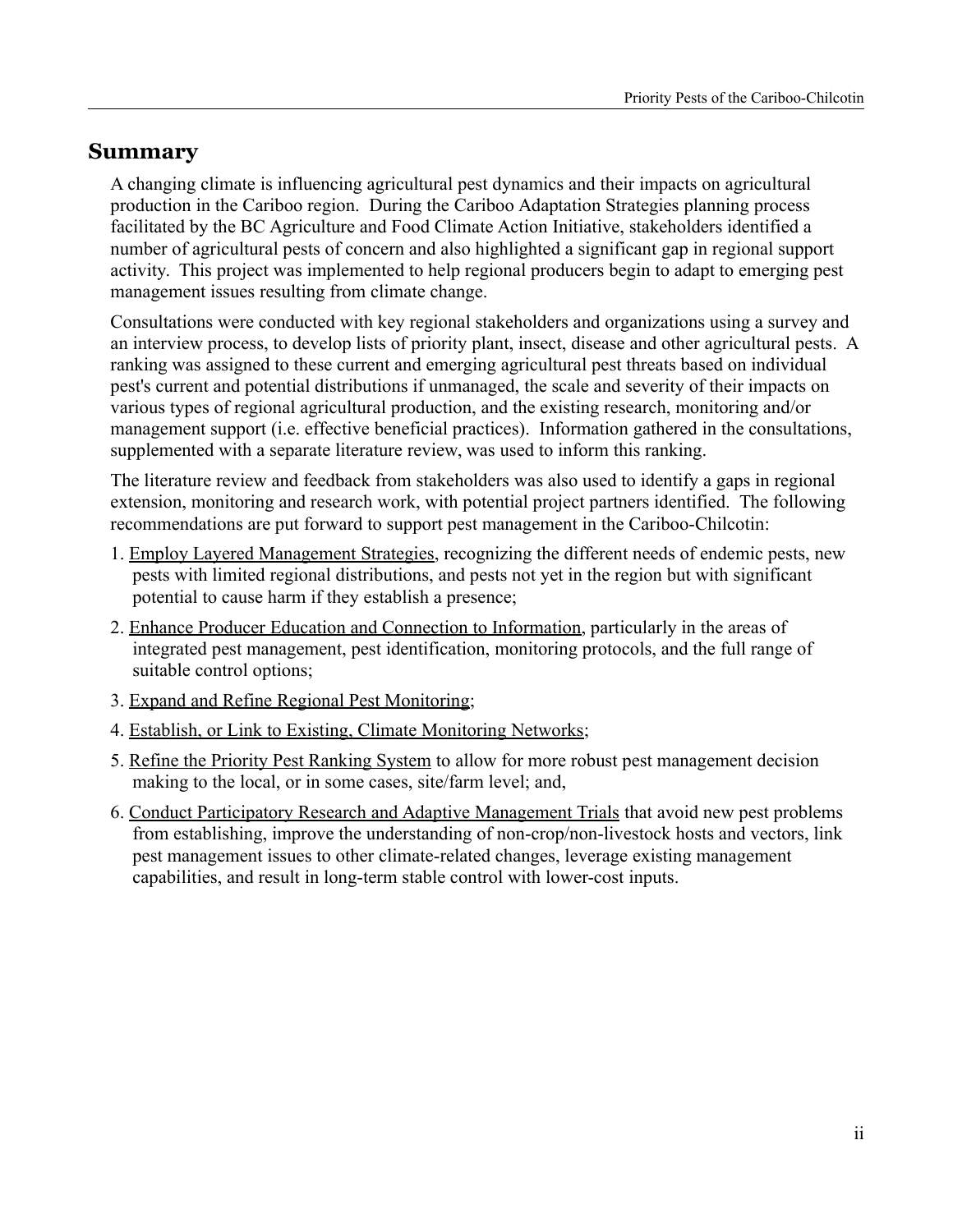## Summary

A changing climate is influencing agricultural pest dynamics and their impacts on agricultural production in the Cariboo region. During the Cariboo Adaptation Strategies planning process facilitated by the BC Agriculture and Food Climate Action Initiative, stakeholders identified a number of agricultural pests of concern and also highlighted a significant gap in regional support activity. This project was implemented to help regional producers begin to adapt to emerging pest management issues resulting from climate change.

Consultations were conducted with key regional stakeholders and organizations using a survey and an interview process, to develop lists of priority plant, insect, disease and other agricultural pests. A ranking was assigned to these current and emerging agricultural pest threats based on individual pest's current and potential distributions if unmanaged, the scale and severity of their impacts on various types of regional agricultural production, and the existing research, monitoring and/or management support (i.e. effective beneficial practices). Information gathered in the consultations, supplemented with a separate literature review, was used to inform this ranking.

The literature review and feedback from stakeholders was also used to identify a gaps in regional extension, monitoring and research work, with potential project partners identified. The following recommendations are put forward to support pest management in the Cariboo-Chilcotin:

1. <u>Employ Layered Management Strategies</u>, recognizing the different needs of endemic pests, new pests with limited regional distributions, and pests not yet in the region but with significant potential to cause harm if they establish a presence;
2. <u>Enhance Producer Education and Connection to Information</u>, particularly in the areas of integrated pest management, pest identification, monitoring protocols, and the full range of suitable control options;
3. <u>Expand and Refine Regional Pest Monitoring</u>;
4. <u>Establish, or Link to Existing, Climate Monitoring Networks</u>;
5. <u>Refine the Priority Pest Ranking System</u> to allow for more robust pest management decision making to the local, or in some cases, site/farm level; and,
6. <u>Conduct Participatory Research and Adaptive Management Trials</u> that avoid new pest problems from establishing, improve the understanding of non-crop/non-livestock hosts and vectors, link pest management issues to other climate-related changes, leverage existing management capabilities, and result in long-term stable control with lower-cost inputs.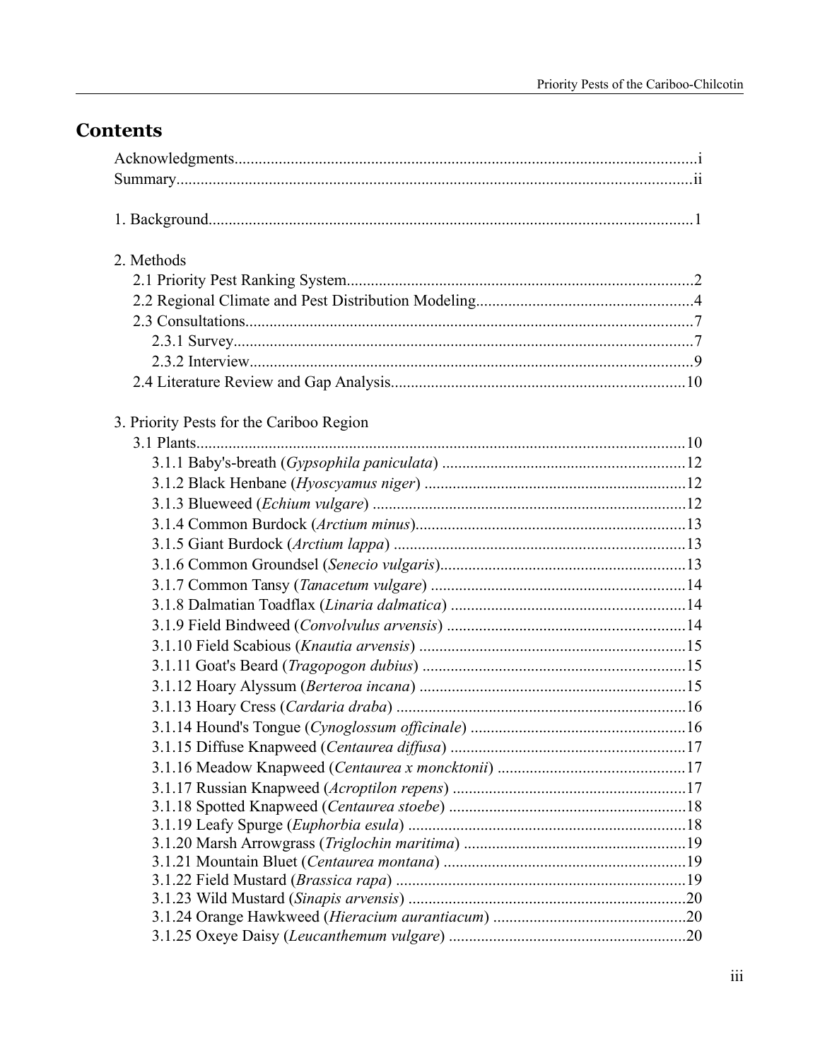## Contents

Acknowledgments....................................................................................................i
Summary................................................................................................................ii

1. Background........................................................................................................1

2. Methods
   - 2.1 Priority Pest Ranking System......................................................................2
   - 2.2 Regional Climate and Pest Distribution Modeling......................................4
   - 2.3 Consultations...............................................................................................7
      - 2.3.1 Survey..................................................................................................7
      - 2.3.2 Interview..............................................................................................9
   - 2.4 Literature Review and Gap Analysis.........................................................10

3. Priority Pests for the Cariboo Region
   - 3.1 Plants.........................................................................................................10
      - 3.1.1 Baby's-breath (*Gypsophila paniculata*) ............................................12
      - 3.1.2 Black Henbane (*Hyoscyamus niger*) ................................................12
      - 3.1.3 Blueweed (*Echium vulgare*) .............................................................12
      - 3.1.4 Common Burdock (*Arctium minus*)...................................................13
      - 3.1.5 Giant Burdock (*Arctium lappa*) ........................................................13
      - 3.1.6 Common Groundsel (*Senecio vulgaris*).............................................13
      - 3.1.7 Common Tansy (*Tanacetum vulgare*) ...............................................14
      - 3.1.8 Dalmatian Toadflax (*Linaria dalmatica*) ..........................................14
      - 3.1.9 Field Bindweed (*Convolvulus arvensis*) ...........................................14
      - 3.1.10 Field Scabious (*Knautia arvensis*) ..................................................15
      - 3.1.11 Goat's Beard (*Tragopogon dubius*) .................................................15
      - 3.1.12 Hoary Alyssum (*Berteroa incana*) ..................................................15
      - 3.1.13 Hoary Cress (*Cardaria draba*) ........................................................16
      - 3.1.14 Hound's Tongue (*Cynoglossum officinale*) .....................................16
      - 3.1.15 Diffuse Knapweed (*Centaurea diffusa*) ..........................................17
      - 3.1.16 Meadow Knapweed (*Centaurea x moncktonii*) ..............................17
      - 3.1.17 Russian Knapweed (*Acroptilon repens*) ..........................................17
      - 3.1.18 Spotted Knapweed (*Centaurea stoebe*) ...........................................18
      - 3.1.19 Leafy Spurge (*Euphorbia esula*) .....................................................18
      - 3.1.20 Marsh Arrowgrass (*Triglochin maritima*) .......................................19
      - 3.1.21 Mountain Bluet (*Centaurea montana*) ............................................19
      - 3.1.22 Field Mustard (*Brassica rapa*) ........................................................19
      - 3.1.23 Wild Mustard (*Sinapis arvensis*) .....................................................20
      - 3.1.24 Orange Hawkweed (*Hieracium aurantiacum*) ................................20
      - 3.1.25 Oxeye Daisy (*Leucanthemum vulgare*) ...........................................20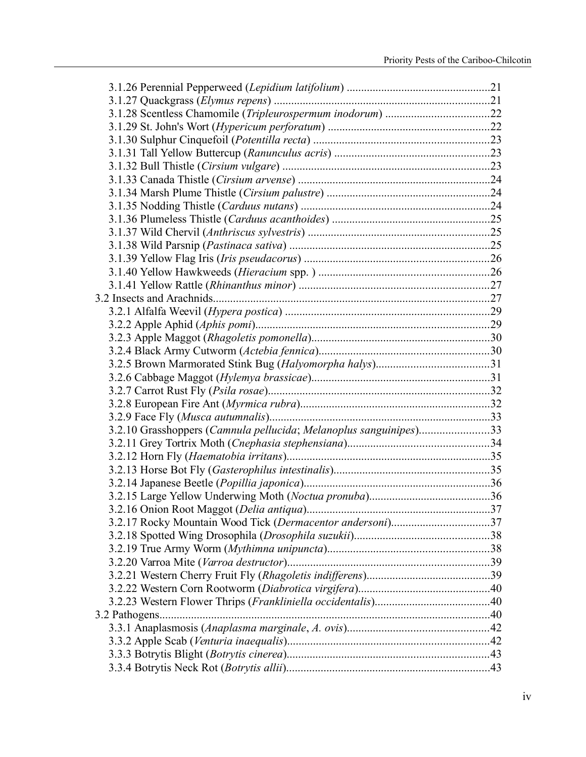3.1.26 Perennial Pepperweed (*Lepidium latifolium*) .................................................21
3.1.27 Quackgrass (*Elymus repens*) ...........................................................................21
3.1.28 Scentless Chamomile (*Tripleurospermum inodorum*) ....................................22
3.1.29 St. John's Wort (*Hypericum perforatum*) ........................................................22
3.1.30 Sulphur Cinquefoil (*Potentilla recta*) .............................................................23
3.1.31 Tall Yellow Buttercup (*Ranunculus acris*) ......................................................23
3.1.32 Bull Thistle (*Cirsium vulgare*) ........................................................................23
3.1.33 Canada Thistle (*Cirsium arvense*) ...................................................................24
3.1.34 Marsh Plume Thistle (*Cirsium palustre*) .........................................................24
3.1.35 Nodding Thistle (*Carduus nutans*) ..................................................................24
3.1.36 Plumeless Thistle (*Carduus acanthoides*) .......................................................25
3.1.37 Wild Chervil (*Anthriscus sylvestris*) ...............................................................25
3.1.38 Wild Parsnip (*Pastinaca sativa*) ......................................................................25
3.1.39 Yellow Flag Iris (*Iris pseudacorus*) ................................................................26
3.1.40 Yellow Hawkweeds (*Hieracium* spp. ) ...........................................................26
3.1.41 Yellow Rattle (*Rhinanthus minor*) ..................................................................27
3.2 Insects and Arachnids...............................................................................................27
3.2.1 Alfalfa Weevil (*Hypera postica*) .......................................................................29
3.2.2 Apple Aphid (*Aphis pomi*)..................................................................................29
3.2.3 Apple Maggot (*Rhagoletis pomonella*)..............................................................30
3.2.4 Black Army Cutworm (*Actebia fennica*)............................................................30
3.2.5 Brown Marmorated Stink Bug (*Halyomorpha halys*).......................................31
3.2.6 Cabbage Maggot (*Hylemya brassicae*)..............................................................31
3.2.7 Carrot Rust Fly (*Psila rosae*)..............................................................................32
3.2.8 European Fire Ant (*Myrmica rubra*)..................................................................32
3.2.9 Face Fly (*Musca autumnalis*)..............................................................................33
3.2.10 Grasshoppers (*Camnula pellucida*; *Melanoplus sanguinipes*)........................33
3.2.11 Grey Tortrix Moth (*Cnephasia stephensiana*)...................................................34
3.2.12 Horn Fly (*Haematobia irritans*)........................................................................35
3.2.13 Horse Bot Fly (*Gasterophilus intestinalis*)........................................................35
3.2.14 Japanese Beetle (*Popillia japonica*)..................................................................36
3.2.15 Large Yellow Underwing Moth (*Noctua pronuba*)..........................................36
3.2.16 Onion Root Maggot (*Delia antiqua*).................................................................37
3.2.17 Rocky Mountain Wood Tick (*Dermacentor andersoni*)...................................37
3.2.18 Spotted Wing Drosophila (*Drosophila suzukii*)................................................38
3.2.19 True Army Worm (*Mythimna unipuncta*).........................................................38
3.2.20 Varroa Mite (*Varroa destructor*).......................................................................39
3.2.21 Western Cherry Fruit Fly (*Rhagoletis indifferens*)...........................................39
3.2.22 Western Corn Rootworm (*Diabrotica virgifera*)..............................................40
3.2.23 Western Flower Thrips (*Frankliniella occidentalis*)........................................40
3.2 Pathogens...................................................................................................................40
3.3.1 Anaplasmosis (*Anaplasma marginale*, *A. ovis*).................................................42
3.3.2 Apple Scab (*Venturia inaequalis*).......................................................................42
3.3.3 Botrytis Blight (*Botrytis cinerea*).......................................................................43
3.3.4 Botrytis Neck Rot (*Botrytis allii*).......................................................................43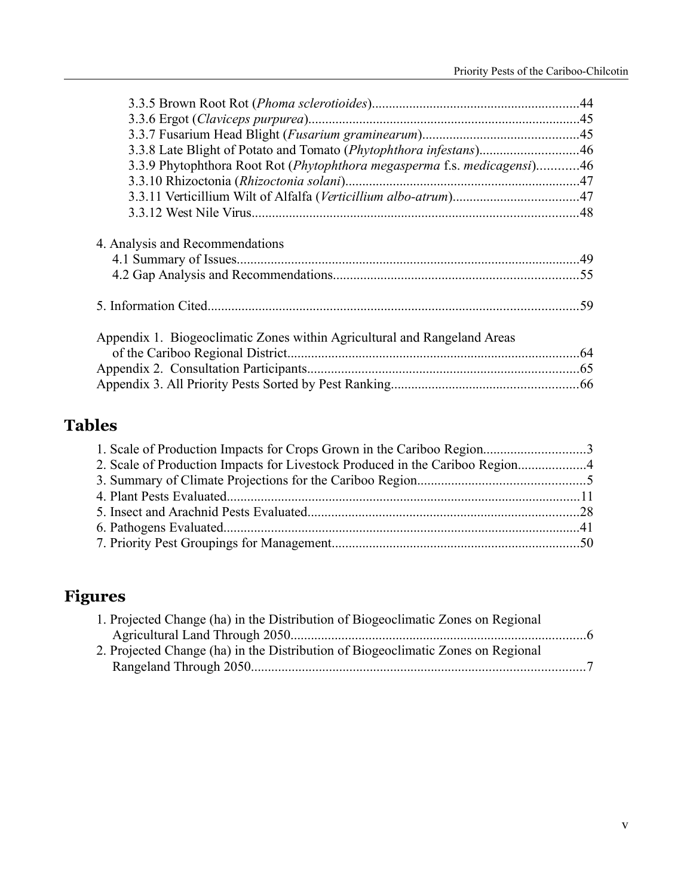3.3.5 Brown Root Rot (*Phoma sclerotioides*)....................................................................44
3.3.6 Ergot (*Claviceps purpurea*)........................................................................................45
3.3.7 Fusarium Head Blight (*Fusarium graminearum*)...................................................45
3.3.8 Late Blight of Potato and Tomato (*Phytophthora infestans*)..................................46
3.3.9 Phytophthora Root Rot (*Phytophthora megasperma* f.s. *medicagensi*)............46
3.3.10 Rhizoctonia (*Rhizoctonia solani*)............................................................................47
3.3.11 Verticillium Wilt of Alfalfa (*Verticillium albo-atrum*)............................................47
3.3.12 West Nile Virus..........................................................................................................48

4. Analysis and Recommendations
   4.1 Summary of Issues..........................................................................................................49
   4.2 Gap Analysis and Recommendations.............................................................................55

5. Information Cited................................................................................................................59

Appendix 1. Biogeoclimatic Zones within Agricultural and Rangeland Areas of the Cariboo Regional District...........................................................................................64
Appendix 2. Consultation Participants..................................................................................65
Appendix 3. All Priority Pests Sorted by Pest Ranking........................................................66

## Tables

1. Scale of Production Impacts for Crops Grown in the Cariboo Region..............................3
2. Scale of Production Impacts for Livestock Produced in the Cariboo Region....................4
3. Summary of Climate Projections for the Cariboo Region.................................................5
4. Plant Pests Evaluated........................................................................................................11
5. Insect and Arachnid Pests Evaluated................................................................................28
6. Pathogens Evaluated.........................................................................................................41
7. Priority Pest Groupings for Management.........................................................................50

## Figures

1. Projected Change (ha) in the Distribution of Biogeoclimatic Zones on Regional Agricultural Land Through 2050.......................................................................................6
2. Projected Change (ha) in the Distribution of Biogeoclimatic Zones on Regional Rangeland Through 2050...................................................................................................7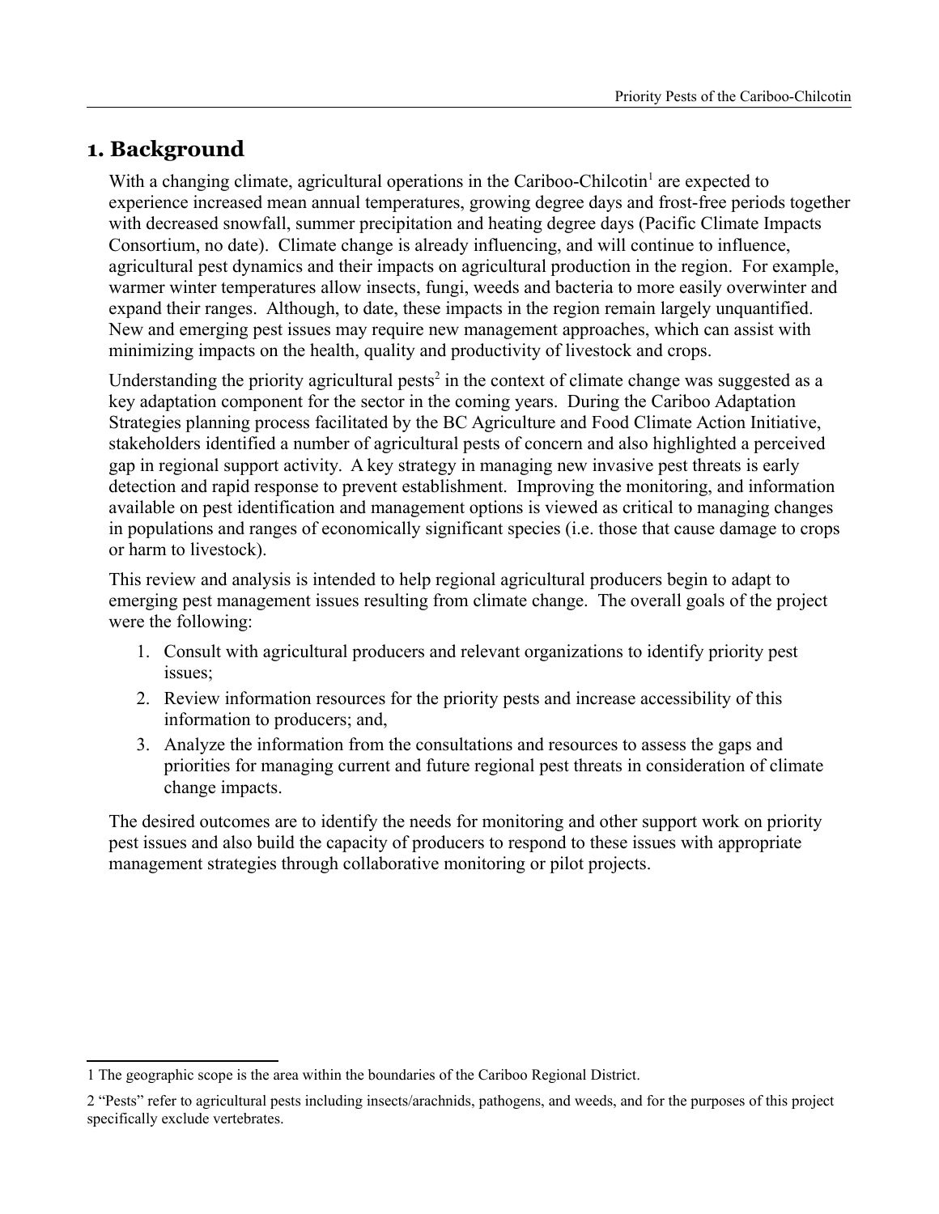# 1. Background

With a changing climate, agricultural operations in the Cariboo-Chilcotin[1] are expected to experience increased mean annual temperatures, growing degree days and frost-free periods together with decreased snowfall, summer precipitation and heating degree days (Pacific Climate Impacts Consortium, no date). Climate change is already influencing, and will continue to influence, agricultural pest dynamics and their impacts on agricultural production in the region. For example, warmer winter temperatures allow insects, fungi, weeds and bacteria to more easily overwinter and expand their ranges. Although, to date, these impacts in the region remain largely unquantified. New and emerging pest issues may require new management approaches, which can assist with minimizing impacts on the health, quality and productivity of livestock and crops.

Understanding the priority agricultural pests[2] in the context of climate change was suggested as a key adaptation component for the sector in the coming years. During the Cariboo Adaptation Strategies planning process facilitated by the BC Agriculture and Food Climate Action Initiative, stakeholders identified a number of agricultural pests of concern and also highlighted a perceived gap in regional support activity. A key strategy in managing new invasive pest threats is early detection and rapid response to prevent establishment. Improving the monitoring, and information available on pest identification and management options is viewed as critical to managing changes in populations and ranges of economically significant species (i.e. those that cause damage to crops or harm to livestock).

This review and analysis is intended to help regional agricultural producers begin to adapt to emerging pest management issues resulting from climate change. The overall goals of the project were the following:

1. Consult with agricultural producers and relevant organizations to identify priority pest issues;
2. Review information resources for the priority pests and increase accessibility of this information to producers; and,
3. Analyze the information from the consultations and resources to assess the gaps and priorities for managing current and future regional pest threats in consideration of climate change impacts.

The desired outcomes are to identify the needs for monitoring and other support work on priority pest issues and also build the capacity of producers to respond to these issues with appropriate management strategies through collaborative monitoring or pilot projects.

---

1 The geographic scope is the area within the boundaries of the Cariboo Regional District.

2 "Pests" refer to agricultural pests including insects/arachnids, pathogens, and weeds, and for the purposes of this project specifically exclude vertebrates.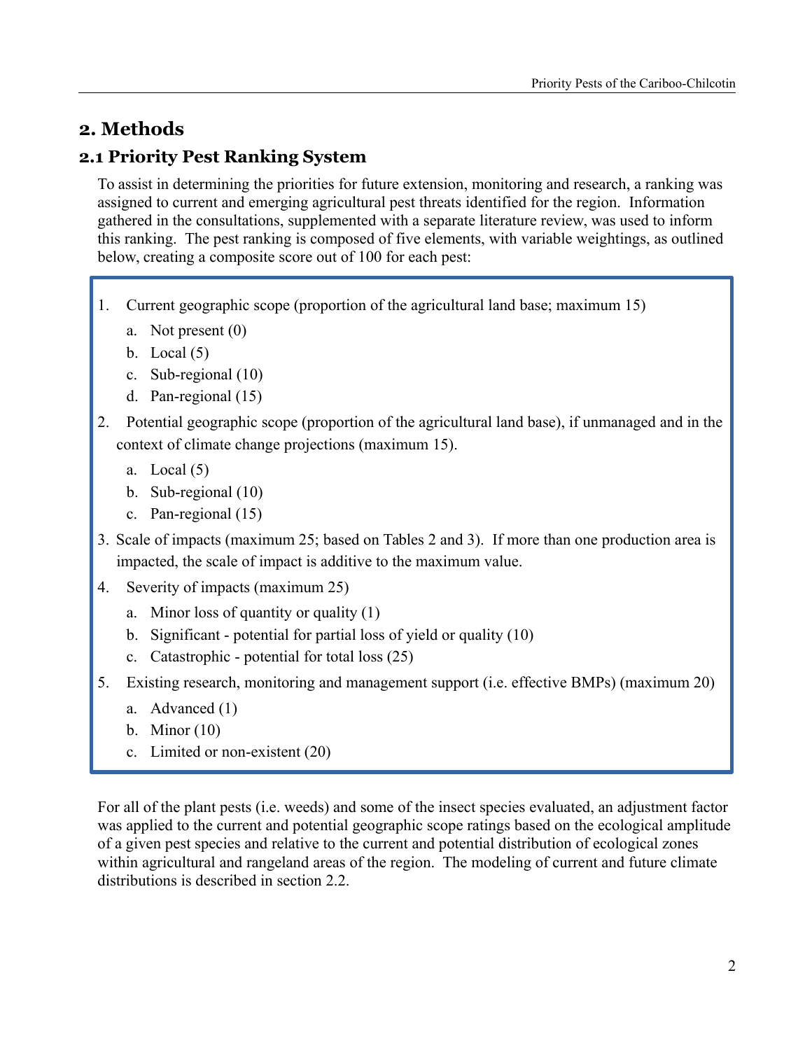## 2. Methods

### 2.1 Priority Pest Ranking System

To assist in determining the priorities for future extension, monitoring and research, a ranking was assigned to current and emerging agricultural pest threats identified for the region. Information gathered in the consultations, supplemented with a separate literature review, was used to inform this ranking. The pest ranking is composed of five elements, with variable weightings, as outlined below, creating a composite score out of 100 for each pest:

1. Current geographic scope (proportion of the agricultural land base; maximum 15)
   a. Not present (0)
   b. Local (5)
   c. Sub-regional (10)
   d. Pan-regional (15)
2. Potential geographic scope (proportion of the agricultural land base), if unmanaged and in the context of climate change projections (maximum 15).
   a. Local (5)
   b. Sub-regional (10)
   c. Pan-regional (15)
3. Scale of impacts (maximum 25; based on Tables 2 and 3). If more than one production area is impacted, the scale of impact is additive to the maximum value.
4. Severity of impacts (maximum 25)
   a. Minor loss of quantity or quality (1)
   b. Significant - potential for partial loss of yield or quality (10)
   c. Catastrophic - potential for total loss (25)
5. Existing research, monitoring and management support (i.e. effective BMPs) (maximum 20)
   a. Advanced (1)
   b. Minor (10)
   c. Limited or non-existent (20)

For all of the plant pests (i.e. weeds) and some of the insect species evaluated, an adjustment factor was applied to the current and potential geographic scope ratings based on the ecological amplitude of a given pest species and relative to the current and potential distribution of ecological zones within agricultural and rangeland areas of the region. The modeling of current and future climate distributions is described in section 2.2.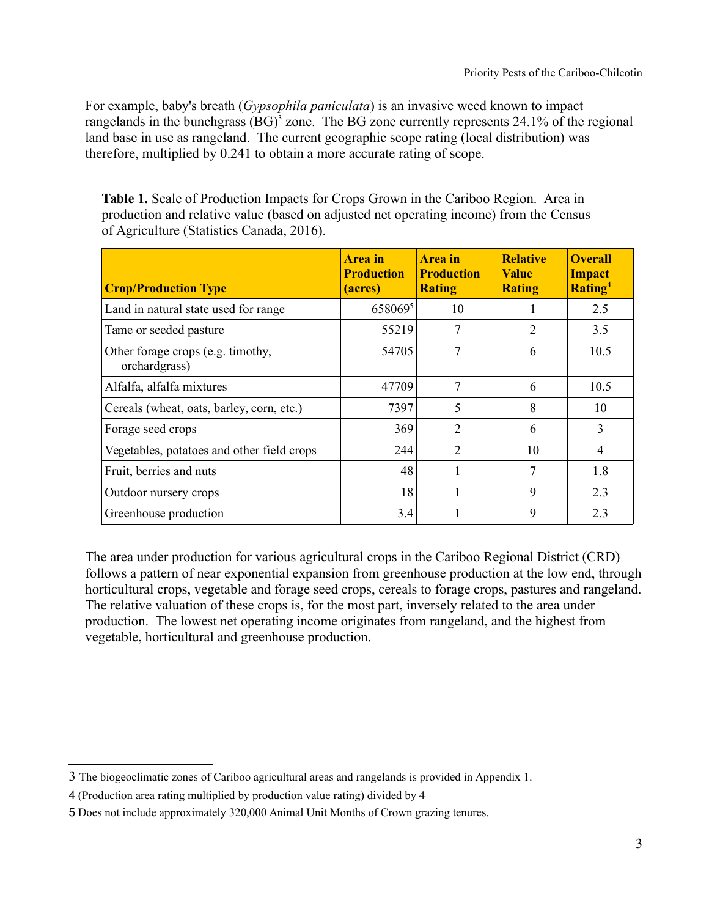For example, baby's breath (*Gypsophila paniculata*) is an invasive weed known to impact rangelands in the bunchgrass (BG)[3] zone. The BG zone currently represents 24.1% of the regional land base in use as rangeland. The current geographic scope rating (local distribution) was therefore, multiplied by 0.241 to obtain a more accurate rating of scope.

**Table 1.** Scale of Production Impacts for Crops Grown in the Cariboo Region. Area in production and relative value (based on adjusted net operating income) from the Census of Agriculture (Statistics Canada, 2016).

| Crop/Production Type | Area in Production (acres) | Area in Production Rating | Relative Value Rating | Overall Impact Rating[4] |
|---|---|---|---|---|
| Land in natural state used for range | 658069[5] | 10 | 1 | 2.5 |
| Tame or seeded pasture | 55219 | 7 | 2 | 3.5 |
| Other forage crops (e.g. timothy, orchardgrass) | 54705 | 7 | 6 | 10.5 |
| Alfalfa, alfalfa mixtures | 47709 | 7 | 6 | 10.5 |
| Cereals (wheat, oats, barley, corn, etc.) | 7397 | 5 | 8 | 10 |
| Forage seed crops | 369 | 2 | 6 | 3 |
| Vegetables, potatoes and other field crops | 244 | 2 | 10 | 4 |
| Fruit, berries and nuts | 48 | 1 | 7 | 1.8 |
| Outdoor nursery crops | 18 | 1 | 9 | 2.3 |
| Greenhouse production | 3.4 | 1 | 9 | 2.3 |

The area under production for various agricultural crops in the Cariboo Regional District (CRD) follows a pattern of near exponential expansion from greenhouse production at the low end, through horticultural crops, vegetable and forage seed crops, cereals to forage crops, pastures and rangeland. The relative valuation of these crops is, for the most part, inversely related to the area under production. The lowest net operating income originates from rangeland, and the highest from vegetable, horticultural and greenhouse production.

---

[3] The biogeoclimatic zones of Cariboo agricultural areas and rangelands is provided in Appendix 1.

[4] (Production area rating multiplied by production value rating) divided by 4

[5] Does not include approximately 320,000 Animal Unit Months of Crown grazing tenures.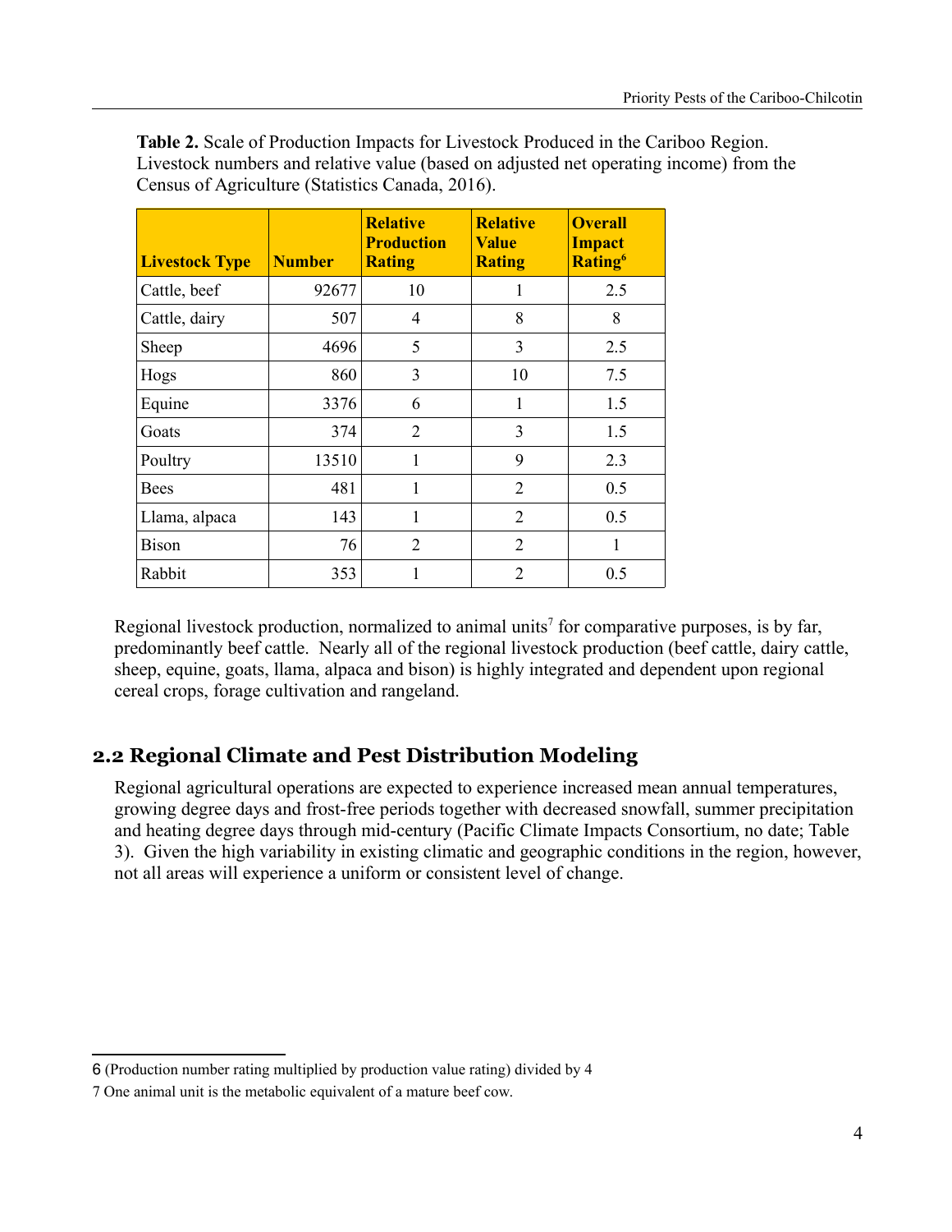**Table 2.** Scale of Production Impacts for Livestock Produced in the Cariboo Region. Livestock numbers and relative value (based on adjusted net operating income) from the Census of Agriculture (Statistics Canada, 2016).

| Livestock Type | Number | Relative Production Rating | Relative Value Rating | Overall Impact Rating[6] |
|---|---|---|---|---|
| Cattle, beef | 92677 | 10 | 1 | 2.5 |
| Cattle, dairy | 507 | 4 | 8 | 8 |
| Sheep | 4696 | 5 | 3 | 2.5 |
| Hogs | 860 | 3 | 10 | 7.5 |
| Equine | 3376 | 6 | 1 | 1.5 |
| Goats | 374 | 2 | 3 | 1.5 |
| Poultry | 13510 | 1 | 9 | 2.3 |
| Bees | 481 | 1 | 2 | 0.5 |
| Llama, alpaca | 143 | 1 | 2 | 0.5 |
| Bison | 76 | 2 | 2 | 1 |
| Rabbit | 353 | 1 | 2 | 0.5 |

Regional livestock production, normalized to animal units[7] for comparative purposes, is by far, predominantly beef cattle. Nearly all of the regional livestock production (beef cattle, dairy cattle, sheep, equine, goats, llama, alpaca and bison) is highly integrated and dependent upon regional cereal crops, forage cultivation and rangeland.

## 2.2 Regional Climate and Pest Distribution Modeling

Regional agricultural operations are expected to experience increased mean annual temperatures, growing degree days and frost-free periods together with decreased snowfall, summer precipitation and heating degree days through mid-century (Pacific Climate Impacts Consortium, no date; Table 3). Given the high variability in existing climatic and geographic conditions in the region, however, not all areas will experience a uniform or consistent level of change.

---

6 (Production number rating multiplied by production value rating) divided by 4

7 One animal unit is the metabolic equivalent of a mature beef cow.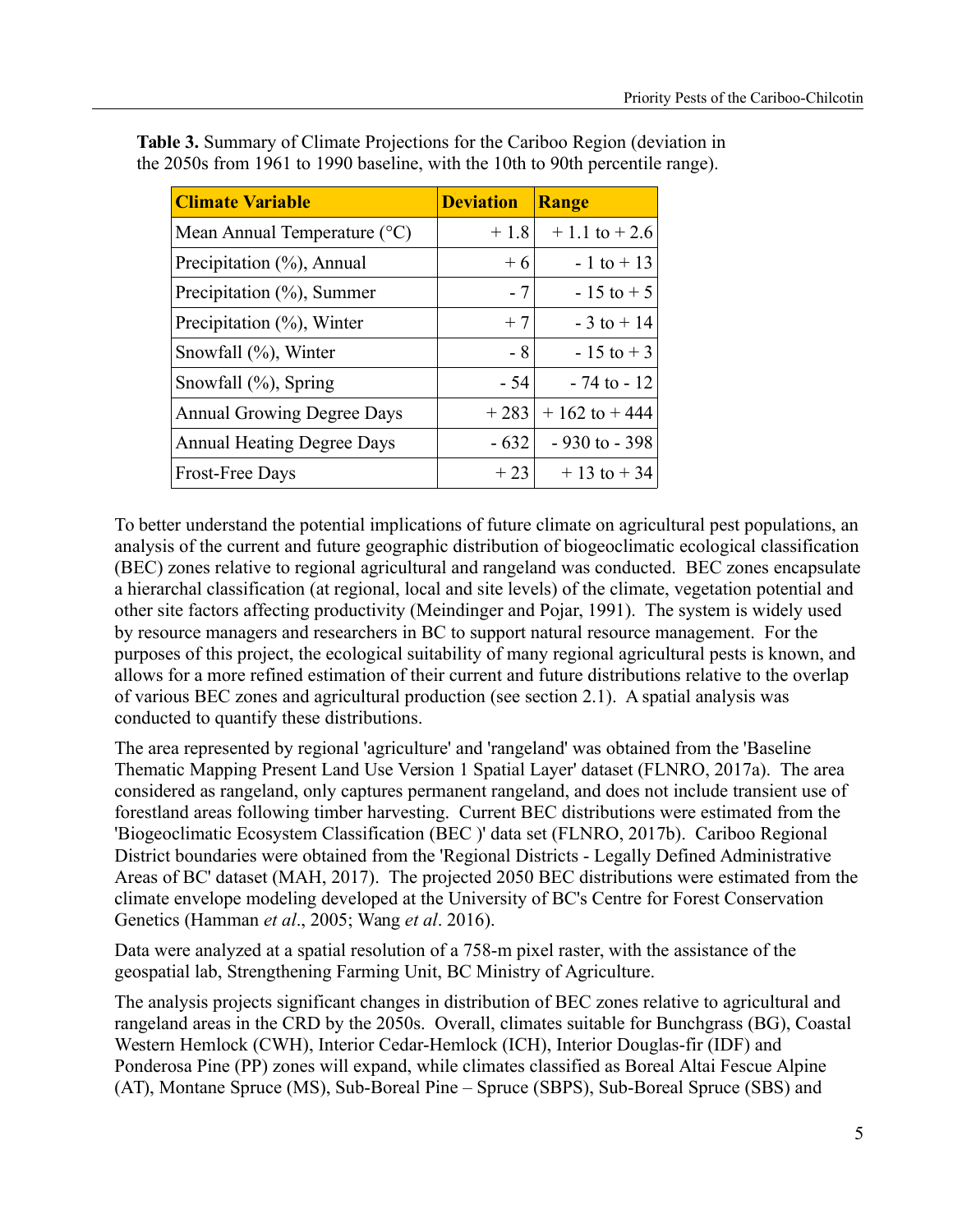**Table 3.** Summary of Climate Projections for the Cariboo Region (deviation in the 2050s from 1961 to 1990 baseline, with the 10th to 90th percentile range).

| Climate Variable | Deviation | Range |
|---|---|---|
| Mean Annual Temperature (°C) | + 1.8 | + 1.1 to + 2.6 |
| Precipitation (%), Annual | + 6 | - 1 to + 13 |
| Precipitation (%), Summer | - 7 | - 15 to + 5 |
| Precipitation (%), Winter | + 7 | - 3 to + 14 |
| Snowfall (%), Winter | - 8 | - 15 to + 3 |
| Snowfall (%), Spring | - 54 | - 74 to - 12 |
| Annual Growing Degree Days | + 283 | + 162 to + 444 |
| Annual Heating Degree Days | - 632 | - 930 to - 398 |
| Frost-Free Days | + 23 | + 13 to + 34 |

To better understand the potential implications of future climate on agricultural pest populations, an analysis of the current and future geographic distribution of biogeoclimatic ecological classification (BEC) zones relative to regional agricultural and rangeland was conducted. BEC zones encapsulate a hierarchical classification (at regional, local and site levels) of the climate, vegetation potential and other site factors affecting productivity (Meindinger and Pojar, 1991). The system is widely used by resource managers and researchers in BC to support natural resource management. For the purposes of this project, the ecological suitability of many regional agricultural pests is known, and allows for a more refined estimation of their current and future distributions relative to the overlap of various BEC zones and agricultural production (see section 2.1). A spatial analysis was conducted to quantify these distributions.

The area represented by regional 'agriculture' and 'rangeland' was obtained from the 'Baseline Thematic Mapping Present Land Use Version 1 Spatial Layer' dataset (FLNRO, 2017a). The area considered as rangeland, only captures permanent rangeland, and does not include transient use of forestland areas following timber harvesting. Current BEC distributions were estimated from the 'Biogeoclimatic Ecosystem Classification (BEC )' data set (FLNRO, 2017b). Cariboo Regional District boundaries were obtained from the 'Regional Districts - Legally Defined Administrative Areas of BC' dataset (MAH, 2017). The projected 2050 BEC distributions were estimated from the climate envelope modeling developed at the University of BC's Centre for Forest Conservation Genetics (Hamman *et al*., 2005; Wang *et al*. 2016).

Data were analyzed at a spatial resolution of a 758-m pixel raster, with the assistance of the geospatial lab, Strengthening Farming Unit, BC Ministry of Agriculture.

The analysis projects significant changes in distribution of BEC zones relative to agricultural and rangeland areas in the CRD by the 2050s. Overall, climates suitable for Bunchgrass (BG), Coastal Western Hemlock (CWH), Interior Cedar-Hemlock (ICH), Interior Douglas-fir (IDF) and Ponderosa Pine (PP) zones will expand, while climates classified as Boreal Altai Fescue Alpine (AT), Montane Spruce (MS), Sub-Boreal Pine – Spruce (SBPS), Sub-Boreal Spruce (SBS) and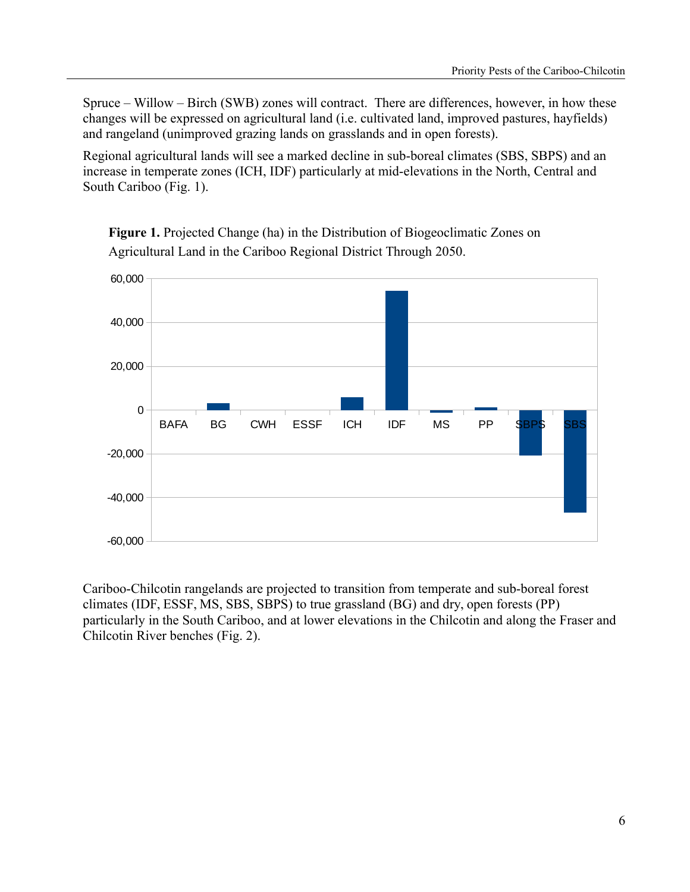Spruce – Willow – Birch (SWB) zones will contract. There are differences, however, in how these changes will be expressed on agricultural land (i.e. cultivated land, improved pastures, hayfields) and rangeland (unimproved grazing lands on grasslands and in open forests).

Regional agricultural lands will see a marked decline in sub-boreal climates (SBS, SBPS) and an increase in temperate zones (ICH, IDF) particularly at mid-elevations in the North, Central and South Cariboo (Fig. 1).

**Figure 1.** Projected Change (ha) in the Distribution of Biogeoclimatic Zones on Agricultural Land in the Cariboo Regional District Through 2050.

Cariboo-Chilcotin rangelands are projected to transition from temperate and sub-boreal forest climates (IDF, ESSF, MS, SBS, SBPS) to true grassland (BG) and dry, open forests (PP) particularly in the South Cariboo, and at lower elevations in the Chilcotin and along the Fraser and Chilcotin River benches (Fig. 2).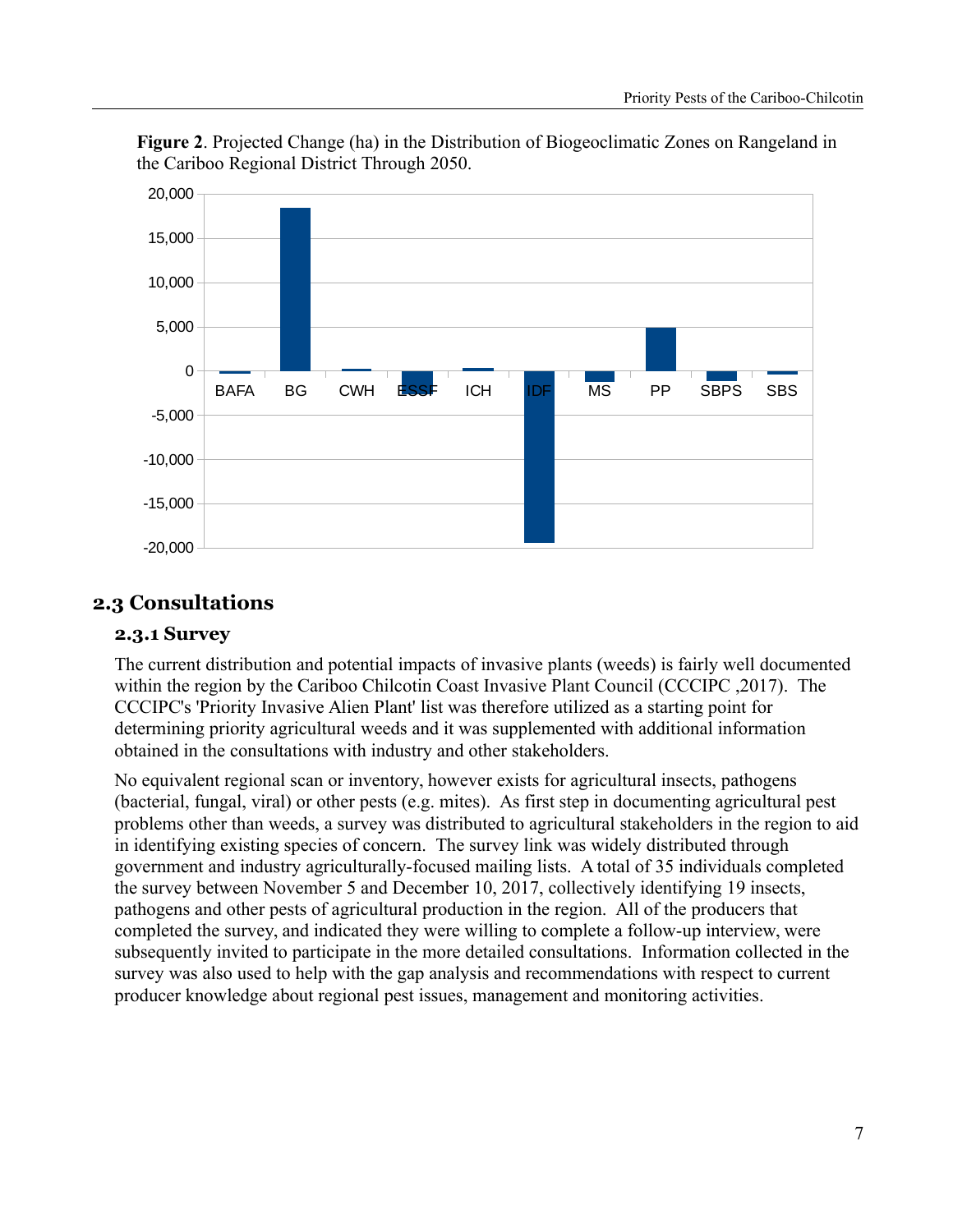**Figure 2**. Projected Change (ha) in the Distribution of Biogeoclimatic Zones on Rangeland in the Cariboo Regional District Through 2050.

## 2.3 Consultations

### 2.3.1 Survey

The current distribution and potential impacts of invasive plants (weeds) is fairly well documented within the region by the Cariboo Chilcotin Coast Invasive Plant Council (CCCIPC ,2017). The CCCIPC's 'Priority Invasive Alien Plant' list was therefore utilized as a starting point for determining priority agricultural weeds and it was supplemented with additional information obtained in the consultations with industry and other stakeholders.

No equivalent regional scan or inventory, however exists for agricultural insects, pathogens (bacterial, fungal, viral) or other pests (e.g. mites). As first step in documenting agricultural pest problems other than weeds, a survey was distributed to agricultural stakeholders in the region to aid in identifying existing species of concern. The survey link was widely distributed through government and industry agriculturally-focused mailing lists. A total of 35 individuals completed the survey between November 5 and December 10, 2017, collectively identifying 19 insects, pathogens and other pests of agricultural production in the region. All of the producers that completed the survey, and indicated they were willing to complete a follow-up interview, were subsequently invited to participate in the more detailed consultations. Information collected in the survey was also used to help with the gap analysis and recommendations with respect to current producer knowledge about regional pest issues, management and monitoring activities.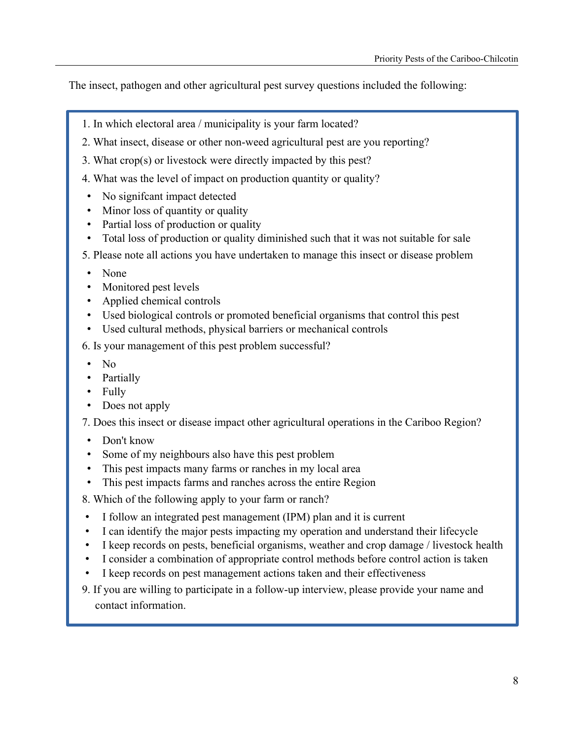The insect, pathogen and other agricultural pest survey questions included the following:

1. In which electoral area / municipality is your farm located?
2. What insect, disease or other non-weed agricultural pest are you reporting?
3. What crop(s) or livestock were directly impacted by this pest?
4. What was the level of impact on production quantity or quality?
   - No signifcant impact detected
   - Minor loss of quantity or quality
   - Partial loss of production or quality
   - Total loss of production or quality diminished such that it was not suitable for sale
5. Please note all actions you have undertaken to manage this insect or disease problem
   - None
   - Monitored pest levels
   - Applied chemical controls
   - Used biological controls or promoted beneficial organisms that control this pest
   - Used cultural methods, physical barriers or mechanical controls
6. Is your management of this pest problem successful?
   - No
   - Partially
   - Fully
   - Does not apply
7. Does this insect or disease impact other agricultural operations in the Cariboo Region?
   - Don't know
   - Some of my neighbours also have this pest problem
   - This pest impacts many farms or ranches in my local area
   - This pest impacts farms and ranches across the entire Region
8. Which of the following apply to your farm or ranch?
   - I follow an integrated pest management (IPM) plan and it is current
   - I can identify the major pests impacting my operation and understand their lifecycle
   - I keep records on pests, beneficial organisms, weather and crop damage / livestock health
   - I consider a combination of appropriate control methods before control action is taken
   - I keep records on pest management actions taken and their effectiveness
9. If you are willing to participate in a follow-up interview, please provide your name and contact information.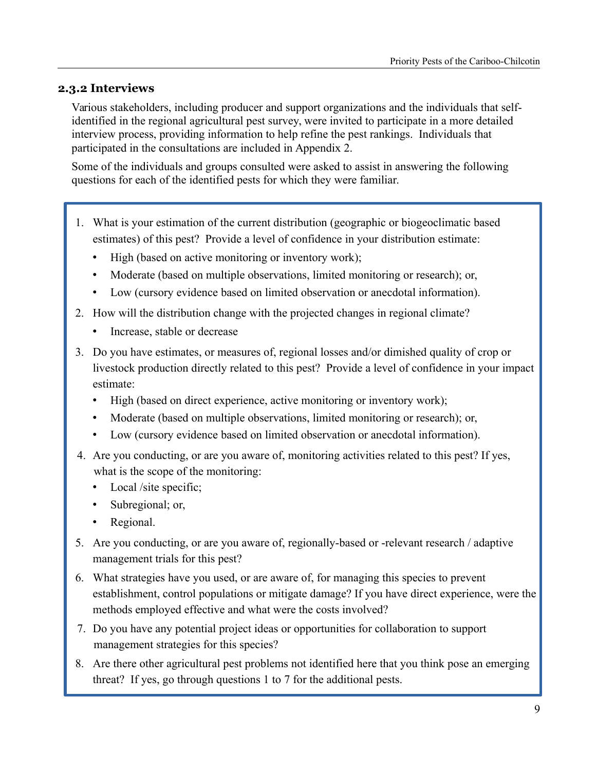### 2.3.2 Interviews

Various stakeholders, including producer and support organizations and the individuals that self-identified in the regional agricultural pest survey, were invited to participate in a more detailed interview process, providing information to help refine the pest rankings. Individuals that participated in the consultations are included in Appendix 2.

Some of the individuals and groups consulted were asked to assist in answering the following questions for each of the identified pests for which they were familiar.

1. What is your estimation of the current distribution (geographic or biogeoclimatic based estimates) of this pest? Provide a level of confidence in your distribution estimate:
   - High (based on active monitoring or inventory work);
   - Moderate (based on multiple observations, limited monitoring or research); or,
   - Low (cursory evidence based on limited observation or anecdotal information).
2. How will the distribution change with the projected changes in regional climate?
   - Increase, stable or decrease
3. Do you have estimates, or measures of, regional losses and/or dimished quality of crop or livestock production directly related to this pest? Provide a level of confidence in your impact estimate:
   - High (based on direct experience, active monitoring or inventory work);
   - Moderate (based on multiple observations, limited monitoring or research); or,
   - Low (cursory evidence based on limited observation or anecdotal information).
4. Are you conducting, or are you aware of, monitoring activities related to this pest? If yes, what is the scope of the monitoring:
   - Local /site specific;
   - Subregional; or,
   - Regional.
5. Are you conducting, or are you aware of, regionally-based or -relevant research / adaptive management trials for this pest?
6. What strategies have you used, or are aware of, for managing this species to prevent establishment, control populations or mitigate damage? If you have direct experience, were the methods employed effective and what were the costs involved?
7. Do you have any potential project ideas or opportunities for collaboration to support management strategies for this species?
8. Are there other agricultural pest problems not identified here that you think pose an emerging threat? If yes, go through questions 1 to 7 for the additional pests.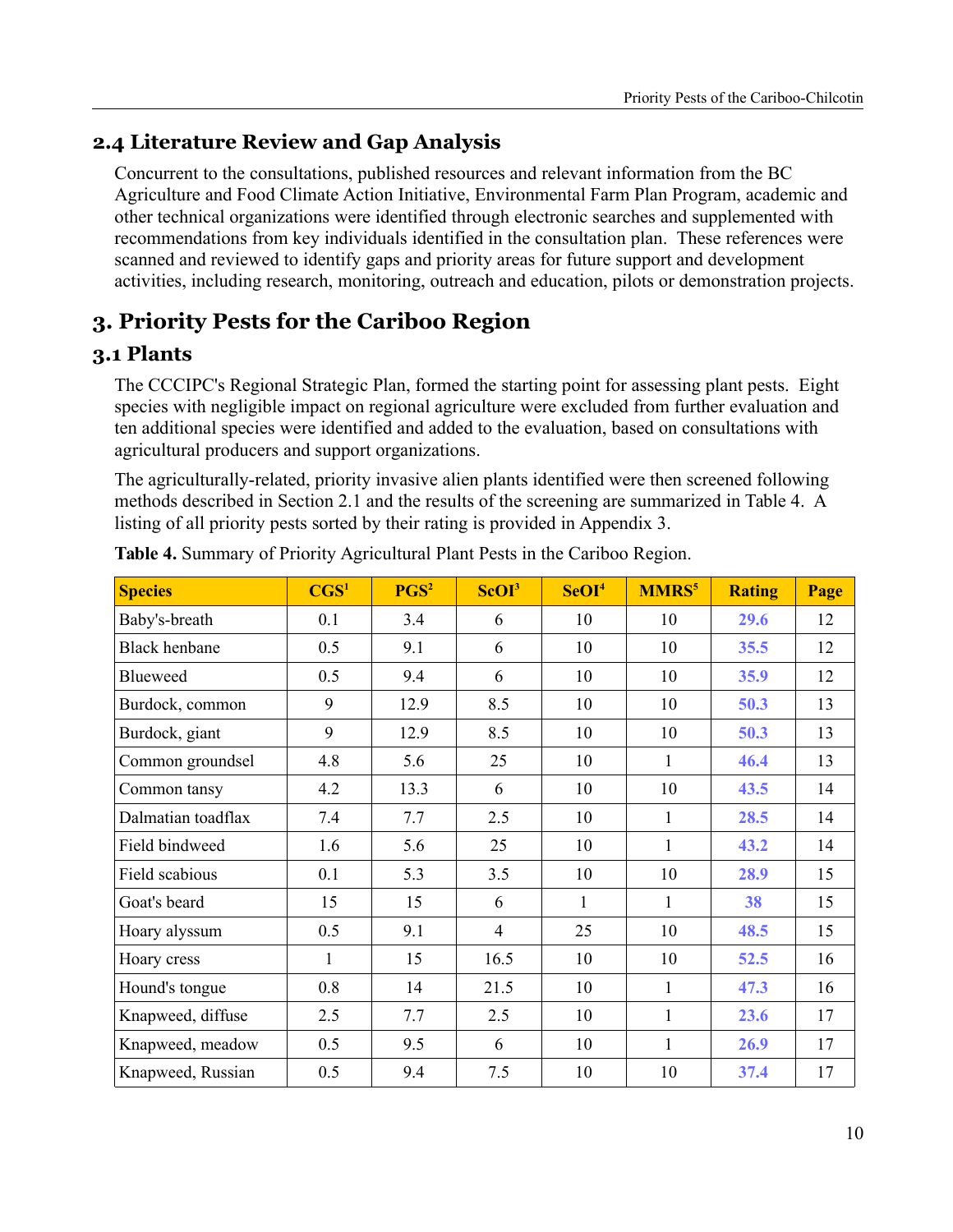## 2.4 Literature Review and Gap Analysis

Concurrent to the consultations, published resources and relevant information from the BC Agriculture and Food Climate Action Initiative, Environmental Farm Plan Program, academic and other technical organizations were identified through electronic searches and supplemented with recommendations from key individuals identified in the consultation plan. These references were scanned and reviewed to identify gaps and priority areas for future support and development activities, including research, monitoring, outreach and education, pilots or demonstration projects.

# 3. Priority Pests for the Cariboo Region

## 3.1 Plants

The CCCIPC's Regional Strategic Plan, formed the starting point for assessing plant pests. Eight species with negligible impact on regional agriculture were excluded from further evaluation and ten additional species were identified and added to the evaluation, based on consultations with agricultural producers and support organizations.

The agriculturally-related, priority invasive alien plants identified were then screened following methods described in Section 2.1 and the results of the screening are summarized in Table 4. A listing of all priority pests sorted by their rating is provided in Appendix 3.

**Table 4.** Summary of Priority Agricultural Plant Pests in the Cariboo Region.

| Species | CGS[1] | PGS[2] | ScOI[3] | SeOI[4] | MMRS[5] | Rating | Page |
|---|---|---|---|---|---|---|---|
| Baby's-breath | 0.1 | 3.4 | 6 | 10 | 10 | 29.6 | 12 |
| Black henbane | 0.5 | 9.1 | 6 | 10 | 10 | 35.5 | 12 |
| Blueweed | 0.5 | 9.4 | 6 | 10 | 10 | 35.9 | 12 |
| Burdock, common | 9 | 12.9 | 8.5 | 10 | 10 | 50.3 | 13 |
| Burdock, giant | 9 | 12.9 | 8.5 | 10 | 10 | 50.3 | 13 |
| Common groundsel | 4.8 | 5.6 | 25 | 10 | 1 | 46.4 | 13 |
| Common tansy | 4.2 | 13.3 | 6 | 10 | 10 | 43.5 | 14 |
| Dalmatian toadflax | 7.4 | 7.7 | 2.5 | 10 | 1 | 28.5 | 14 |
| Field bindweed | 1.6 | 5.6 | 25 | 10 | 1 | 43.2 | 14 |
| Field scabious | 0.1 | 5.3 | 3.5 | 10 | 10 | 28.9 | 15 |
| Goat's beard | 15 | 15 | 6 | 1 | 1 | 38 | 15 |
| Hoary alyssum | 0.5 | 9.1 | 4 | 25 | 10 | 48.5 | 15 |
| Hoary cress | 1 | 15 | 16.5 | 10 | 10 | 52.5 | 16 |
| Hound's tongue | 0.8 | 14 | 21.5 | 10 | 1 | 47.3 | 16 |
| Knapweed, diffuse | 2.5 | 7.7 | 2.5 | 10 | 1 | 23.6 | 17 |
| Knapweed, meadow | 0.5 | 9.5 | 6 | 10 | 1 | 26.9 | 17 |
| Knapweed, Russian | 0.5 | 9.4 | 7.5 | 10 | 10 | 37.4 | 17 |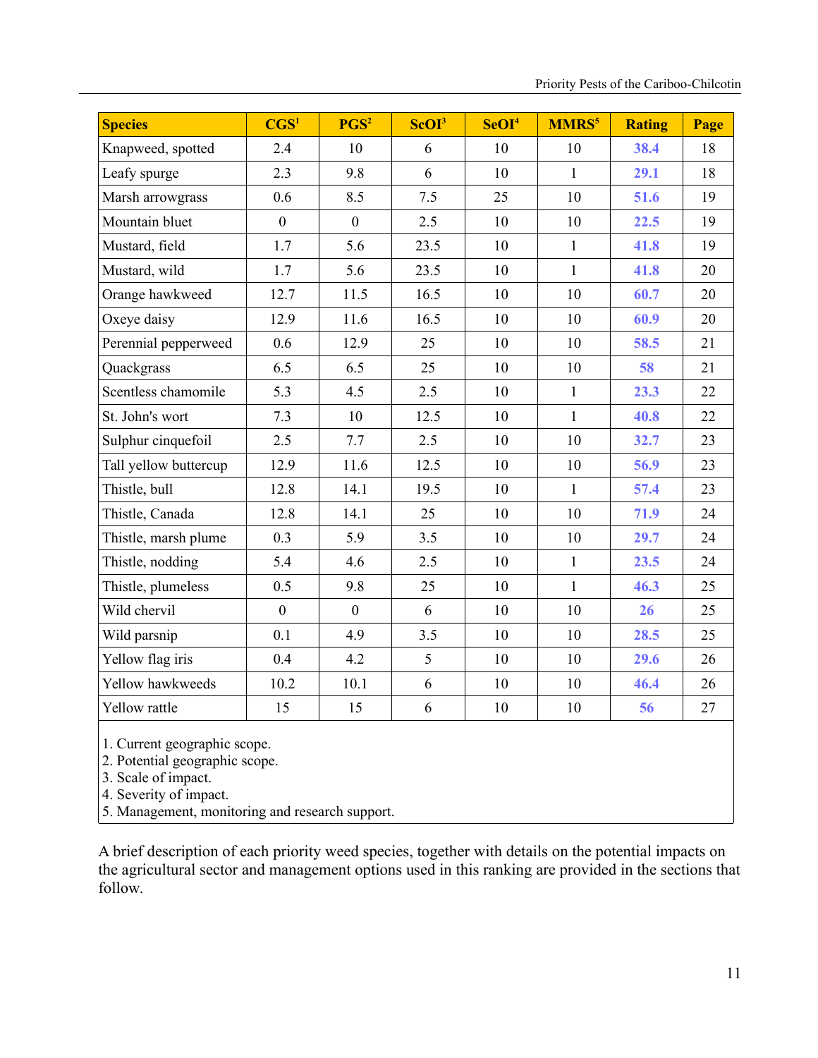| Species | CGS[1] | PGS[2] | ScOI[3] | SeOI[4] | MMRS[5] | Rating | Page |
|---|---|---|---|---|---|---|---|
| Knapweed, spotted | 2.4 | 10 | 6 | 10 | 10 | 38.4 | 18 |
| Leafy spurge | 2.3 | 9.8 | 6 | 10 | 1 | 29.1 | 18 |
| Marsh arrowgrass | 0.6 | 8.5 | 7.5 | 25 | 10 | 51.6 | 19 |
| Mountain bluet | 0 | 0 | 2.5 | 10 | 10 | 22.5 | 19 |
| Mustard, field | 1.7 | 5.6 | 23.5 | 10 | 1 | 41.8 | 19 |
| Mustard, wild | 1.7 | 5.6 | 23.5 | 10 | 1 | 41.8 | 20 |
| Orange hawkweed | 12.7 | 11.5 | 16.5 | 10 | 10 | 60.7 | 20 |
| Oxeye daisy | 12.9 | 11.6 | 16.5 | 10 | 10 | 60.9 | 20 |
| Perennial pepperweed | 0.6 | 12.9 | 25 | 10 | 10 | 58.5 | 21 |
| Quackgrass | 6.5 | 6.5 | 25 | 10 | 10 | 58 | 21 |
| Scentless chamomile | 5.3 | 4.5 | 2.5 | 10 | 1 | 23.3 | 22 |
| St. John's wort | 7.3 | 10 | 12.5 | 10 | 1 | 40.8 | 22 |
| Sulphur cinquefoil | 2.5 | 7.7 | 2.5 | 10 | 10 | 32.7 | 23 |
| Tall yellow buttercup | 12.9 | 11.6 | 12.5 | 10 | 10 | 56.9 | 23 |
| Thistle, bull | 12.8 | 14.1 | 19.5 | 10 | 1 | 57.4 | 23 |
| Thistle, Canada | 12.8 | 14.1 | 25 | 10 | 10 | 71.9 | 24 |
| Thistle, marsh plume | 0.3 | 5.9 | 3.5 | 10 | 10 | 29.7 | 24 |
| Thistle, nodding | 5.4 | 4.6 | 2.5 | 10 | 1 | 23.5 | 24 |
| Thistle, plumeless | 0.5 | 9.8 | 25 | 10 | 1 | 46.3 | 25 |
| Wild chervil | 0 | 0 | 6 | 10 | 10 | 26 | 25 |
| Wild parsnip | 0.1 | 4.9 | 3.5 | 10 | 10 | 28.5 | 25 |
| Yellow flag iris | 0.4 | 4.2 | 5 | 10 | 10 | 29.6 | 26 |
| Yellow hawkweeds | 10.2 | 10.1 | 6 | 10 | 10 | 46.4 | 26 |
| Yellow rattle | 15 | 15 | 6 | 10 | 10 | 56 | 27 |

1. Current geographic scope.
2. Potential geographic scope.
3. Scale of impact.
4. Severity of impact.
5. Management, monitoring and research support.

A brief description of each priority weed species, together with details on the potential impacts on the agricultural sector and management options used in this ranking are provided in the sections that follow.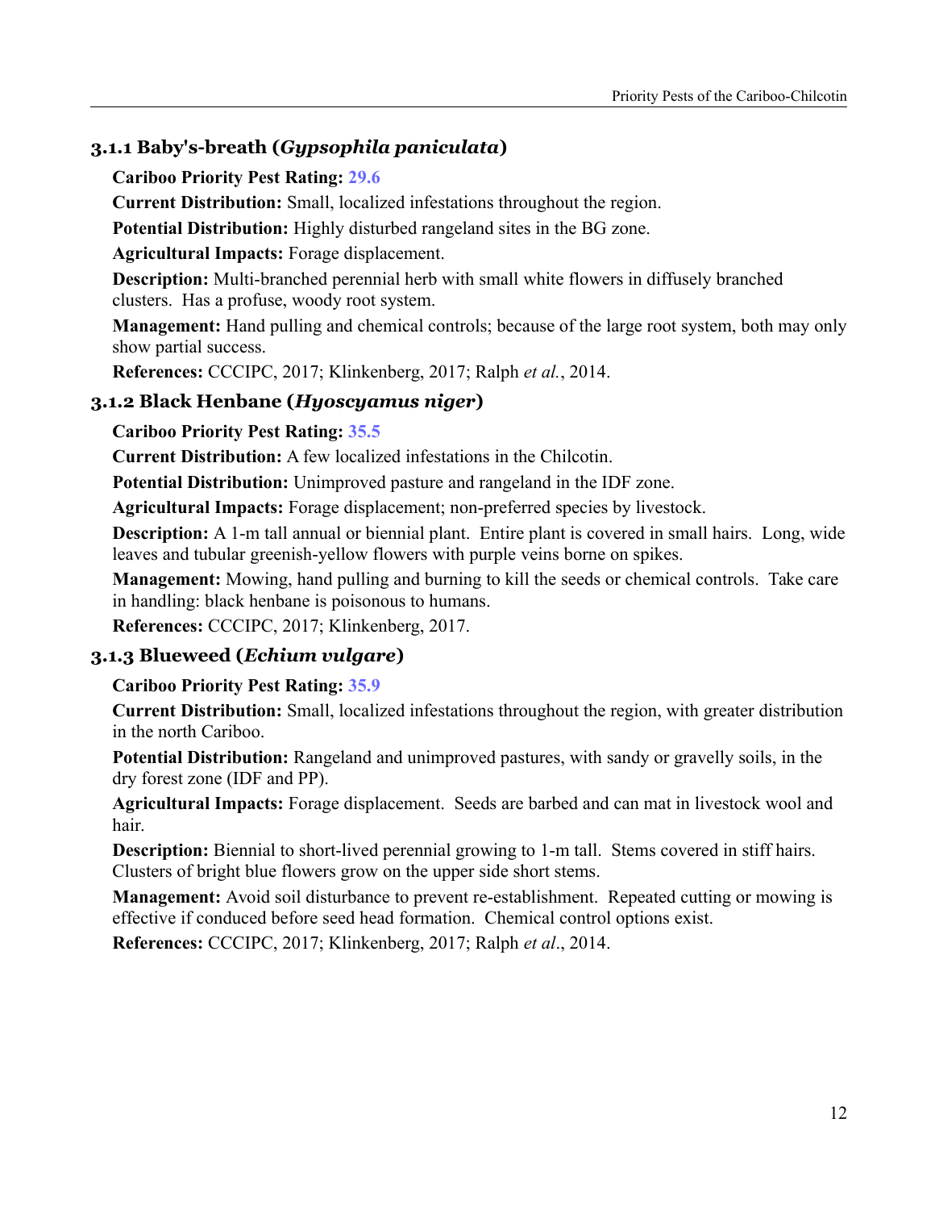### 3.1.1 Baby's-breath (*Gypsophila paniculata*)

**Cariboo Priority Pest Rating:** 29.6

**Current Distribution:** Small, localized infestations throughout the region.

**Potential Distribution:** Highly disturbed rangeland sites in the BG zone.

**Agricultural Impacts:** Forage displacement.

**Description:** Multi-branched perennial herb with small white flowers in diffusely branched clusters. Has a profuse, woody root system.

**Management:** Hand pulling and chemical controls; because of the large root system, both may only show partial success.

**References:** CCCIPC, 2017; Klinkenberg, 2017; Ralph *et al.*, 2014.

### 3.1.2 Black Henbane (*Hyoscyamus niger*)

**Cariboo Priority Pest Rating:** 35.5

**Current Distribution:** A few localized infestations in the Chilcotin.

**Potential Distribution:** Unimproved pasture and rangeland in the IDF zone.

**Agricultural Impacts:** Forage displacement; non-preferred species by livestock.

**Description:** A 1-m tall annual or biennial plant. Entire plant is covered in small hairs. Long, wide leaves and tubular greenish-yellow flowers with purple veins borne on spikes.

**Management:** Mowing, hand pulling and burning to kill the seeds or chemical controls. Take care in handling: black henbane is poisonous to humans.

**References:** CCCIPC, 2017; Klinkenberg, 2017.

### 3.1.3 Blueweed (*Echium vulgare*)

**Cariboo Priority Pest Rating:** 35.9

**Current Distribution:** Small, localized infestations throughout the region, with greater distribution in the north Cariboo.

**Potential Distribution:** Rangeland and unimproved pastures, with sandy or gravelly soils, in the dry forest zone (IDF and PP).

**Agricultural Impacts:** Forage displacement. Seeds are barbed and can mat in livestock wool and hair.

**Description:** Biennial to short-lived perennial growing to 1-m tall. Stems covered in stiff hairs. Clusters of bright blue flowers grow on the upper side short stems.

**Management:** Avoid soil disturbance to prevent re-establishment. Repeated cutting or mowing is effective if conduced before seed head formation. Chemical control options exist.

**References:** CCCIPC, 2017; Klinkenberg, 2017; Ralph *et al*., 2014.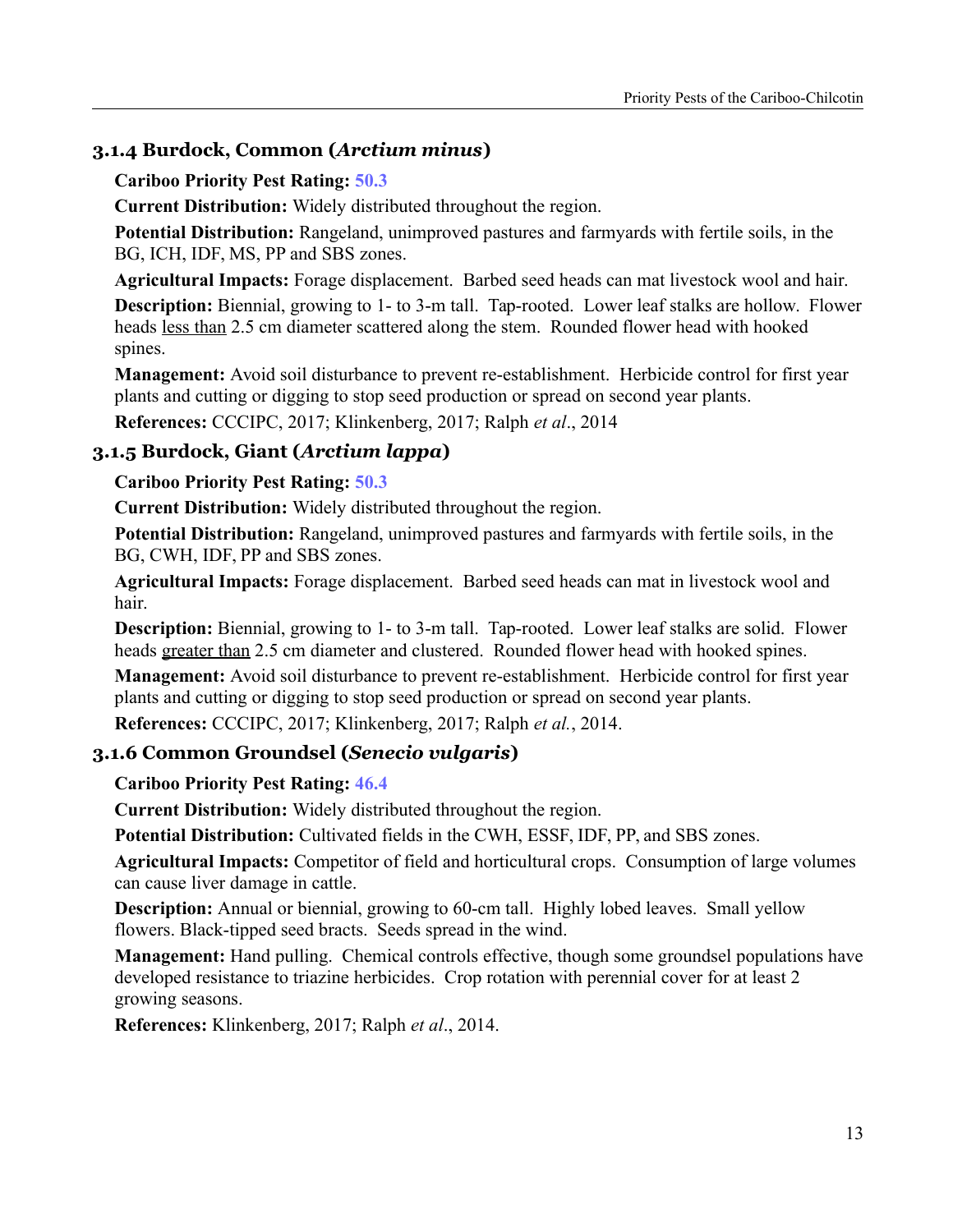### 3.1.4 Burdock, Common (*Arctium minus*)

**Cariboo Priority Pest Rating:** 50.3

**Current Distribution:** Widely distributed throughout the region.

**Potential Distribution:** Rangeland, unimproved pastures and farmyards with fertile soils, in the BG, ICH, IDF, MS, PP and SBS zones.

**Agricultural Impacts:** Forage displacement. Barbed seed heads can mat livestock wool and hair.

**Description:** Biennial, growing to 1- to 3-m tall. Tap-rooted. Lower leaf stalks are hollow. Flower heads less than 2.5 cm diameter scattered along the stem. Rounded flower head with hooked spines.

**Management:** Avoid soil disturbance to prevent re-establishment. Herbicide control for first year plants and cutting or digging to stop seed production or spread on second year plants.

**References:** CCCIPC, 2017; Klinkenberg, 2017; Ralph *et al*., 2014

### 3.1.5 Burdock, Giant (*Arctium lappa*)

**Cariboo Priority Pest Rating:** 50.3

**Current Distribution:** Widely distributed throughout the region.

**Potential Distribution:** Rangeland, unimproved pastures and farmyards with fertile soils, in the BG, CWH, IDF, PP and SBS zones.

**Agricultural Impacts:** Forage displacement. Barbed seed heads can mat in livestock wool and hair.

**Description:** Biennial, growing to 1- to 3-m tall. Tap-rooted. Lower leaf stalks are solid. Flower heads greater than 2.5 cm diameter and clustered. Rounded flower head with hooked spines.

**Management:** Avoid soil disturbance to prevent re-establishment. Herbicide control for first year plants and cutting or digging to stop seed production or spread on second year plants.

**References:** CCCIPC, 2017; Klinkenberg, 2017; Ralph *et al.*, 2014.

### 3.1.6 Common Groundsel (*Senecio vulgaris*)

**Cariboo Priority Pest Rating:** 46.4

**Current Distribution:** Widely distributed throughout the region.

**Potential Distribution:** Cultivated fields in the CWH, ESSF, IDF, PP, and SBS zones.

**Agricultural Impacts:** Competitor of field and horticultural crops. Consumption of large volumes can cause liver damage in cattle.

**Description:** Annual or biennial, growing to 60-cm tall. Highly lobed leaves. Small yellow flowers. Black-tipped seed bracts. Seeds spread in the wind.

**Management:** Hand pulling. Chemical controls effective, though some groundsel populations have developed resistance to triazine herbicides. Crop rotation with perennial cover for at least 2 growing seasons.

**References:** Klinkenberg, 2017; Ralph *et al*., 2014.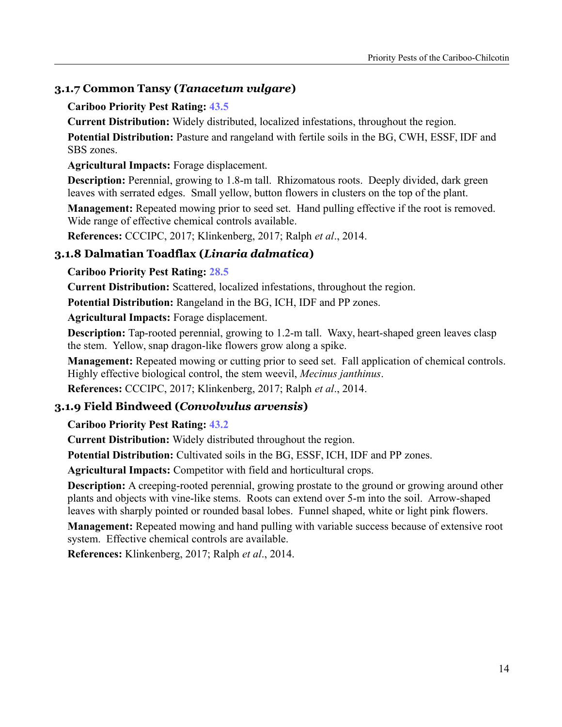### 3.1.7 Common Tansy (*Tanacetum vulgare*)

**Cariboo Priority Pest Rating:** 43.5

**Current Distribution:** Widely distributed, localized infestations, throughout the region.

**Potential Distribution:** Pasture and rangeland with fertile soils in the BG, CWH, ESSF, IDF and SBS zones.

**Agricultural Impacts:** Forage displacement.

**Description:** Perennial, growing to 1.8-m tall. Rhizomatous roots. Deeply divided, dark green leaves with serrated edges. Small yellow, button flowers in clusters on the top of the plant.

**Management:** Repeated mowing prior to seed set. Hand pulling effective if the root is removed. Wide range of effective chemical controls available.

**References:** CCCIPC, 2017; Klinkenberg, 2017; Ralph *et al*., 2014.

### 3.1.8 Dalmatian Toadflax (*Linaria dalmatica*)

**Cariboo Priority Pest Rating:** 28.5

**Current Distribution:** Scattered, localized infestations, throughout the region.

**Potential Distribution:** Rangeland in the BG, ICH, IDF and PP zones.

**Agricultural Impacts:** Forage displacement.

**Description:** Tap-rooted perennial, growing to 1.2-m tall. Waxy, heart-shaped green leaves clasp the stem. Yellow, snap dragon-like flowers grow along a spike.

**Management:** Repeated mowing or cutting prior to seed set. Fall application of chemical controls. Highly effective biological control, the stem weevil, *Mecinus janthinus*.

**References:** CCCIPC, 2017; Klinkenberg, 2017; Ralph *et al*., 2014.

### 3.1.9 Field Bindweed (*Convolvulus arvensis*)

**Cariboo Priority Pest Rating:** 43.2

**Current Distribution:** Widely distributed throughout the region.

**Potential Distribution:** Cultivated soils in the BG, ESSF, ICH, IDF and PP zones.

**Agricultural Impacts:** Competitor with field and horticultural crops.

**Description:** A creeping-rooted perennial, growing prostate to the ground or growing around other plants and objects with vine-like stems. Roots can extend over 5-m into the soil. Arrow-shaped leaves with sharply pointed or rounded basal lobes. Funnel shaped, white or light pink flowers.

**Management:** Repeated mowing and hand pulling with variable success because of extensive root system. Effective chemical controls are available.

**References:** Klinkenberg, 2017; Ralph *et al*., 2014.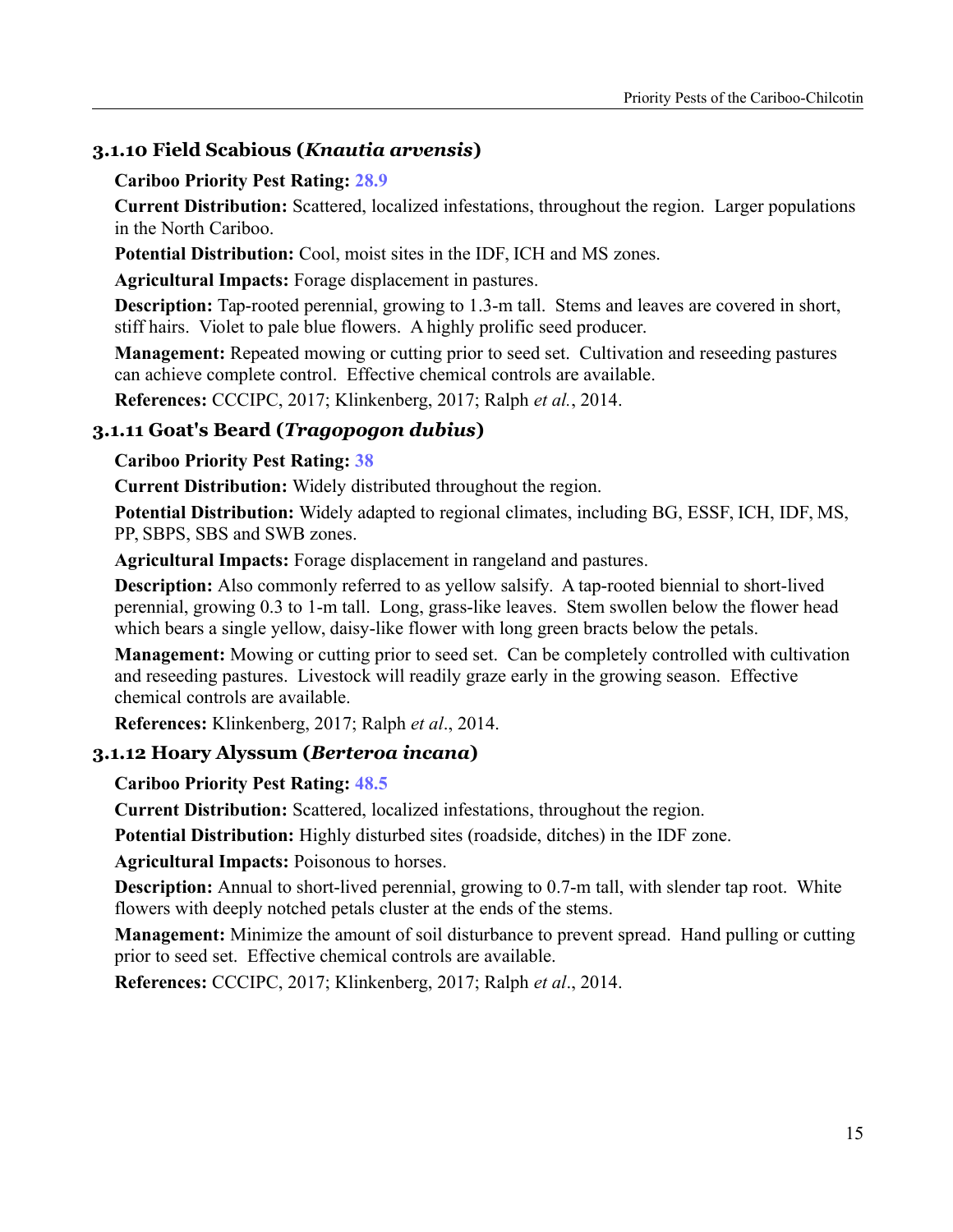### 3.1.10 Field Scabious (*Knautia arvensis*)

**Cariboo Priority Pest Rating:** 28.9

**Current Distribution:** Scattered, localized infestations, throughout the region. Larger populations in the North Cariboo.

**Potential Distribution:** Cool, moist sites in the IDF, ICH and MS zones.

**Agricultural Impacts:** Forage displacement in pastures.

**Description:** Tap-rooted perennial, growing to 1.3-m tall. Stems and leaves are covered in short, stiff hairs. Violet to pale blue flowers. A highly prolific seed producer.

**Management:** Repeated mowing or cutting prior to seed set. Cultivation and reseeding pastures can achieve complete control. Effective chemical controls are available.

**References:** CCCIPC, 2017; Klinkenberg, 2017; Ralph *et al.*, 2014.

### 3.1.11 Goat's Beard (*Tragopogon dubius*)

**Cariboo Priority Pest Rating:** 38

**Current Distribution:** Widely distributed throughout the region.

**Potential Distribution:** Widely adapted to regional climates, including BG, ESSF, ICH, IDF, MS, PP, SBPS, SBS and SWB zones.

**Agricultural Impacts:** Forage displacement in rangeland and pastures.

**Description:** Also commonly referred to as yellow salsify. A tap-rooted biennial to short-lived perennial, growing 0.3 to 1-m tall. Long, grass-like leaves. Stem swollen below the flower head which bears a single yellow, daisy-like flower with long green bracts below the petals.

**Management:** Mowing or cutting prior to seed set. Can be completely controlled with cultivation and reseeding pastures. Livestock will readily graze early in the growing season. Effective chemical controls are available.

**References:** Klinkenberg, 2017; Ralph *et al*., 2014.

### 3.1.12 Hoary Alyssum (*Berteroa incana*)

**Cariboo Priority Pest Rating:** 48.5

**Current Distribution:** Scattered, localized infestations, throughout the region.

**Potential Distribution:** Highly disturbed sites (roadside, ditches) in the IDF zone.

**Agricultural Impacts:** Poisonous to horses.

**Description:** Annual to short-lived perennial, growing to 0.7-m tall, with slender tap root. White flowers with deeply notched petals cluster at the ends of the stems.

**Management:** Minimize the amount of soil disturbance to prevent spread. Hand pulling or cutting prior to seed set. Effective chemical controls are available.

**References:** CCCIPC, 2017; Klinkenberg, 2017; Ralph *et al*., 2014.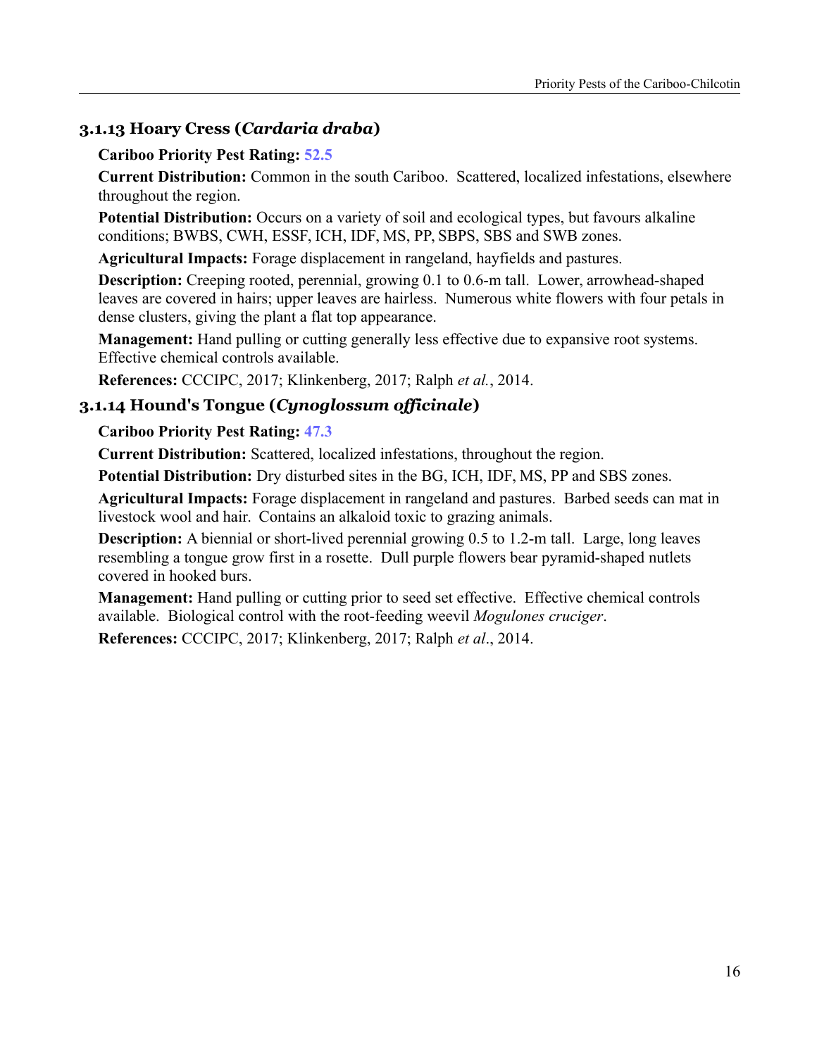### 3.1.13 Hoary Cress (*Cardaria draba*)

**Cariboo Priority Pest Rating:** 52.5

**Current Distribution:** Common in the south Cariboo. Scattered, localized infestations, elsewhere throughout the region.

**Potential Distribution:** Occurs on a variety of soil and ecological types, but favours alkaline conditions; BWBS, CWH, ESSF, ICH, IDF, MS, PP, SBPS, SBS and SWB zones.

**Agricultural Impacts:** Forage displacement in rangeland, hayfields and pastures.

**Description:** Creeping rooted, perennial, growing 0.1 to 0.6-m tall. Lower, arrowhead-shaped leaves are covered in hairs; upper leaves are hairless. Numerous white flowers with four petals in dense clusters, giving the plant a flat top appearance.

**Management:** Hand pulling or cutting generally less effective due to expansive root systems. Effective chemical controls available.

**References:** CCCIPC, 2017; Klinkenberg, 2017; Ralph *et al.*, 2014.

### 3.1.14 Hound's Tongue (*Cynoglossum officinale*)

**Cariboo Priority Pest Rating:** 47.3

**Current Distribution:** Scattered, localized infestations, throughout the region.

**Potential Distribution:** Dry disturbed sites in the BG, ICH, IDF, MS, PP and SBS zones.

**Agricultural Impacts:** Forage displacement in rangeland and pastures. Barbed seeds can mat in livestock wool and hair. Contains an alkaloid toxic to grazing animals.

**Description:** A biennial or short-lived perennial growing 0.5 to 1.2-m tall. Large, long leaves resembling a tongue grow first in a rosette. Dull purple flowers bear pyramid-shaped nutlets covered in hooked burs.

**Management:** Hand pulling or cutting prior to seed set effective. Effective chemical controls available. Biological control with the root-feeding weevil *Mogulones cruciger*.

**References:** CCCIPC, 2017; Klinkenberg, 2017; Ralph *et al*., 2014.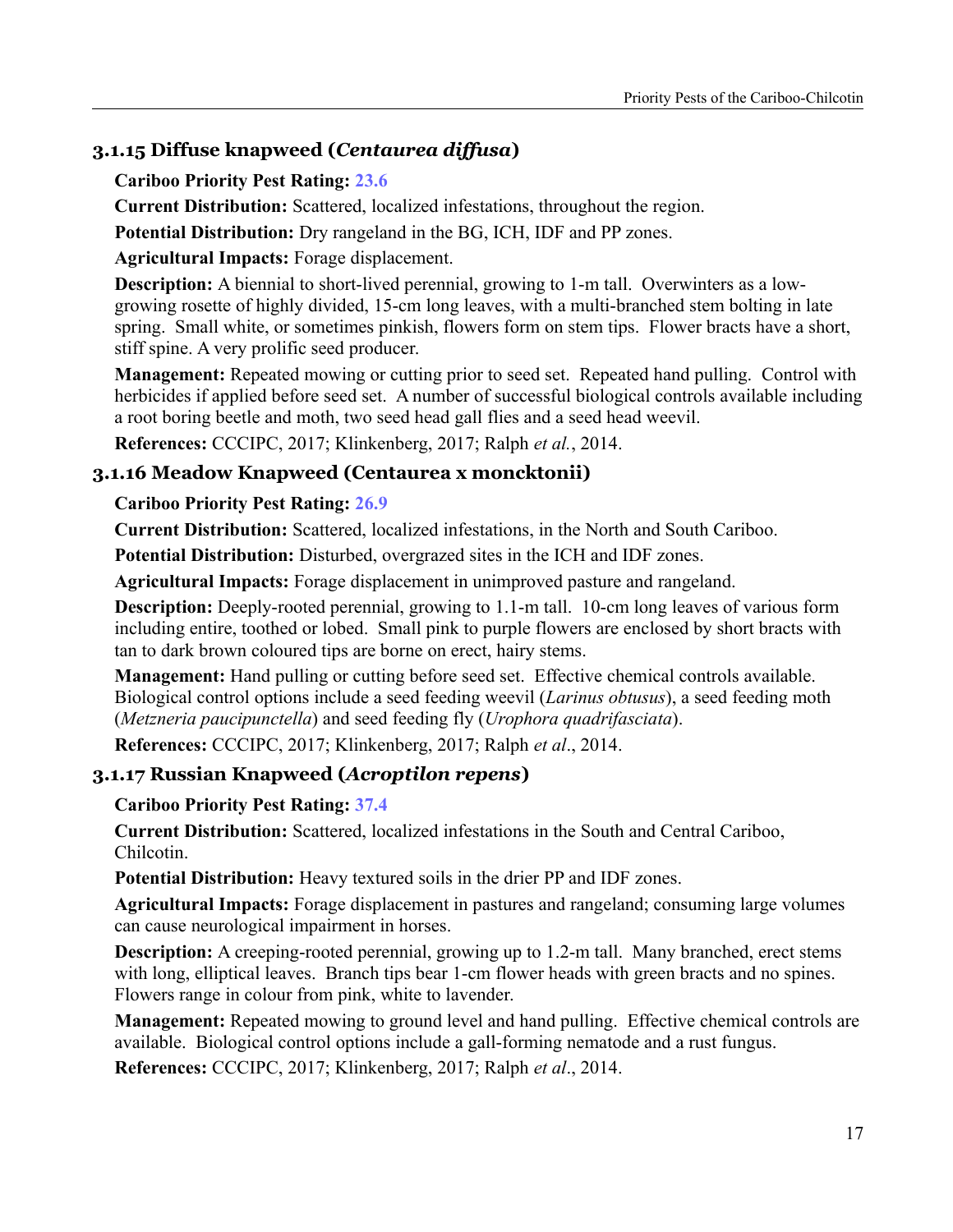### 3.1.15 Diffuse knapweed (*Centaurea diffusa*)

**Cariboo Priority Pest Rating:** 23.6

**Current Distribution:** Scattered, localized infestations, throughout the region.

**Potential Distribution:** Dry rangeland in the BG, ICH, IDF and PP zones.

**Agricultural Impacts:** Forage displacement.

**Description:** A biennial to short-lived perennial, growing to 1-m tall. Overwinters as a low-growing rosette of highly divided, 15-cm long leaves, with a multi-branched stem bolting in late spring. Small white, or sometimes pinkish, flowers form on stem tips. Flower bracts have a short, stiff spine. A very prolific seed producer.

**Management:** Repeated mowing or cutting prior to seed set. Repeated hand pulling. Control with herbicides if applied before seed set. A number of successful biological controls available including a root boring beetle and moth, two seed head gall flies and a seed head weevil.

**References:** CCCIPC, 2017; Klinkenberg, 2017; Ralph *et al.*, 2014.

### 3.1.16 Meadow Knapweed (Centaurea x moncktonii)

**Cariboo Priority Pest Rating:** 26.9

**Current Distribution:** Scattered, localized infestations, in the North and South Cariboo.

**Potential Distribution:** Disturbed, overgrazed sites in the ICH and IDF zones.

**Agricultural Impacts:** Forage displacement in unimproved pasture and rangeland.

**Description:** Deeply-rooted perennial, growing to 1.1-m tall. 10-cm long leaves of various form including entire, toothed or lobed. Small pink to purple flowers are enclosed by short bracts with tan to dark brown coloured tips are borne on erect, hairy stems.

**Management:** Hand pulling or cutting before seed set. Effective chemical controls available. Biological control options include a seed feeding weevil (*Larinus obtusus*), a seed feeding moth (*Metzneria paucipunctella*) and seed feeding fly (*Urophora quadrifasciata*).

**References:** CCCIPC, 2017; Klinkenberg, 2017; Ralph *et al*., 2014.

### 3.1.17 Russian Knapweed (*Acroptilon repens*)

**Cariboo Priority Pest Rating:** 37.4

**Current Distribution:** Scattered, localized infestations in the South and Central Cariboo, Chilcotin.

**Potential Distribution:** Heavy textured soils in the drier PP and IDF zones.

**Agricultural Impacts:** Forage displacement in pastures and rangeland; consuming large volumes can cause neurological impairment in horses.

**Description:** A creeping-rooted perennial, growing up to 1.2-m tall. Many branched, erect stems with long, elliptical leaves. Branch tips bear 1-cm flower heads with green bracts and no spines. Flowers range in colour from pink, white to lavender.

**Management:** Repeated mowing to ground level and hand pulling. Effective chemical controls are available. Biological control options include a gall-forming nematode and a rust fungus.

**References:** CCCIPC, 2017; Klinkenberg, 2017; Ralph *et al*., 2014.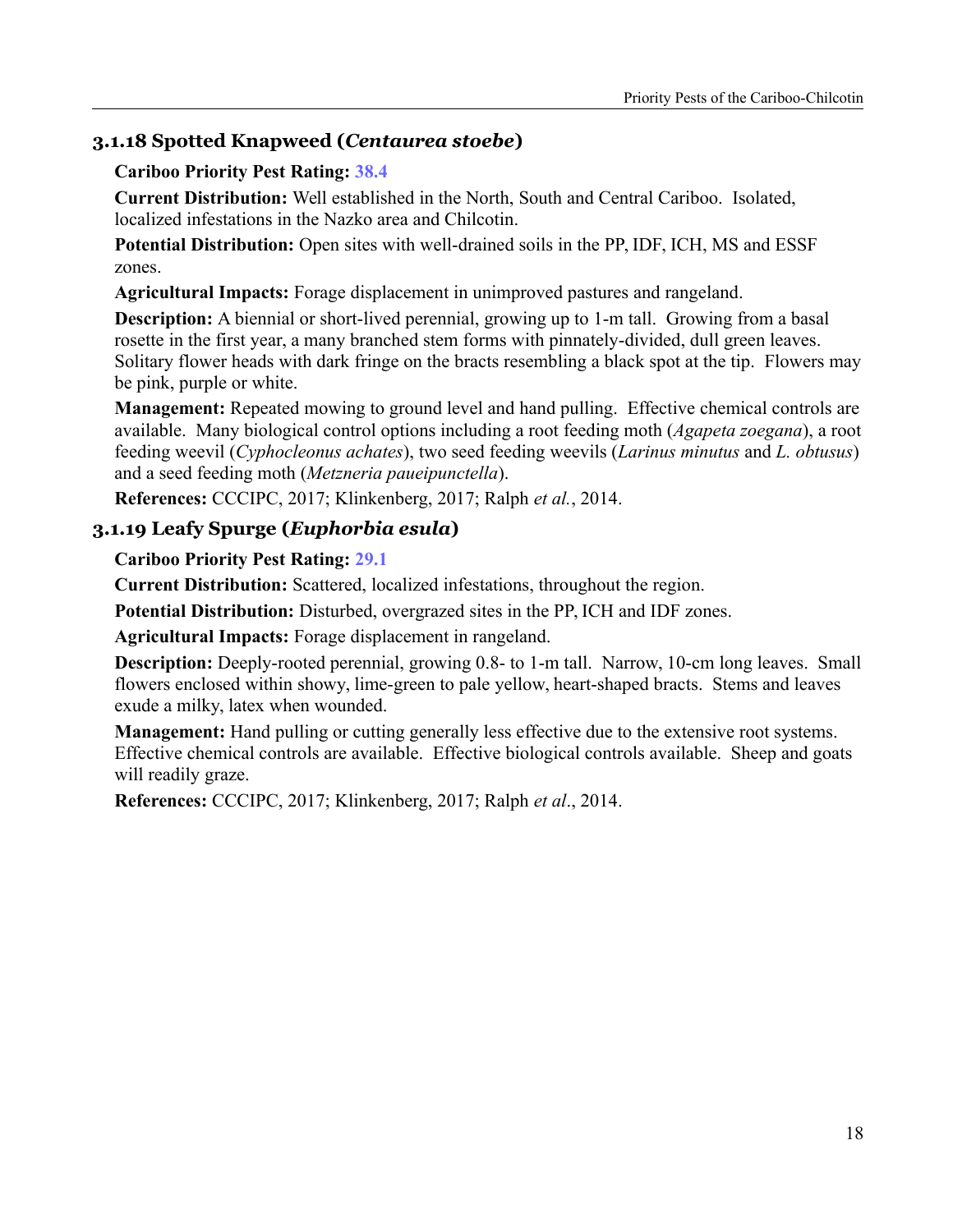### 3.1.18 Spotted Knapweed (*Centaurea stoebe*)

**Cariboo Priority Pest Rating:** 38.4

**Current Distribution:** Well established in the North, South and Central Cariboo. Isolated, localized infestations in the Nazko area and Chilcotin.

**Potential Distribution:** Open sites with well-drained soils in the PP, IDF, ICH, MS and ESSF zones.

**Agricultural Impacts:** Forage displacement in unimproved pastures and rangeland.

**Description:** A biennial or short-lived perennial, growing up to 1-m tall. Growing from a basal rosette in the first year, a many branched stem forms with pinnately-divided, dull green leaves. Solitary flower heads with dark fringe on the bracts resembling a black spot at the tip. Flowers may be pink, purple or white.

**Management:** Repeated mowing to ground level and hand pulling. Effective chemical controls are available. Many biological control options including a root feeding moth (*Agapeta zoegana*), a root feeding weevil (*Cyphocleonus achates*), two seed feeding weevils (*Larinus minutus* and *L. obtusus*) and a seed feeding moth (*Metzneria paueipunctella*).

**References:** CCCIPC, 2017; Klinkenberg, 2017; Ralph *et al.*, 2014.

### 3.1.19 Leafy Spurge (*Euphorbia esula*)

**Cariboo Priority Pest Rating:** 29.1

**Current Distribution:** Scattered, localized infestations, throughout the region.

**Potential Distribution:** Disturbed, overgrazed sites in the PP, ICH and IDF zones.

**Agricultural Impacts:** Forage displacement in rangeland.

**Description:** Deeply-rooted perennial, growing 0.8- to 1-m tall. Narrow, 10-cm long leaves. Small flowers enclosed within showy, lime-green to pale yellow, heart-shaped bracts. Stems and leaves exude a milky, latex when wounded.

**Management:** Hand pulling or cutting generally less effective due to the extensive root systems. Effective chemical controls are available. Effective biological controls available. Sheep and goats will readily graze.

**References:** CCCIPC, 2017; Klinkenberg, 2017; Ralph *et al*., 2014.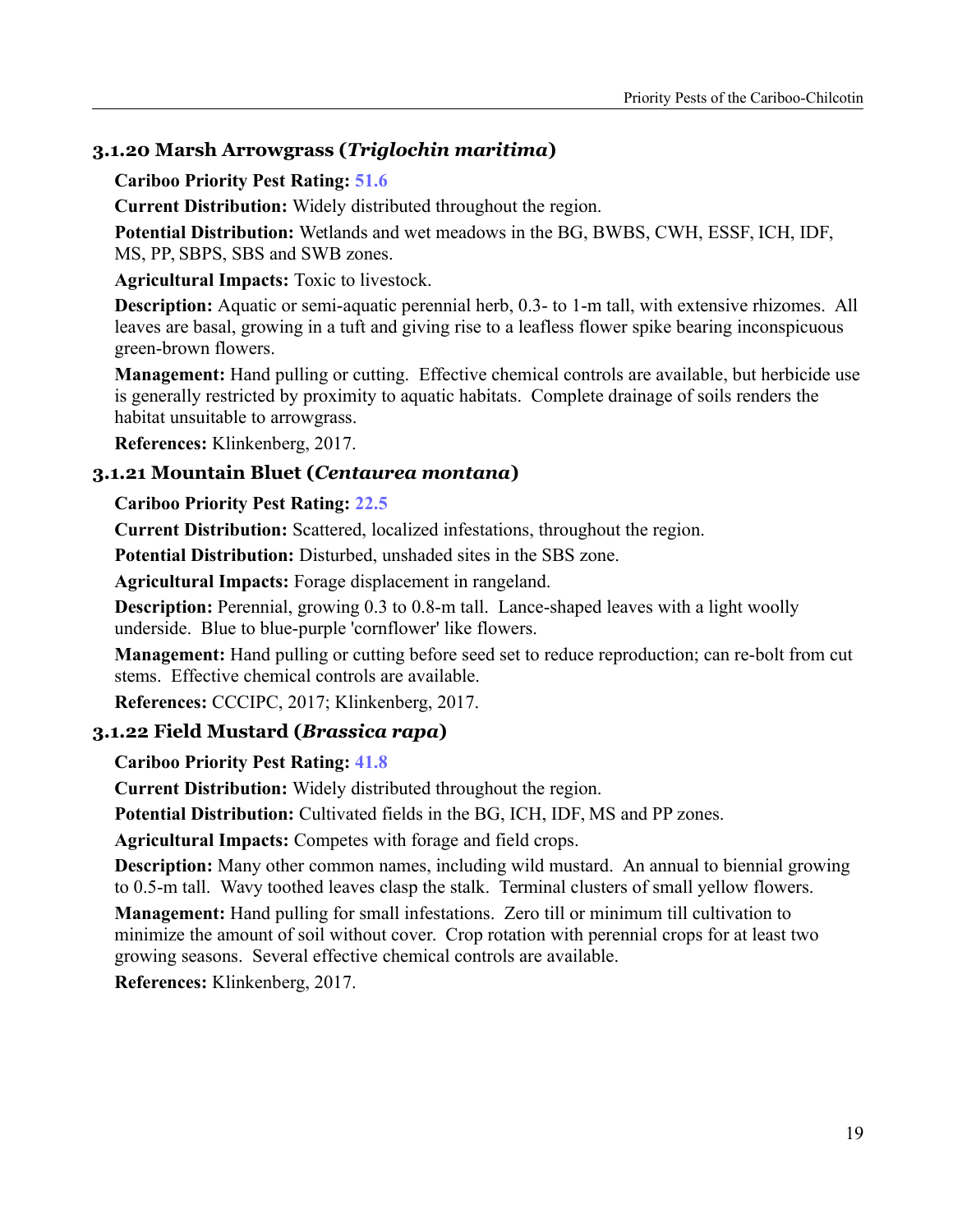### 3.1.20 Marsh Arrowgrass (*Triglochin maritima*)

**Cariboo Priority Pest Rating:** 51.6

**Current Distribution:** Widely distributed throughout the region.

**Potential Distribution:** Wetlands and wet meadows in the BG, BWBS, CWH, ESSF, ICH, IDF, MS, PP, SBPS, SBS and SWB zones.

**Agricultural Impacts:** Toxic to livestock.

**Description:** Aquatic or semi-aquatic perennial herb, 0.3- to 1-m tall, with extensive rhizomes. All leaves are basal, growing in a tuft and giving rise to a leafless flower spike bearing inconspicuous green-brown flowers.

**Management:** Hand pulling or cutting. Effective chemical controls are available, but herbicide use is generally restricted by proximity to aquatic habitats. Complete drainage of soils renders the habitat unsuitable to arrowgrass.

**References:** Klinkenberg, 2017.

### 3.1.21 Mountain Bluet (*Centaurea montana*)

**Cariboo Priority Pest Rating:** 22.5

**Current Distribution:** Scattered, localized infestations, throughout the region.

**Potential Distribution:** Disturbed, unshaded sites in the SBS zone.

**Agricultural Impacts:** Forage displacement in rangeland.

**Description:** Perennial, growing 0.3 to 0.8-m tall. Lance-shaped leaves with a light woolly underside. Blue to blue-purple 'cornflower' like flowers.

**Management:** Hand pulling or cutting before seed set to reduce reproduction; can re-bolt from cut stems. Effective chemical controls are available.

**References:** CCCIPC, 2017; Klinkenberg, 2017.

### 3.1.22 Field Mustard (*Brassica rapa*)

**Cariboo Priority Pest Rating:** 41.8

**Current Distribution:** Widely distributed throughout the region.

**Potential Distribution:** Cultivated fields in the BG, ICH, IDF, MS and PP zones.

**Agricultural Impacts:** Competes with forage and field crops.

**Description:** Many other common names, including wild mustard. An annual to biennial growing to 0.5-m tall. Wavy toothed leaves clasp the stalk. Terminal clusters of small yellow flowers.

**Management:** Hand pulling for small infestations. Zero till or minimum till cultivation to minimize the amount of soil without cover. Crop rotation with perennial crops for at least two growing seasons. Several effective chemical controls are available.

**References:** Klinkenberg, 2017.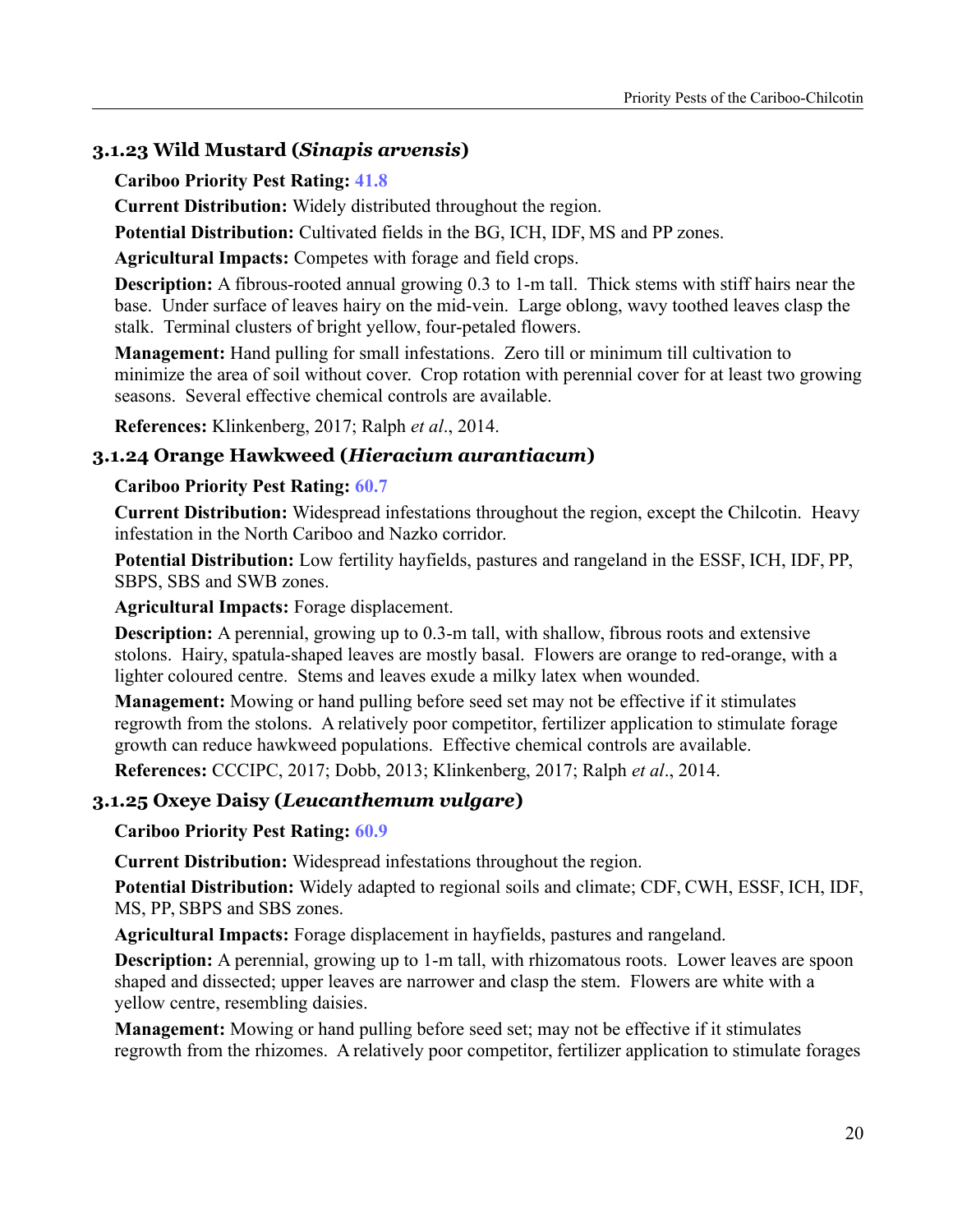### 3.1.23 Wild Mustard (*Sinapis arvensis*)

**Cariboo Priority Pest Rating:** 41.8

**Current Distribution:** Widely distributed throughout the region.

**Potential Distribution:** Cultivated fields in the BG, ICH, IDF, MS and PP zones.

**Agricultural Impacts:** Competes with forage and field crops.

**Description:** A fibrous-rooted annual growing 0.3 to 1-m tall. Thick stems with stiff hairs near the base. Under surface of leaves hairy on the mid-vein. Large oblong, wavy toothed leaves clasp the stalk. Terminal clusters of bright yellow, four-petaled flowers.

**Management:** Hand pulling for small infestations. Zero till or minimum till cultivation to minimize the area of soil without cover. Crop rotation with perennial cover for at least two growing seasons. Several effective chemical controls are available.

**References:** Klinkenberg, 2017; Ralph *et al*., 2014.

### 3.1.24 Orange Hawkweed (*Hieracium aurantiacum*)

**Cariboo Priority Pest Rating:** 60.7

**Current Distribution:** Widespread infestations throughout the region, except the Chilcotin. Heavy infestation in the North Cariboo and Nazko corridor.

**Potential Distribution:** Low fertility hayfields, pastures and rangeland in the ESSF, ICH, IDF, PP, SBPS, SBS and SWB zones.

**Agricultural Impacts:** Forage displacement.

**Description:** A perennial, growing up to 0.3-m tall, with shallow, fibrous roots and extensive stolons. Hairy, spatula-shaped leaves are mostly basal. Flowers are orange to red-orange, with a lighter coloured centre. Stems and leaves exude a milky latex when wounded.

**Management:** Mowing or hand pulling before seed set may not be effective if it stimulates regrowth from the stolons. A relatively poor competitor, fertilizer application to stimulate forage growth can reduce hawkweed populations. Effective chemical controls are available.

**References:** CCCIPC, 2017; Dobb, 2013; Klinkenberg, 2017; Ralph *et al*., 2014.

### 3.1.25 Oxeye Daisy (*Leucanthemum vulgare*)

**Cariboo Priority Pest Rating:** 60.9

**Current Distribution:** Widespread infestations throughout the region.

**Potential Distribution:** Widely adapted to regional soils and climate; CDF, CWH, ESSF, ICH, IDF, MS, PP, SBPS and SBS zones.

**Agricultural Impacts:** Forage displacement in hayfields, pastures and rangeland.

**Description:** A perennial, growing up to 1-m tall, with rhizomatous roots. Lower leaves are spoon shaped and dissected; upper leaves are narrower and clasp the stem. Flowers are white with a yellow centre, resembling daisies.

**Management:** Mowing or hand pulling before seed set; may not be effective if it stimulates regrowth from the rhizomes. A relatively poor competitor, fertilizer application to stimulate forages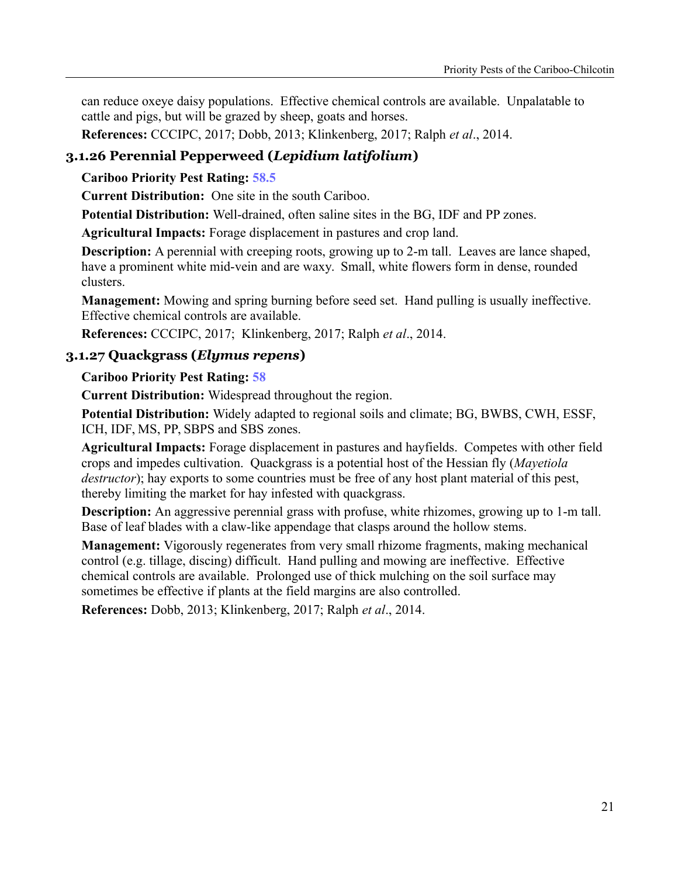can reduce oxeye daisy populations. Effective chemical controls are available. Unpalatable to cattle and pigs, but will be grazed by sheep, goats and horses.

**References:** CCCIPC, 2017; Dobb, 2013; Klinkenberg, 2017; Ralph *et al*., 2014.

### 3.1.26 Perennial Pepperweed (*Lepidium latifolium*)

**Cariboo Priority Pest Rating:** 58.5

**Current Distribution:** One site in the south Cariboo.

**Potential Distribution:** Well-drained, often saline sites in the BG, IDF and PP zones.

**Agricultural Impacts:** Forage displacement in pastures and crop land.

**Description:** A perennial with creeping roots, growing up to 2-m tall. Leaves are lance shaped, have a prominent white mid-vein and are waxy. Small, white flowers form in dense, rounded clusters.

**Management:** Mowing and spring burning before seed set. Hand pulling is usually ineffective. Effective chemical controls are available.

**References:** CCCIPC, 2017; Klinkenberg, 2017; Ralph *et al*., 2014.

### 3.1.27 Quackgrass (*Elymus repens*)

**Cariboo Priority Pest Rating:** 58

**Current Distribution:** Widespread throughout the region.

**Potential Distribution:** Widely adapted to regional soils and climate; BG, BWBS, CWH, ESSF, ICH, IDF, MS, PP, SBPS and SBS zones.

**Agricultural Impacts:** Forage displacement in pastures and hayfields. Competes with other field crops and impedes cultivation. Quackgrass is a potential host of the Hessian fly (*Mayetiola destructor*); hay exports to some countries must be free of any host plant material of this pest, thereby limiting the market for hay infested with quackgrass.

**Description:** An aggressive perennial grass with profuse, white rhizomes, growing up to 1-m tall. Base of leaf blades with a claw-like appendage that clasps around the hollow stems.

**Management:** Vigorously regenerates from very small rhizome fragments, making mechanical control (e.g. tillage, discing) difficult. Hand pulling and mowing are ineffective. Effective chemical controls are available. Prolonged use of thick mulching on the soil surface may sometimes be effective if plants at the field margins are also controlled.

**References:** Dobb, 2013; Klinkenberg, 2017; Ralph *et al*., 2014.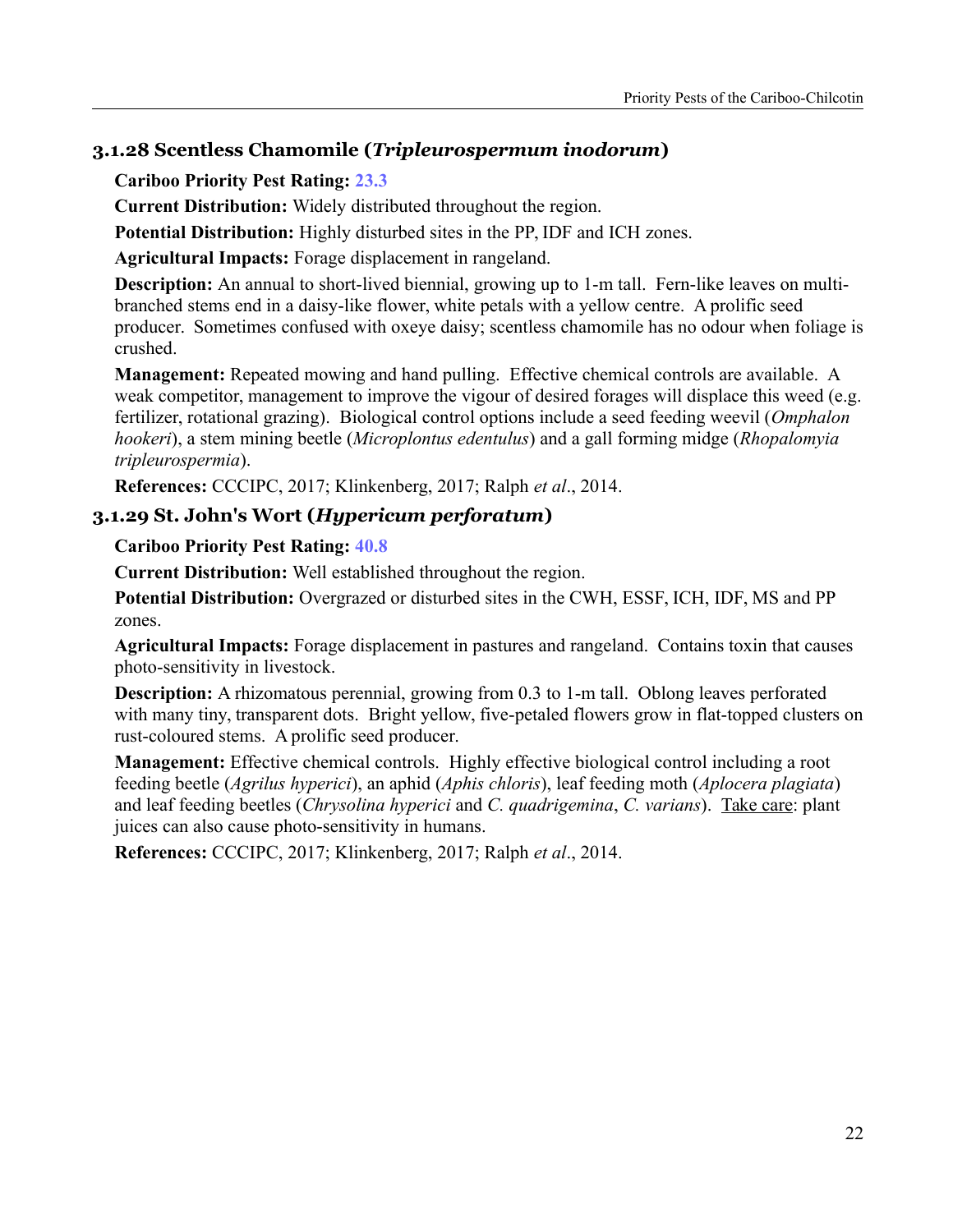### 3.1.28 Scentless Chamomile (*Tripleurospermum inodorum*)

**Cariboo Priority Pest Rating:** 23.3

**Current Distribution:** Widely distributed throughout the region.

**Potential Distribution:** Highly disturbed sites in the PP, IDF and ICH zones.

**Agricultural Impacts:** Forage displacement in rangeland.

**Description:** An annual to short-lived biennial, growing up to 1-m tall. Fern-like leaves on multi-branched stems end in a daisy-like flower, white petals with a yellow centre. A prolific seed producer. Sometimes confused with oxeye daisy; scentless chamomile has no odour when foliage is crushed.

**Management:** Repeated mowing and hand pulling. Effective chemical controls are available. A weak competitor, management to improve the vigour of desired forages will displace this weed (e.g. fertilizer, rotational grazing). Biological control options include a seed feeding weevil (*Omphalon hookeri*), a stem mining beetle (*Microplontus edentulus*) and a gall forming midge (*Rhopalomyia tripleurospermia*).

**References:** CCCIPC, 2017; Klinkenberg, 2017; Ralph *et al*., 2014.

### 3.1.29 St. John's Wort (*Hypericum perforatum*)

**Cariboo Priority Pest Rating:** 40.8

**Current Distribution:** Well established throughout the region.

**Potential Distribution:** Overgrazed or disturbed sites in the CWH, ESSF, ICH, IDF, MS and PP zones.

**Agricultural Impacts:** Forage displacement in pastures and rangeland. Contains toxin that causes photo-sensitivity in livestock.

**Description:** A rhizomatous perennial, growing from 0.3 to 1-m tall. Oblong leaves perforated with many tiny, transparent dots. Bright yellow, five-petaled flowers grow in flat-topped clusters on rust-coloured stems. A prolific seed producer.

**Management:** Effective chemical controls. Highly effective biological control including a root feeding beetle (*Agrilus hyperici*), an aphid (*Aphis chloris*), leaf feeding moth (*Aplocera plagiata*) and leaf feeding beetles (*Chrysolina hyperici* and *C. quadrigemina*, *C. varians*). Take care: plant juices can also cause photo-sensitivity in humans.

**References:** CCCIPC, 2017; Klinkenberg, 2017; Ralph *et al*., 2014.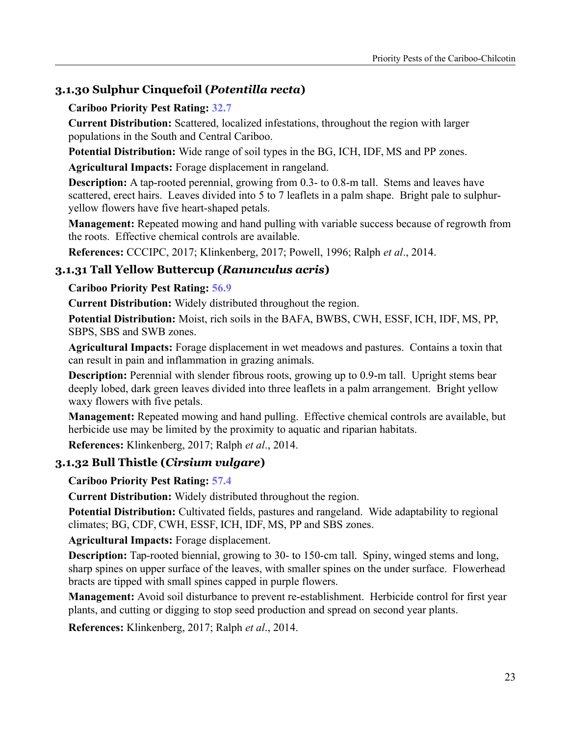### 3.1.30 Sulphur Cinquefoil (*Potentilla recta*)

**Cariboo Priority Pest Rating:** 32.7

**Current Distribution:** Scattered, localized infestations, throughout the region with larger populations in the South and Central Cariboo.

**Potential Distribution:** Wide range of soil types in the BG, ICH, IDF, MS and PP zones.

**Agricultural Impacts:** Forage displacement in rangeland.

**Description:** A tap-rooted perennial, growing from 0.3- to 0.8-m tall. Stems and leaves have scattered, erect hairs. Leaves divided into 5 to 7 leaflets in a palm shape. Bright pale to sulphur-yellow flowers have five heart-shaped petals.

**Management:** Repeated mowing and hand pulling with variable success because of regrowth from the roots. Effective chemical controls are available.

**References:** CCCIPC, 2017; Klinkenberg, 2017; Powell, 1996; Ralph *et al*., 2014.

### 3.1.31 Tall Yellow Buttercup (*Ranunculus acris*)

**Cariboo Priority Pest Rating:** 56.9

**Current Distribution:** Widely distributed throughout the region.

**Potential Distribution:** Moist, rich soils in the BAFA, BWBS, CWH, ESSF, ICH, IDF, MS, PP, SBPS, SBS and SWB zones.

**Agricultural Impacts:** Forage displacement in wet meadows and pastures. Contains a toxin that can result in pain and inflammation in grazing animals.

**Description:** Perennial with slender fibrous roots, growing up to 0.9-m tall. Upright stems bear deeply lobed, dark green leaves divided into three leaflets in a palm arrangement. Bright yellow waxy flowers with five petals.

**Management:** Repeated mowing and hand pulling. Effective chemical controls are available, but herbicide use may be limited by the proximity to aquatic and riparian habitats.

**References:** Klinkenberg, 2017; Ralph *et al*., 2014.

### 3.1.32 Bull Thistle (*Cirsium vulgare*)

**Cariboo Priority Pest Rating:** 57.4

**Current Distribution:** Widely distributed throughout the region.

**Potential Distribution:** Cultivated fields, pastures and rangeland. Wide adaptability to regional climates; BG, CDF, CWH, ESSF, ICH, IDF, MS, PP and SBS zones.

**Agricultural Impacts:** Forage displacement.

**Description:** Tap-rooted biennial, growing to 30- to 150-cm tall. Spiny, winged stems and long, sharp spines on upper surface of the leaves, with smaller spines on the under surface. Flowerhead bracts are tipped with small spines capped in purple flowers.

**Management:** Avoid soil disturbance to prevent re-establishment. Herbicide control for first year plants, and cutting or digging to stop seed production and spread on second year plants.

**References:** Klinkenberg, 2017; Ralph *et al*., 2014.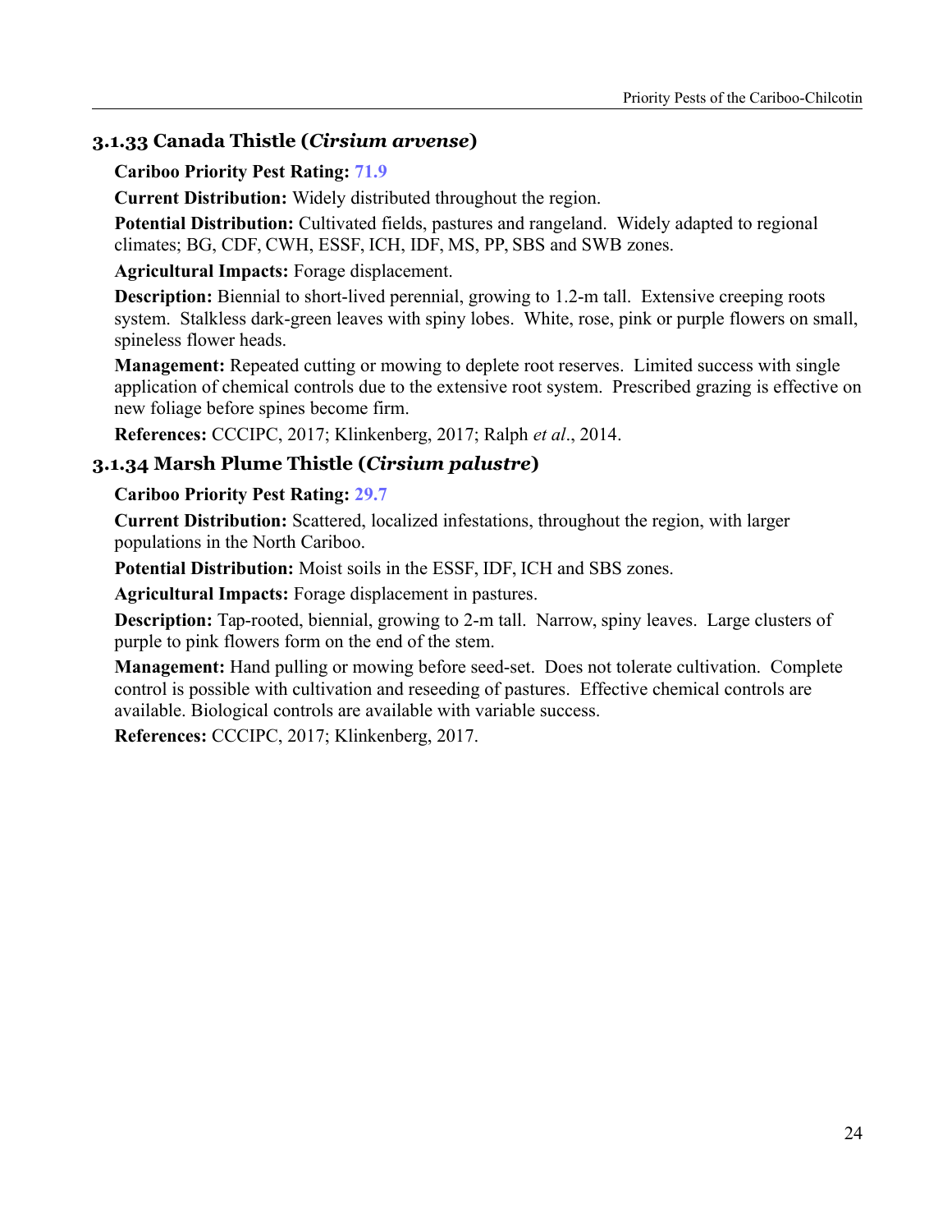### 3.1.33 Canada Thistle (*Cirsium arvense*)

**Cariboo Priority Pest Rating:** 71.9

**Current Distribution:** Widely distributed throughout the region.

**Potential Distribution:** Cultivated fields, pastures and rangeland. Widely adapted to regional climates; BG, CDF, CWH, ESSF, ICH, IDF, MS, PP, SBS and SWB zones.

**Agricultural Impacts:** Forage displacement.

**Description:** Biennial to short-lived perennial, growing to 1.2-m tall. Extensive creeping roots system. Stalkless dark-green leaves with spiny lobes. White, rose, pink or purple flowers on small, spineless flower heads.

**Management:** Repeated cutting or mowing to deplete root reserves. Limited success with single application of chemical controls due to the extensive root system. Prescribed grazing is effective on new foliage before spines become firm.

**References:** CCCIPC, 2017; Klinkenberg, 2017; Ralph *et al*., 2014.

### 3.1.34 Marsh Plume Thistle (*Cirsium palustre*)

**Cariboo Priority Pest Rating:** 29.7

**Current Distribution:** Scattered, localized infestations, throughout the region, with larger populations in the North Cariboo.

**Potential Distribution:** Moist soils in the ESSF, IDF, ICH and SBS zones.

**Agricultural Impacts:** Forage displacement in pastures.

**Description:** Tap-rooted, biennial, growing to 2-m tall. Narrow, spiny leaves. Large clusters of purple to pink flowers form on the end of the stem.

**Management:** Hand pulling or mowing before seed-set. Does not tolerate cultivation. Complete control is possible with cultivation and reseeding of pastures. Effective chemical controls are available. Biological controls are available with variable success.

**References:** CCCIPC, 2017; Klinkenberg, 2017.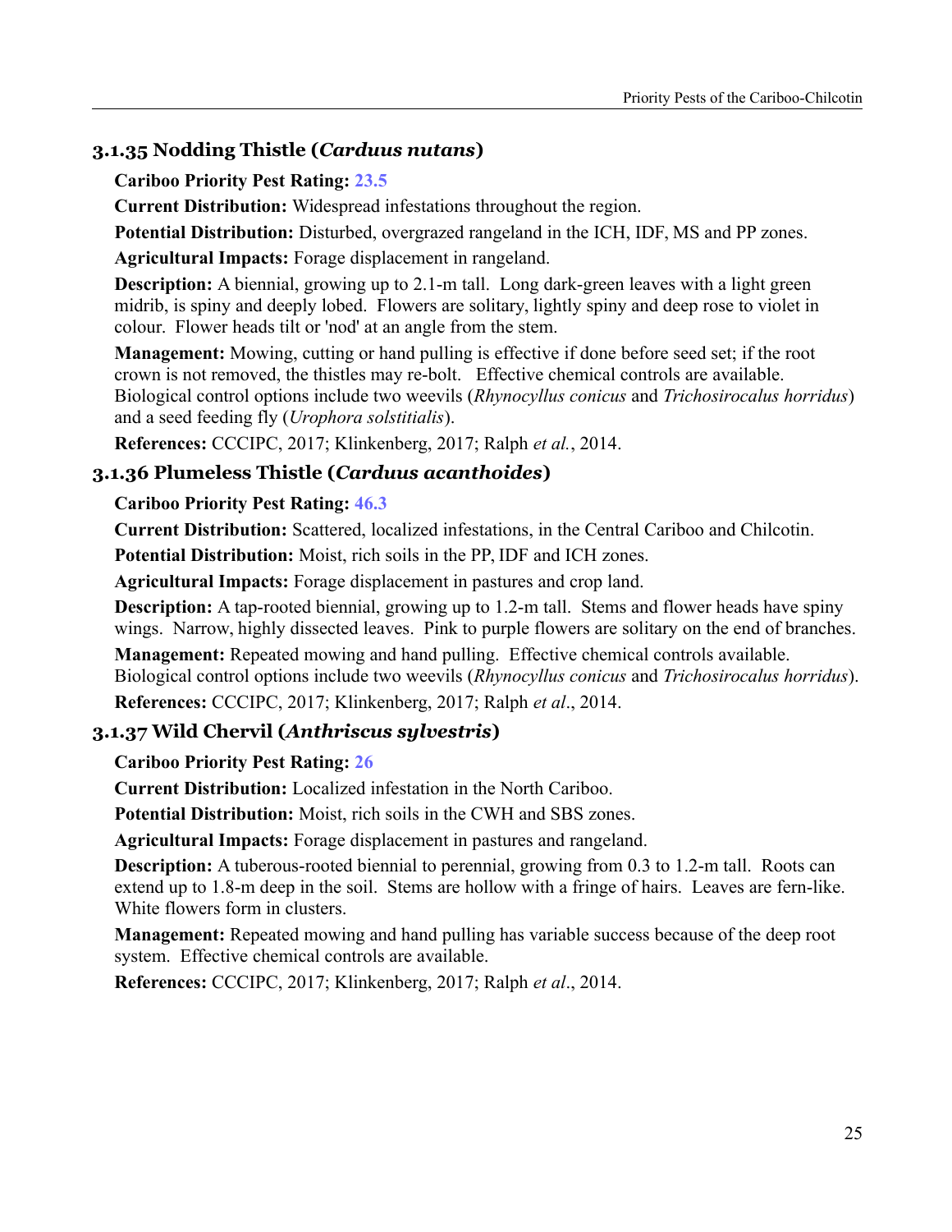### 3.1.35 Nodding Thistle (*Carduus nutans*)

**Cariboo Priority Pest Rating:** 23.5

**Current Distribution:** Widespread infestations throughout the region.

**Potential Distribution:** Disturbed, overgrazed rangeland in the ICH, IDF, MS and PP zones.

**Agricultural Impacts:** Forage displacement in rangeland.

**Description:** A biennial, growing up to 2.1-m tall. Long dark-green leaves with a light green midrib, is spiny and deeply lobed. Flowers are solitary, lightly spiny and deep rose to violet in colour. Flower heads tilt or 'nod' at an angle from the stem.

**Management:** Mowing, cutting or hand pulling is effective if done before seed set; if the root crown is not removed, the thistles may re-bolt. Effective chemical controls are available. Biological control options include two weevils (*Rhynocyllus conicus* and *Trichosirocalus horridus*) and a seed feeding fly (*Urophora solstitialis*).

**References:** CCCIPC, 2017; Klinkenberg, 2017; Ralph *et al.*, 2014.

### 3.1.36 Plumeless Thistle (*Carduus acanthoides*)

**Cariboo Priority Pest Rating:** 46.3

**Current Distribution:** Scattered, localized infestations, in the Central Cariboo and Chilcotin.

**Potential Distribution:** Moist, rich soils in the PP, IDF and ICH zones.

**Agricultural Impacts:** Forage displacement in pastures and crop land.

**Description:** A tap-rooted biennial, growing up to 1.2-m tall. Stems and flower heads have spiny wings. Narrow, highly dissected leaves. Pink to purple flowers are solitary on the end of branches.

**Management:** Repeated mowing and hand pulling. Effective chemical controls available. Biological control options include two weevils (*Rhynocyllus conicus* and *Trichosirocalus horridus*).

**References:** CCCIPC, 2017; Klinkenberg, 2017; Ralph *et al*., 2014.

### 3.1.37 Wild Chervil (*Anthriscus sylvestris*)

**Cariboo Priority Pest Rating:** 26

**Current Distribution:** Localized infestation in the North Cariboo.

**Potential Distribution:** Moist, rich soils in the CWH and SBS zones.

**Agricultural Impacts:** Forage displacement in pastures and rangeland.

**Description:** A tuberous-rooted biennial to perennial, growing from 0.3 to 1.2-m tall. Roots can extend up to 1.8-m deep in the soil. Stems are hollow with a fringe of hairs. Leaves are fern-like. White flowers form in clusters.

**Management:** Repeated mowing and hand pulling has variable success because of the deep root system. Effective chemical controls are available.

**References:** CCCIPC, 2017; Klinkenberg, 2017; Ralph *et al*., 2014.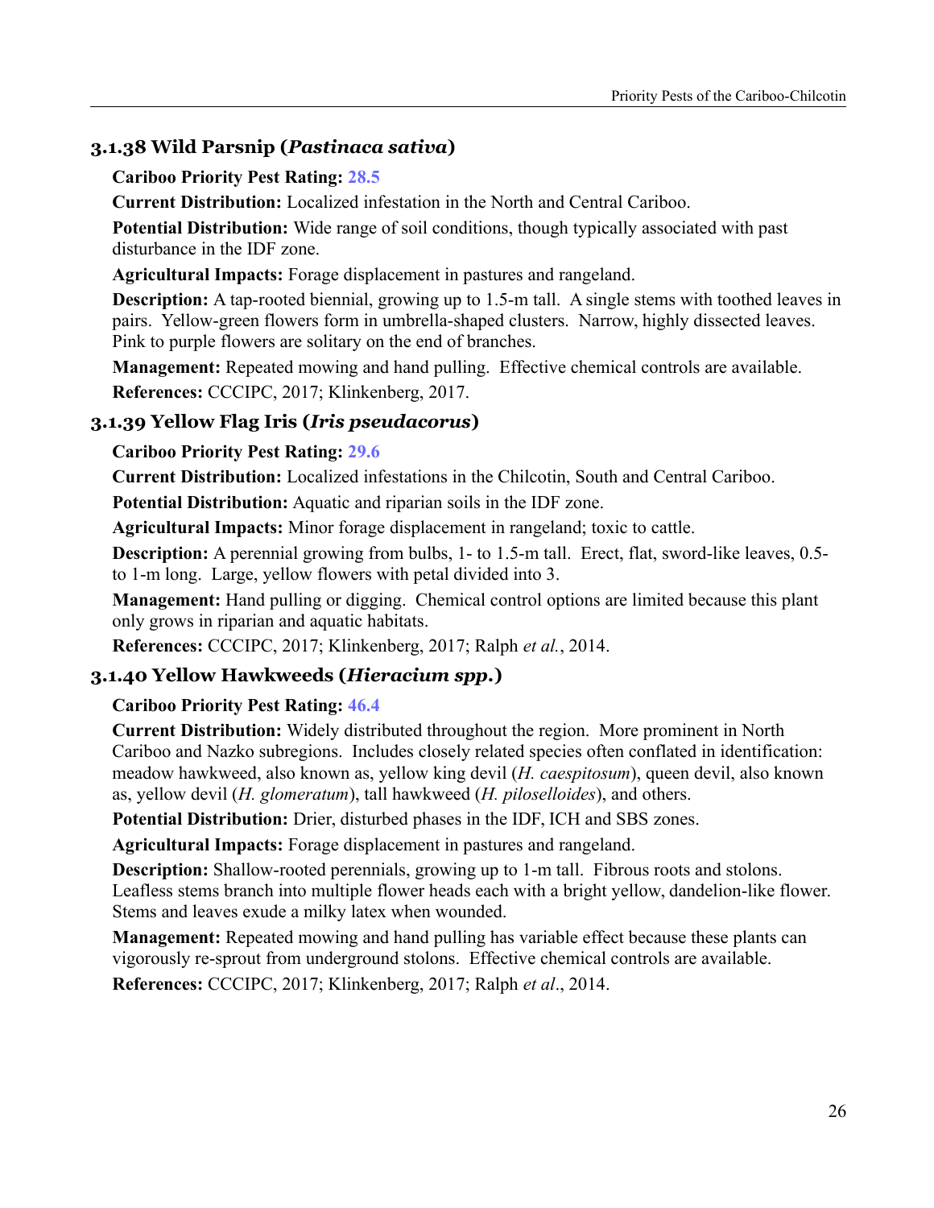### 3.1.38 Wild Parsnip (*Pastinaca sativa*)

**Cariboo Priority Pest Rating:** 28.5

**Current Distribution:** Localized infestation in the North and Central Cariboo.

**Potential Distribution:** Wide range of soil conditions, though typically associated with past disturbance in the IDF zone.

**Agricultural Impacts:** Forage displacement in pastures and rangeland.

**Description:** A tap-rooted biennial, growing up to 1.5-m tall. A single stems with toothed leaves in pairs. Yellow-green flowers form in umbrella-shaped clusters. Narrow, highly dissected leaves. Pink to purple flowers are solitary on the end of branches.

**Management:** Repeated mowing and hand pulling. Effective chemical controls are available.

**References:** CCCIPC, 2017; Klinkenberg, 2017.

### 3.1.39 Yellow Flag Iris (*Iris pseudacorus*)

**Cariboo Priority Pest Rating:** 29.6

**Current Distribution:** Localized infestations in the Chilcotin, South and Central Cariboo.

**Potential Distribution:** Aquatic and riparian soils in the IDF zone.

**Agricultural Impacts:** Minor forage displacement in rangeland; toxic to cattle.

**Description:** A perennial growing from bulbs, 1- to 1.5-m tall. Erect, flat, sword-like leaves, 0.5- to 1-m long. Large, yellow flowers with petal divided into 3.

**Management:** Hand pulling or digging. Chemical control options are limited because this plant only grows in riparian and aquatic habitats.

**References:** CCCIPC, 2017; Klinkenberg, 2017; Ralph *et al.*, 2014.

### 3.1.40 Yellow Hawkweeds (*Hieracium spp.*)

**Cariboo Priority Pest Rating:** 46.4

**Current Distribution:** Widely distributed throughout the region. More prominent in North Cariboo and Nazko subregions. Includes closely related species often conflated in identification: meadow hawkweed, also known as, yellow king devil (*H. caespitosum*), queen devil, also known as, yellow devil (*H. glomeratum*), tall hawkweed (*H. piloselloides*), and others.

**Potential Distribution:** Drier, disturbed phases in the IDF, ICH and SBS zones.

**Agricultural Impacts:** Forage displacement in pastures and rangeland.

**Description:** Shallow-rooted perennials, growing up to 1-m tall. Fibrous roots and stolons. Leafless stems branch into multiple flower heads each with a bright yellow, dandelion-like flower. Stems and leaves exude a milky latex when wounded.

**Management:** Repeated mowing and hand pulling has variable effect because these plants can vigorously re-sprout from underground stolons. Effective chemical controls are available.

**References:** CCCIPC, 2017; Klinkenberg, 2017; Ralph *et al*., 2014.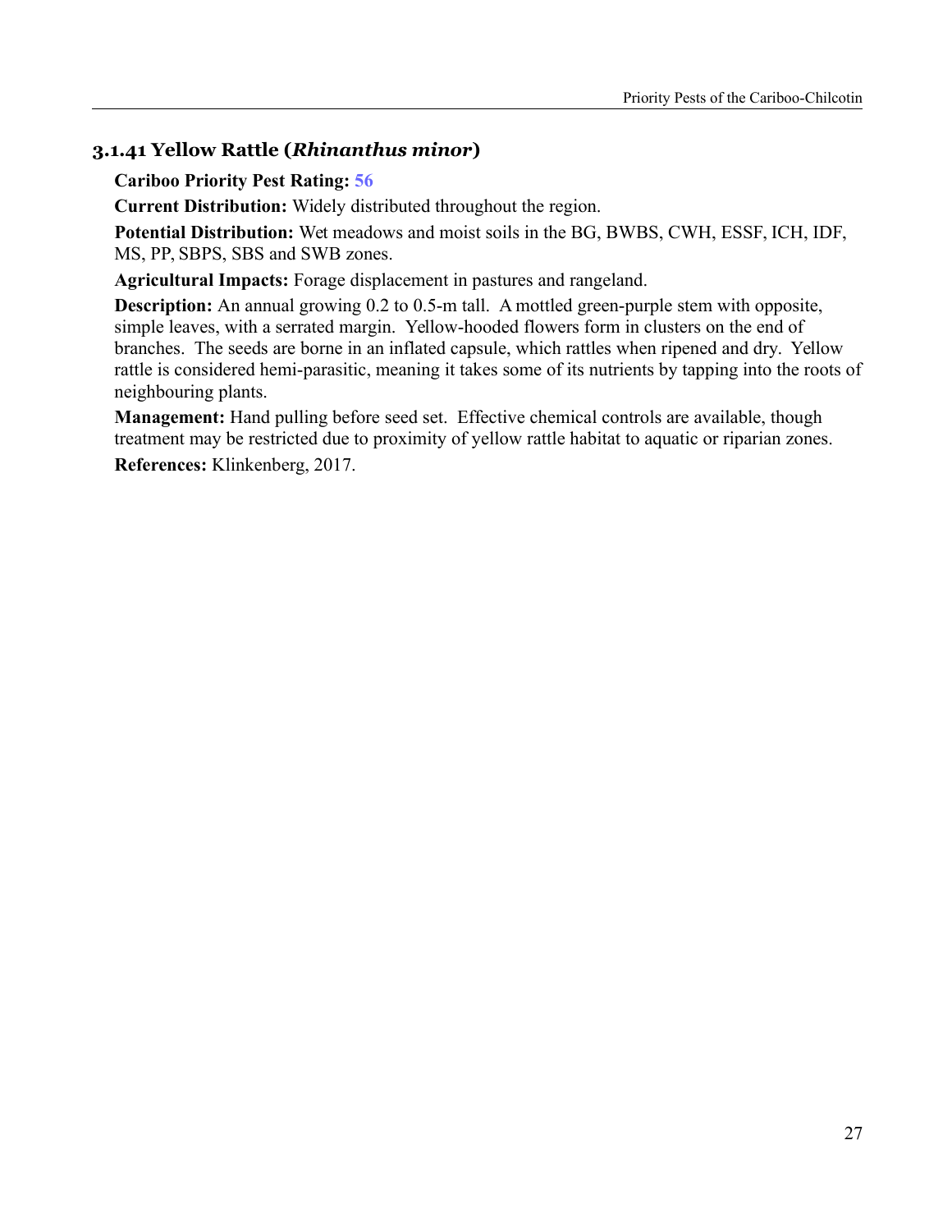### 3.1.41 Yellow Rattle (*Rhinanthus minor*)

**Cariboo Priority Pest Rating:** 56

**Current Distribution:** Widely distributed throughout the region.

**Potential Distribution:** Wet meadows and moist soils in the BG, BWBS, CWH, ESSF, ICH, IDF, MS, PP, SBPS, SBS and SWB zones.

**Agricultural Impacts:** Forage displacement in pastures and rangeland.

**Description:** An annual growing 0.2 to 0.5-m tall. A mottled green-purple stem with opposite, simple leaves, with a serrated margin. Yellow-hooded flowers form in clusters on the end of branches. The seeds are borne in an inflated capsule, which rattles when ripened and dry. Yellow rattle is considered hemi-parasitic, meaning it takes some of its nutrients by tapping into the roots of neighbouring plants.

**Management:** Hand pulling before seed set. Effective chemical controls are available, though treatment may be restricted due to proximity of yellow rattle habitat to aquatic or riparian zones.

**References:** Klinkenberg, 2017.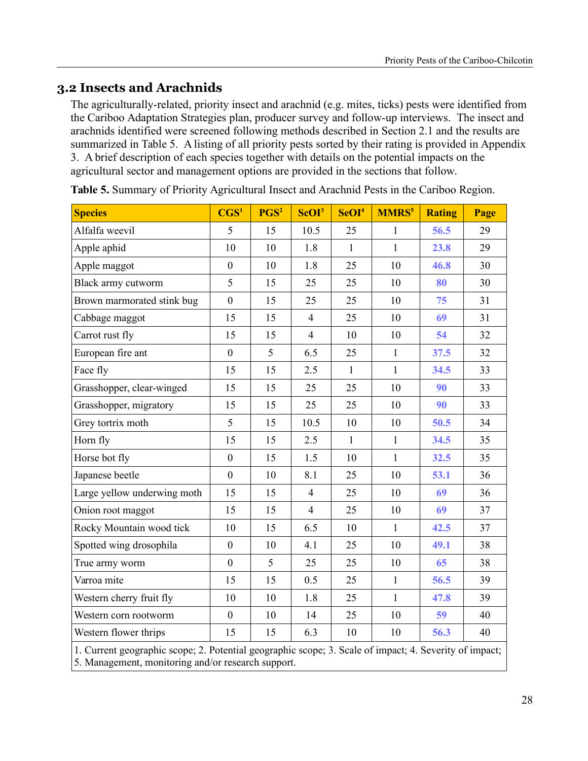## 3.2 Insects and Arachnids

The agriculturally-related, priority insect and arachnid (e.g. mites, ticks) pests were identified from the Cariboo Adaptation Strategies plan, producer survey and follow-up interviews. The insect and arachnids identified were screened following methods described in Section 2.1 and the results are summarized in Table 5. A listing of all priority pests sorted by their rating is provided in Appendix 3. A brief description of each species together with details on the potential impacts on the agricultural sector and management options are provided in the sections that follow.

**Table 5.** Summary of Priority Agricultural Insect and Arachnid Pests in the Cariboo Region.

| Species | CGS[1] | PGS[2] | ScOI[3] | SeOI[4] | MMRS[5] | Rating | Page |
|---|---|---|---|---|---|---|---|
| Alfalfa weevil | 5 | 15 | 10.5 | 25 | 1 | 56.5 | 29 |
| Apple aphid | 10 | 10 | 1.8 | 1 | 1 | 23.8 | 29 |
| Apple maggot | 0 | 10 | 1.8 | 25 | 10 | 46.8 | 30 |
| Black army cutworm | 5 | 15 | 25 | 25 | 10 | 80 | 30 |
| Brown marmorated stink bug | 0 | 15 | 25 | 25 | 10 | 75 | 31 |
| Cabbage maggot | 15 | 15 | 4 | 25 | 10 | 69 | 31 |
| Carrot rust fly | 15 | 15 | 4 | 10 | 10 | 54 | 32 |
| European fire ant | 0 | 5 | 6.5 | 25 | 1 | 37.5 | 32 |
| Face fly | 15 | 15 | 2.5 | 1 | 1 | 34.5 | 33 |
| Grasshopper, clear-winged | 15 | 15 | 25 | 25 | 10 | 90 | 33 |
| Grasshopper, migratory | 15 | 15 | 25 | 25 | 10 | 90 | 33 |
| Grey tortrix moth | 5 | 15 | 10.5 | 10 | 10 | 50.5 | 34 |
| Horn fly | 15 | 15 | 2.5 | 1 | 1 | 34.5 | 35 |
| Horse bot fly | 0 | 15 | 1.5 | 10 | 1 | 32.5 | 35 |
| Japanese beetle | 0 | 10 | 8.1 | 25 | 10 | 53.1 | 36 |
| Large yellow underwing moth | 15 | 15 | 4 | 25 | 10 | 69 | 36 |
| Onion root maggot | 15 | 15 | 4 | 25 | 10 | 69 | 37 |
| Rocky Mountain wood tick | 10 | 15 | 6.5 | 10 | 1 | 42.5 | 37 |
| Spotted wing drosophila | 0 | 10 | 4.1 | 25 | 10 | 49.1 | 38 |
| True army worm | 0 | 5 | 25 | 25 | 10 | 65 | 38 |
| Varroa mite | 15 | 15 | 0.5 | 25 | 1 | 56.5 | 39 |
| Western cherry fruit fly | 10 | 10 | 1.8 | 25 | 1 | 47.8 | 39 |
| Western corn rootworm | 0 | 10 | 14 | 25 | 10 | 59 | 40 |
| Western flower thrips | 15 | 15 | 6.3 | 10 | 10 | 56.3 | 40 |

1. Current geographic scope; 2. Potential geographic scope; 3. Scale of impact; 4. Severity of impact; 5. Management, monitoring and/or research support.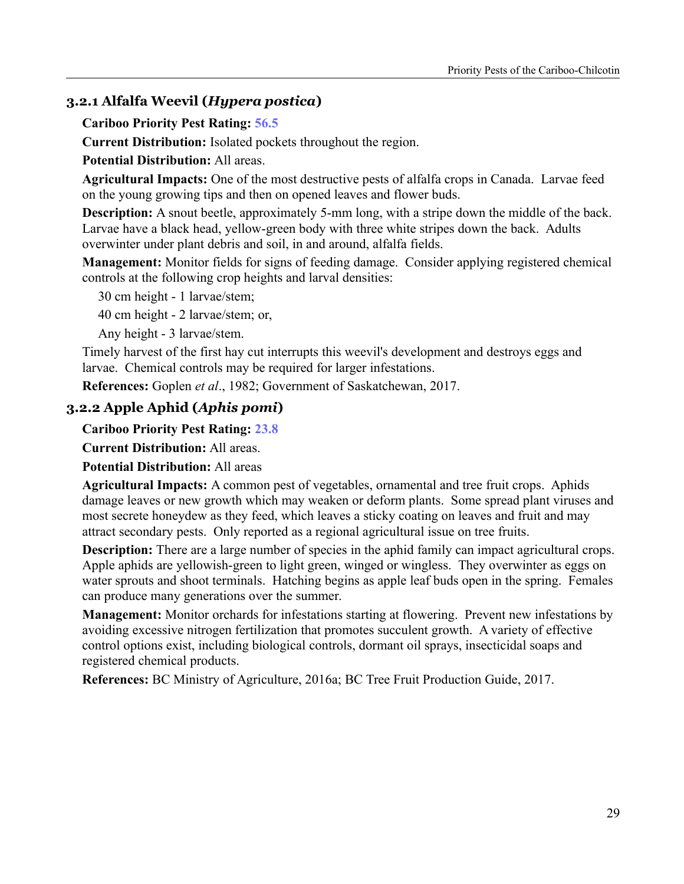### 3.2.1 Alfalfa Weevil (*Hypera postica*)

**Cariboo Priority Pest Rating:** 56.5

**Current Distribution:** Isolated pockets throughout the region.

**Potential Distribution:** All areas.

**Agricultural Impacts:** One of the most destructive pests of alfalfa crops in Canada. Larvae feed on the young growing tips and then on opened leaves and flower buds.

**Description:** A snout beetle, approximately 5-mm long, with a stripe down the middle of the back. Larvae have a black head, yellow-green body with three white stripes down the back. Adults overwinter under plant debris and soil, in and around, alfalfa fields.

**Management:** Monitor fields for signs of feeding damage. Consider applying registered chemical controls at the following crop heights and larval densities:

30 cm height - 1 larvae/stem;

40 cm height - 2 larvae/stem; or,

Any height - 3 larvae/stem.

Timely harvest of the first hay cut interrupts this weevil's development and destroys eggs and larvae. Chemical controls may be required for larger infestations.

**References:** Goplen *et al*., 1982; Government of Saskatchewan, 2017.

### 3.2.2 Apple Aphid (*Aphis pomi*)

**Cariboo Priority Pest Rating:** 23.8

**Current Distribution:** All areas.

**Potential Distribution:** All areas

**Agricultural Impacts:** A common pest of vegetables, ornamental and tree fruit crops. Aphids damage leaves or new growth which may weaken or deform plants. Some spread plant viruses and most secrete honeydew as they feed, which leaves a sticky coating on leaves and fruit and may attract secondary pests. Only reported as a regional agricultural issue on tree fruits.

**Description:** There are a large number of species in the aphid family can impact agricultural crops. Apple aphids are yellowish-green to light green, winged or wingless. They overwinter as eggs on water sprouts and shoot terminals. Hatching begins as apple leaf buds open in the spring. Females can produce many generations over the summer.

**Management:** Monitor orchards for infestations starting at flowering. Prevent new infestations by avoiding excessive nitrogen fertilization that promotes succulent growth. A variety of effective control options exist, including biological controls, dormant oil sprays, insecticidal soaps and registered chemical products.

**References:** BC Ministry of Agriculture, 2016a; BC Tree Fruit Production Guide, 2017.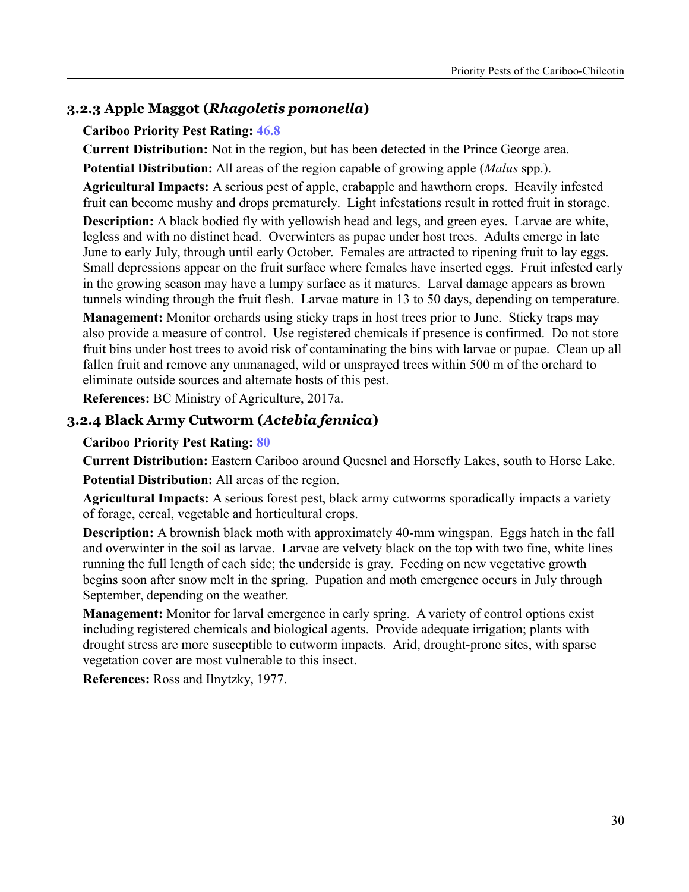### 3.2.3 Apple Maggot (*Rhagoletis pomonella*)

**Cariboo Priority Pest Rating:** 46.8

**Current Distribution:** Not in the region, but has been detected in the Prince George area.

**Potential Distribution:** All areas of the region capable of growing apple (*Malus* spp.).

**Agricultural Impacts:** A serious pest of apple, crabapple and hawthorn crops. Heavily infested fruit can become mushy and drops prematurely. Light infestations result in rotted fruit in storage.

**Description:** A black bodied fly with yellowish head and legs, and green eyes. Larvae are white, legless and with no distinct head. Overwinters as pupae under host trees. Adults emerge in late June to early July, through until early October. Females are attracted to ripening fruit to lay eggs. Small depressions appear on the fruit surface where females have inserted eggs. Fruit infested early in the growing season may have a lumpy surface as it matures. Larval damage appears as brown tunnels winding through the fruit flesh. Larvae mature in 13 to 50 days, depending on temperature.

**Management:** Monitor orchards using sticky traps in host trees prior to June. Sticky traps may also provide a measure of control. Use registered chemicals if presence is confirmed. Do not store fruit bins under host trees to avoid risk of contaminating the bins with larvae or pupae. Clean up all fallen fruit and remove any unmanaged, wild or unsprayed trees within 500 m of the orchard to eliminate outside sources and alternate hosts of this pest.

**References:** BC Ministry of Agriculture, 2017a.

### 3.2.4 Black Army Cutworm (*Actebia fennica*)

**Cariboo Priority Pest Rating:** 80

**Current Distribution:** Eastern Cariboo around Quesnel and Horsefly Lakes, south to Horse Lake.

**Potential Distribution:** All areas of the region.

**Agricultural Impacts:** A serious forest pest, black army cutworms sporadically impacts a variety of forage, cereal, vegetable and horticultural crops.

**Description:** A brownish black moth with approximately 40-mm wingspan. Eggs hatch in the fall and overwinter in the soil as larvae. Larvae are velvety black on the top with two fine, white lines running the full length of each side; the underside is gray. Feeding on new vegetative growth begins soon after snow melt in the spring. Pupation and moth emergence occurs in July through September, depending on the weather.

**Management:** Monitor for larval emergence in early spring. A variety of control options exist including registered chemicals and biological agents. Provide adequate irrigation; plants with drought stress are more susceptible to cutworm impacts. Arid, drought-prone sites, with sparse vegetation cover are most vulnerable to this insect.

**References:** Ross and Ilnytzky, 1977.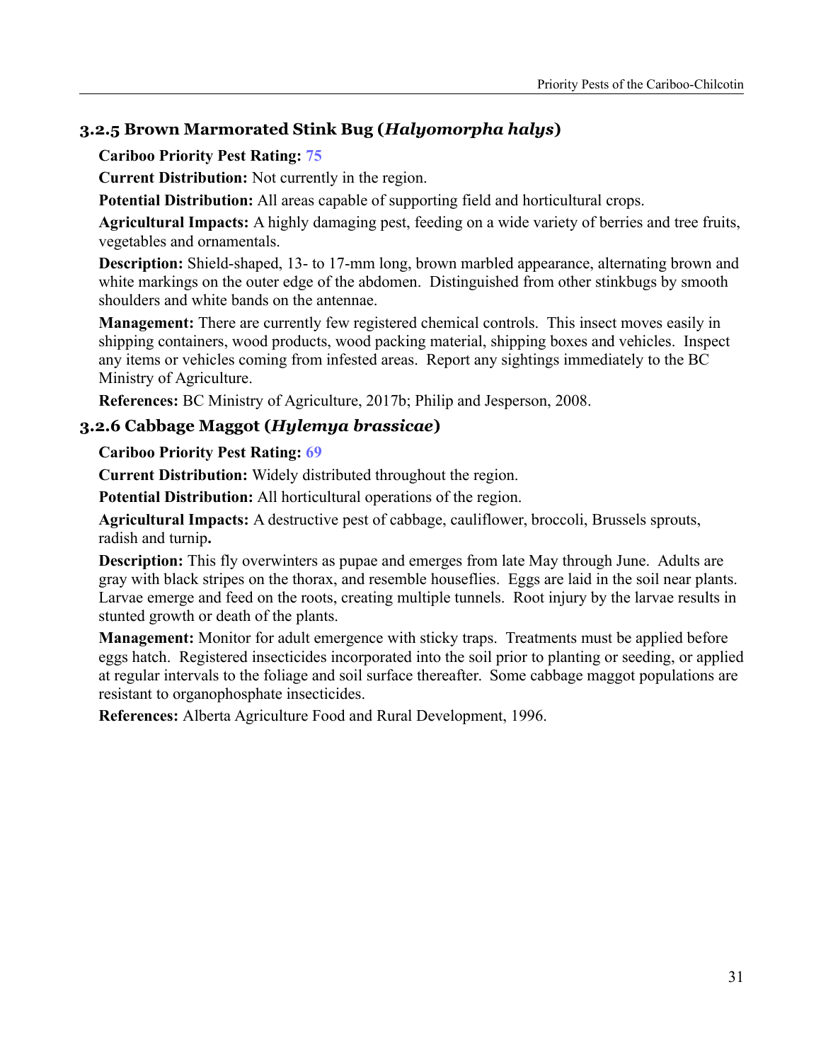### 3.2.5 Brown Marmorated Stink Bug (*Halyomorpha halys*)

**Cariboo Priority Pest Rating:** 75

**Current Distribution:** Not currently in the region.

**Potential Distribution:** All areas capable of supporting field and horticultural crops.

**Agricultural Impacts:** A highly damaging pest, feeding on a wide variety of berries and tree fruits, vegetables and ornamentals.

**Description:** Shield-shaped, 13- to 17-mm long, brown marbled appearance, alternating brown and white markings on the outer edge of the abdomen. Distinguished from other stinkbugs by smooth shoulders and white bands on the antennae.

**Management:** There are currently few registered chemical controls. This insect moves easily in shipping containers, wood products, wood packing material, shipping boxes and vehicles. Inspect any items or vehicles coming from infested areas. Report any sightings immediately to the BC Ministry of Agriculture.

**References:** BC Ministry of Agriculture, 2017b; Philip and Jesperson, 2008.

### 3.2.6 Cabbage Maggot (*Hylemya brassicae*)

**Cariboo Priority Pest Rating:** 69

**Current Distribution:** Widely distributed throughout the region.

**Potential Distribution:** All horticultural operations of the region.

**Agricultural Impacts:** A destructive pest of cabbage, cauliflower, broccoli, Brussels sprouts, radish and turnip**.**

**Description:** This fly overwinters as pupae and emerges from late May through June. Adults are gray with black stripes on the thorax, and resemble houseflies. Eggs are laid in the soil near plants. Larvae emerge and feed on the roots, creating multiple tunnels. Root injury by the larvae results in stunted growth or death of the plants.

**Management:** Monitor for adult emergence with sticky traps. Treatments must be applied before eggs hatch. Registered insecticides incorporated into the soil prior to planting or seeding, or applied at regular intervals to the foliage and soil surface thereafter. Some cabbage maggot populations are resistant to organophosphate insecticides.

**References:** Alberta Agriculture Food and Rural Development, 1996.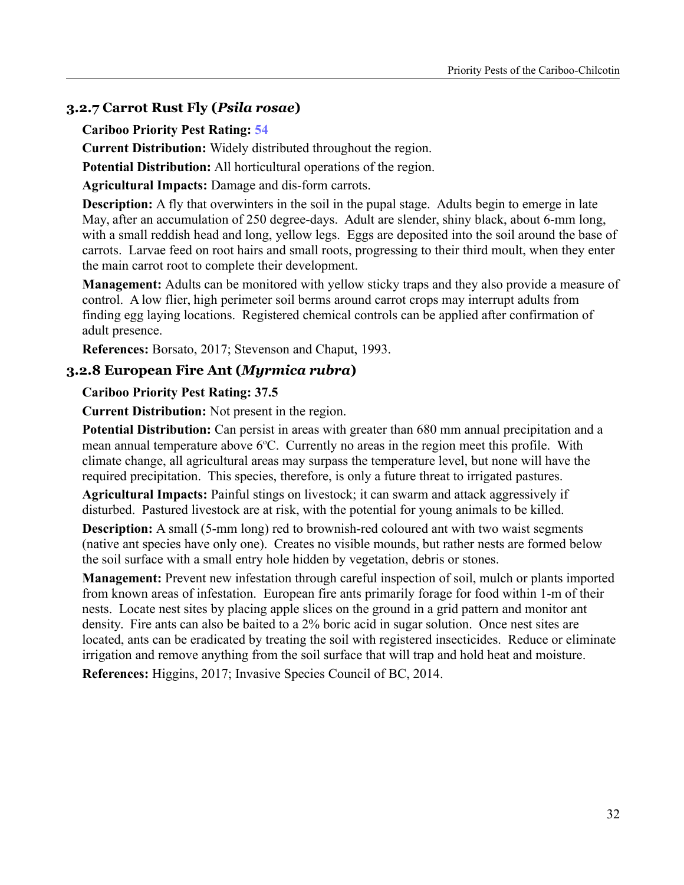### 3.2.7 Carrot Rust Fly (*Psila rosae*)

**Cariboo Priority Pest Rating:** 54

**Current Distribution:** Widely distributed throughout the region.

**Potential Distribution:** All horticultural operations of the region.

**Agricultural Impacts:** Damage and dis-form carrots.

**Description:** A fly that overwinters in the soil in the pupal stage. Adults begin to emerge in late May, after an accumulation of 250 degree-days. Adult are slender, shiny black, about 6-mm long, with a small reddish head and long, yellow legs. Eggs are deposited into the soil around the base of carrots. Larvae feed on root hairs and small roots, progressing to their third moult, when they enter the main carrot root to complete their development.

**Management:** Adults can be monitored with yellow sticky traps and they also provide a measure of control. A low flier, high perimeter soil berms around carrot crops may interrupt adults from finding egg laying locations. Registered chemical controls can be applied after confirmation of adult presence.

**References:** Borsato, 2017; Stevenson and Chaput, 1993.

### 3.2.8 European Fire Ant (*Myrmica rubra*)

**Cariboo Priority Pest Rating: 37.5**

**Current Distribution:** Not present in the region.

**Potential Distribution:** Can persist in areas with greater than 680 mm annual precipitation and a mean annual temperature above 6ºC. Currently no areas in the region meet this profile. With climate change, all agricultural areas may surpass the temperature level, but none will have the required precipitation. This species, therefore, is only a future threat to irrigated pastures.

**Agricultural Impacts:** Painful stings on livestock; it can swarm and attack aggressively if disturbed. Pastured livestock are at risk, with the potential for young animals to be killed.

**Description:** A small (5-mm long) red to brownish-red coloured ant with two waist segments (native ant species have only one). Creates no visible mounds, but rather nests are formed below the soil surface with a small entry hole hidden by vegetation, debris or stones.

**Management:** Prevent new infestation through careful inspection of soil, mulch or plants imported from known areas of infestation. European fire ants primarily forage for food within 1-m of their nests. Locate nest sites by placing apple slices on the ground in a grid pattern and monitor ant density. Fire ants can also be baited to a 2% boric acid in sugar solution. Once nest sites are located, ants can be eradicated by treating the soil with registered insecticides. Reduce or eliminate irrigation and remove anything from the soil surface that will trap and hold heat and moisture.

**References:** Higgins, 2017; Invasive Species Council of BC, 2014.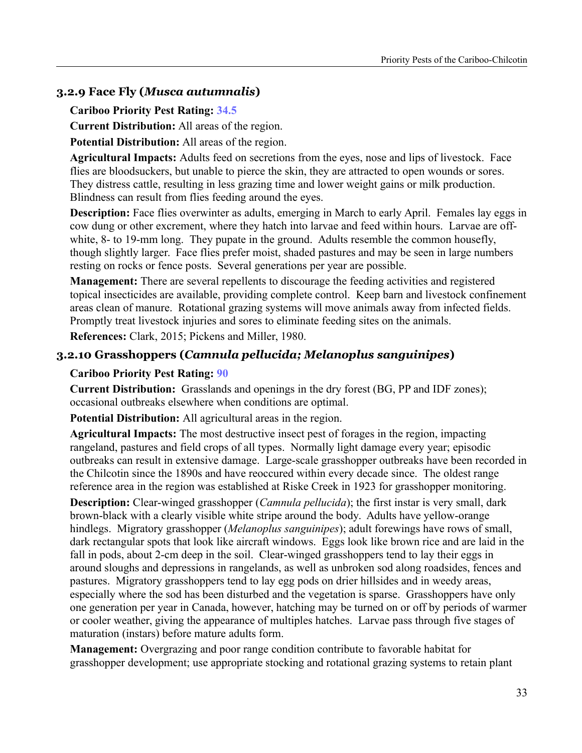### 3.2.9 Face Fly (*Musca autumnalis*)

**Cariboo Priority Pest Rating:** 34.5

**Current Distribution:** All areas of the region.

**Potential Distribution:** All areas of the region.

**Agricultural Impacts:** Adults feed on secretions from the eyes, nose and lips of livestock. Face flies are bloodsuckers, but unable to pierce the skin, they are attracted to open wounds or sores. They distress cattle, resulting in less grazing time and lower weight gains or milk production. Blindness can result from flies feeding around the eyes.

**Description:** Face flies overwinter as adults, emerging in March to early April. Females lay eggs in cow dung or other excrement, where they hatch into larvae and feed within hours. Larvae are off-white, 8- to 19-mm long. They pupate in the ground. Adults resemble the common housefly, though slightly larger. Face flies prefer moist, shaded pastures and may be seen in large numbers resting on rocks or fence posts. Several generations per year are possible.

**Management:** There are several repellents to discourage the feeding activities and registered topical insecticides are available, providing complete control. Keep barn and livestock confinement areas clean of manure. Rotational grazing systems will move animals away from infected fields. Promptly treat livestock injuries and sores to eliminate feeding sites on the animals.

**References:** Clark, 2015; Pickens and Miller, 1980.

### 3.2.10 Grasshoppers (*Camnula pellucida; Melanoplus sanguinipes*)

**Cariboo Priority Pest Rating:** 90

**Current Distribution:** Grasslands and openings in the dry forest (BG, PP and IDF zones); occasional outbreaks elsewhere when conditions are optimal.

**Potential Distribution:** All agricultural areas in the region.

**Agricultural Impacts:** The most destructive insect pest of forages in the region, impacting rangeland, pastures and field crops of all types. Normally light damage every year; episodic outbreaks can result in extensive damage. Large-scale grasshopper outbreaks have been recorded in the Chilcotin since the 1890s and have reoccured within every decade since. The oldest range reference area in the region was established at Riske Creek in 1923 for grasshopper monitoring.

**Description:** Clear-winged grasshopper (*Camnula pellucida*); the first instar is very small, dark brown-black with a clearly visible white stripe around the body. Adults have yellow-orange hindlegs. Migratory grasshopper (*Melanoplus sanguinipes*); adult forewings have rows of small, dark rectangular spots that look like aircraft windows. Eggs look like brown rice and are laid in the fall in pods, about 2-cm deep in the soil. Clear-winged grasshoppers tend to lay their eggs in around sloughs and depressions in rangelands, as well as unbroken sod along roadsides, fences and pastures. Migratory grasshoppers tend to lay egg pods on drier hillsides and in weedy areas, especially where the sod has been disturbed and the vegetation is sparse. Grasshoppers have only one generation per year in Canada, however, hatching may be turned on or off by periods of warmer or cooler weather, giving the appearance of multiples hatches. Larvae pass through five stages of maturation (instars) before mature adults form.

**Management:** Overgrazing and poor range condition contribute to favorable habitat for grasshopper development; use appropriate stocking and rotational grazing systems to retain plant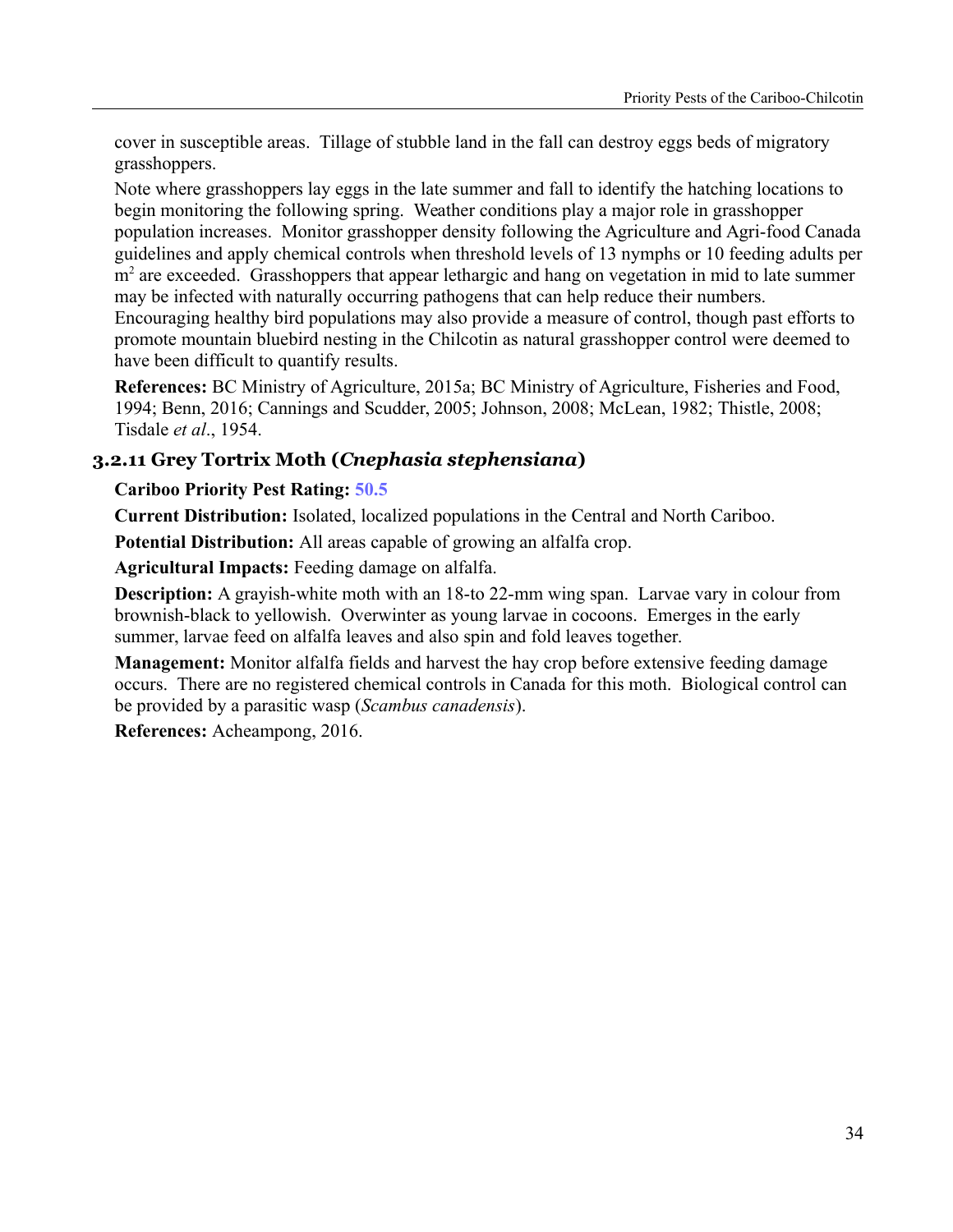cover in susceptible areas. Tillage of stubble land in the fall can destroy eggs beds of migratory grasshoppers.

Note where grasshoppers lay eggs in the late summer and fall to identify the hatching locations to begin monitoring the following spring. Weather conditions play a major role in grasshopper population increases. Monitor grasshopper density following the Agriculture and Agri-food Canada guidelines and apply chemical controls when threshold levels of 13 nymphs or 10 feeding adults per $m^2$ are exceeded. Grasshoppers that appear lethargic and hang on vegetation in mid to late summer may be infected with naturally occurring pathogens that can help reduce their numbers. Encouraging healthy bird populations may also provide a measure of control, though past efforts to promote mountain bluebird nesting in the Chilcotin as natural grasshopper control were deemed to have been difficult to quantify results.

**References:** BC Ministry of Agriculture, 2015a; BC Ministry of Agriculture, Fisheries and Food, 1994; Benn, 2016; Cannings and Scudder, 2005; Johnson, 2008; McLean, 1982; Thistle, 2008; Tisdale *et al*., 1954.

### 3.2.11 Grey Tortrix Moth (*Cnephasia stephensiana*)

**Cariboo Priority Pest Rating:** 50.5

**Current Distribution:** Isolated, localized populations in the Central and North Cariboo.

**Potential Distribution:** All areas capable of growing an alfalfa crop.

**Agricultural Impacts:** Feeding damage on alfalfa.

**Description:** A grayish-white moth with an 18-to 22-mm wing span. Larvae vary in colour from brownish-black to yellowish. Overwinter as young larvae in cocoons. Emerges in the early summer, larvae feed on alfalfa leaves and also spin and fold leaves together.

**Management:** Monitor alfalfa fields and harvest the hay crop before extensive feeding damage occurs. There are no registered chemical controls in Canada for this moth. Biological control can be provided by a parasitic wasp (*Scambus canadensis*).

**References:** Acheampong, 2016.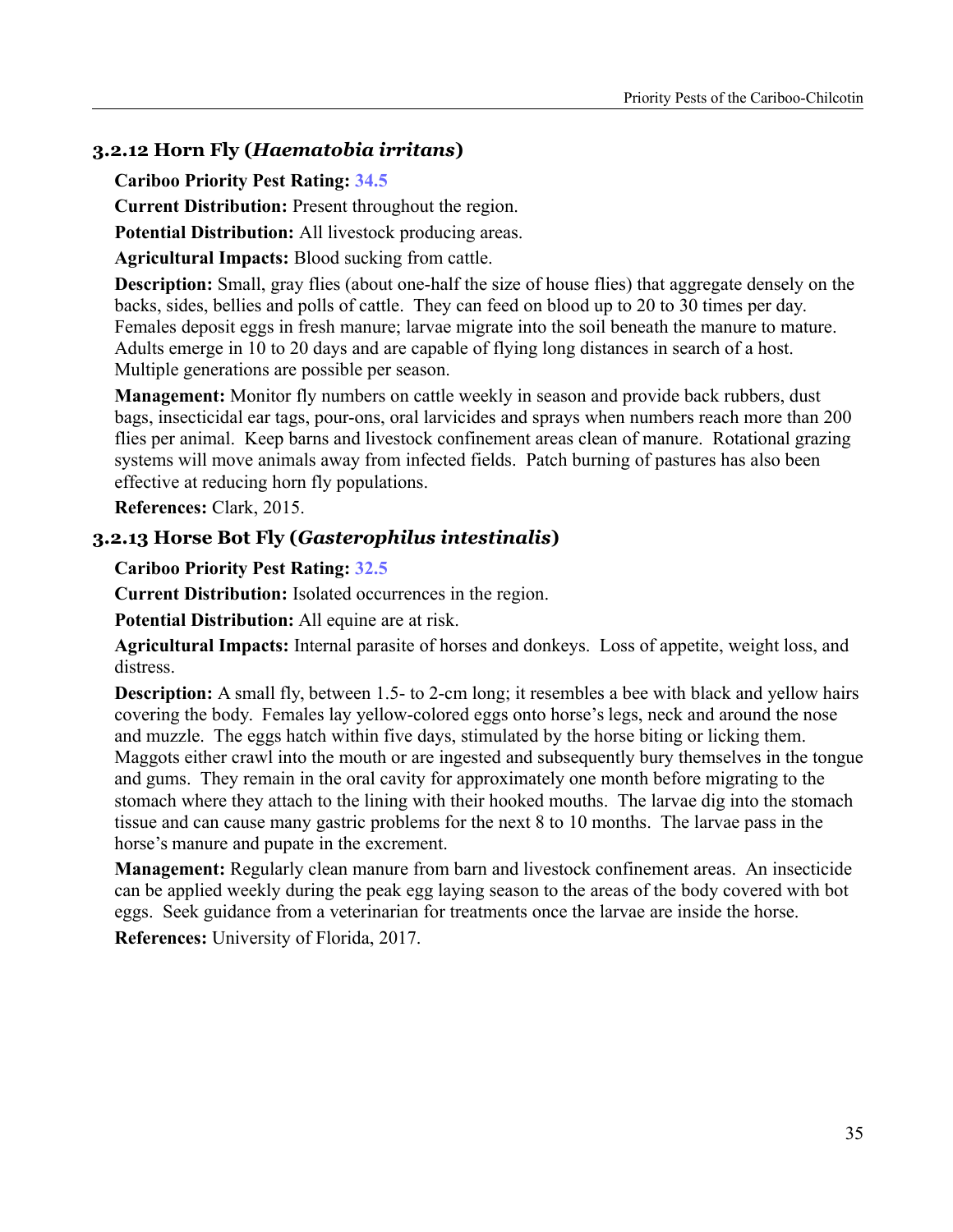### 3.2.12 Horn Fly (*Haematobia irritans*)

**Cariboo Priority Pest Rating:** 34.5

**Current Distribution:** Present throughout the region.

**Potential Distribution:** All livestock producing areas.

**Agricultural Impacts:** Blood sucking from cattle.

**Description:** Small, gray flies (about one-half the size of house flies) that aggregate densely on the backs, sides, bellies and polls of cattle. They can feed on blood up to 20 to 30 times per day. Females deposit eggs in fresh manure; larvae migrate into the soil beneath the manure to mature. Adults emerge in 10 to 20 days and are capable of flying long distances in search of a host. Multiple generations are possible per season.

**Management:** Monitor fly numbers on cattle weekly in season and provide back rubbers, dust bags, insecticidal ear tags, pour-ons, oral larvicides and sprays when numbers reach more than 200 flies per animal. Keep barns and livestock confinement areas clean of manure. Rotational grazing systems will move animals away from infected fields. Patch burning of pastures has also been effective at reducing horn fly populations.

**References:** Clark, 2015.

### 3.2.13 Horse Bot Fly (*Gasterophilus intestinalis*)

**Cariboo Priority Pest Rating:** 32.5

**Current Distribution:** Isolated occurrences in the region.

**Potential Distribution:** All equine are at risk.

**Agricultural Impacts:** Internal parasite of horses and donkeys. Loss of appetite, weight loss, and distress.

**Description:** A small fly, between 1.5- to 2-cm long; it resembles a bee with black and yellow hairs covering the body. Females lay yellow-colored eggs onto horse's legs, neck and around the nose and muzzle. The eggs hatch within five days, stimulated by the horse biting or licking them. Maggots either crawl into the mouth or are ingested and subsequently bury themselves in the tongue and gums. They remain in the oral cavity for approximately one month before migrating to the stomach where they attach to the lining with their hooked mouths. The larvae dig into the stomach tissue and can cause many gastric problems for the next 8 to 10 months. The larvae pass in the horse's manure and pupate in the excrement.

**Management:** Regularly clean manure from barn and livestock confinement areas. An insecticide can be applied weekly during the peak egg laying season to the areas of the body covered with bot eggs. Seek guidance from a veterinarian for treatments once the larvae are inside the horse.

**References:** University of Florida, 2017.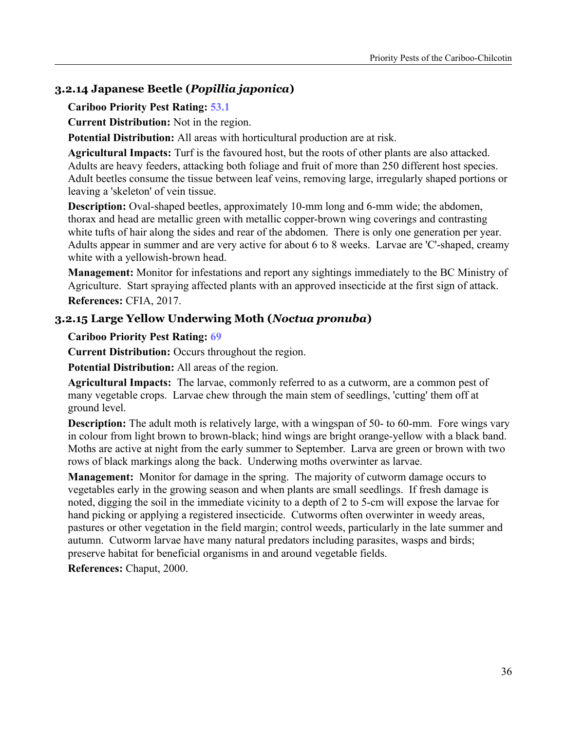### 3.2.14 Japanese Beetle (*Popillia japonica*)

**Cariboo Priority Pest Rating:** 53.1

**Current Distribution:** Not in the region.

**Potential Distribution:** All areas with horticultural production are at risk.

**Agricultural Impacts:** Turf is the favoured host, but the roots of other plants are also attacked. Adults are heavy feeders, attacking both foliage and fruit of more than 250 different host species. Adult beetles consume the tissue between leaf veins, removing large, irregularly shaped portions or leaving a 'skeleton' of vein tissue.

**Description:** Oval-shaped beetles, approximately 10-mm long and 6-mm wide; the abdomen, thorax and head are metallic green with metallic copper-brown wing coverings and contrasting white tufts of hair along the sides and rear of the abdomen. There is only one generation per year. Adults appear in summer and are very active for about 6 to 8 weeks. Larvae are 'C'-shaped, creamy white with a yellowish-brown head.

**Management:** Monitor for infestations and report any sightings immediately to the BC Ministry of Agriculture. Start spraying affected plants with an approved insecticide at the first sign of attack.

**References:** CFIA, 2017.

### 3.2.15 Large Yellow Underwing Moth (*Noctua pronuba*)

**Cariboo Priority Pest Rating:** 69

**Current Distribution:** Occurs throughout the region.

**Potential Distribution:** All areas of the region.

**Agricultural Impacts:** The larvae, commonly referred to as a cutworm, are a common pest of many vegetable crops. Larvae chew through the main stem of seedlings, 'cutting' them off at ground level.

**Description:** The adult moth is relatively large, with a wingspan of 50- to 60-mm. Fore wings vary in colour from light brown to brown-black; hind wings are bright orange-yellow with a black band. Moths are active at night from the early summer to September. Larva are green or brown with two rows of black markings along the back. Underwing moths overwinter as larvae.

**Management:** Monitor for damage in the spring. The majority of cutworm damage occurs to vegetables early in the growing season and when plants are small seedlings. If fresh damage is noted, digging the soil in the immediate vicinity to a depth of 2 to 5-cm will expose the larvae for hand picking or applying a registered insecticide. Cutworms often overwinter in weedy areas, pastures or other vegetation in the field margin; control weeds, particularly in the late summer and autumn. Cutworm larvae have many natural predators including parasites, wasps and birds; preserve habitat for beneficial organisms in and around vegetable fields.

**References:** Chaput, 2000.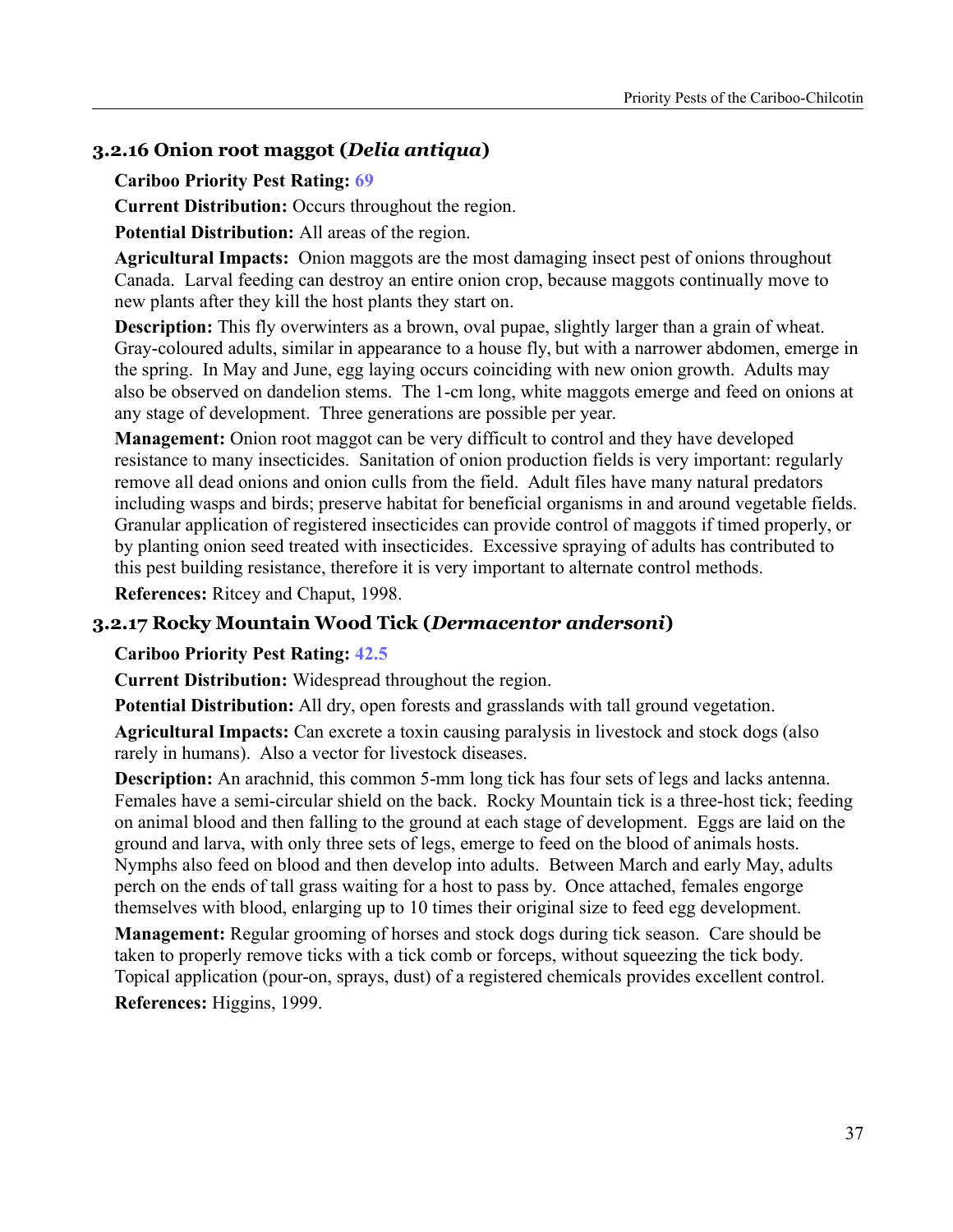### 3.2.16 Onion root maggot (*Delia antiqua*)

**Cariboo Priority Pest Rating:** 69

**Current Distribution:** Occurs throughout the region.

**Potential Distribution:** All areas of the region.

**Agricultural Impacts:** Onion maggots are the most damaging insect pest of onions throughout Canada. Larval feeding can destroy an entire onion crop, because maggots continually move to new plants after they kill the host plants they start on.

**Description:** This fly overwinters as a brown, oval pupae, slightly larger than a grain of wheat. Gray-coloured adults, similar in appearance to a house fly, but with a narrower abdomen, emerge in the spring. In May and June, egg laying occurs coinciding with new onion growth. Adults may also be observed on dandelion stems. The 1-cm long, white maggots emerge and feed on onions at any stage of development. Three generations are possible per year.

**Management:** Onion root maggot can be very difficult to control and they have developed resistance to many insecticides. Sanitation of onion production fields is very important: regularly remove all dead onions and onion culls from the field. Adult files have many natural predators including wasps and birds; preserve habitat for beneficial organisms in and around vegetable fields. Granular application of registered insecticides can provide control of maggots if timed properly, or by planting onion seed treated with insecticides. Excessive spraying of adults has contributed to this pest building resistance, therefore it is very important to alternate control methods.

**References:** Ritcey and Chaput, 1998.

### 3.2.17 Rocky Mountain Wood Tick (*Dermacentor andersoni*)

**Cariboo Priority Pest Rating:** 42.5

**Current Distribution:** Widespread throughout the region.

**Potential Distribution:** All dry, open forests and grasslands with tall ground vegetation.

**Agricultural Impacts:** Can excrete a toxin causing paralysis in livestock and stock dogs (also rarely in humans). Also a vector for livestock diseases.

**Description:** An arachnid, this common 5-mm long tick has four sets of legs and lacks antenna. Females have a semi-circular shield on the back. Rocky Mountain tick is a three-host tick; feeding on animal blood and then falling to the ground at each stage of development. Eggs are laid on the ground and larva, with only three sets of legs, emerge to feed on the blood of animals hosts. Nymphs also feed on blood and then develop into adults. Between March and early May, adults perch on the ends of tall grass waiting for a host to pass by. Once attached, females engorge themselves with blood, enlarging up to 10 times their original size to feed egg development.

**Management:** Regular grooming of horses and stock dogs during tick season. Care should be taken to properly remove ticks with a tick comb or forceps, without squeezing the tick body. Topical application (pour-on, sprays, dust) of a registered chemicals provides excellent control.

**References:** Higgins, 1999.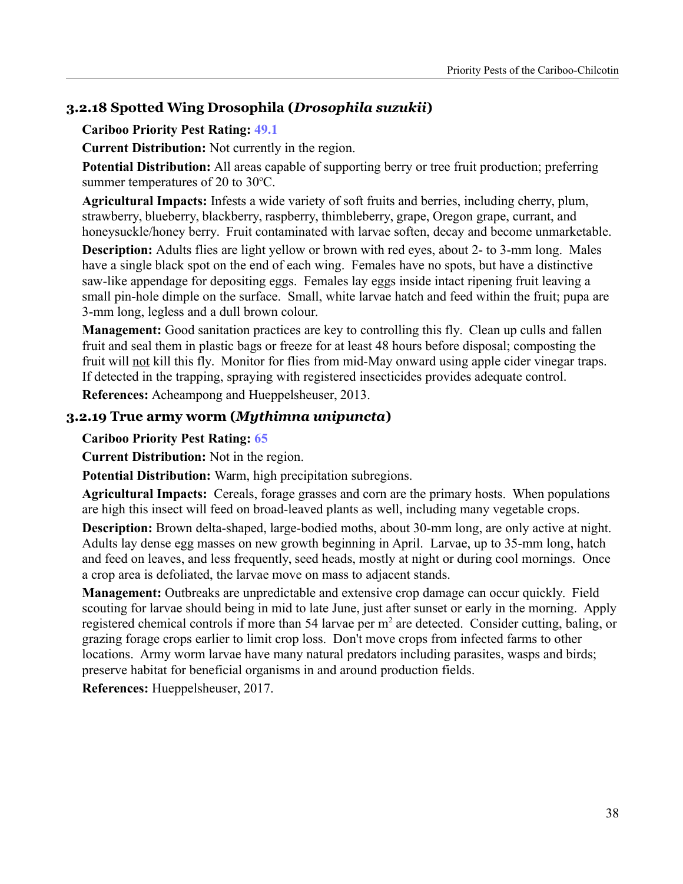### 3.2.18 Spotted Wing Drosophila (*Drosophila suzukii*)

**Cariboo Priority Pest Rating:** 49.1

**Current Distribution:** Not currently in the region.

**Potential Distribution:** All areas capable of supporting berry or tree fruit production; preferring summer temperatures of 20 to 30ºC.

**Agricultural Impacts:** Infests a wide variety of soft fruits and berries, including cherry, plum, strawberry, blueberry, blackberry, raspberry, thimbleberry, grape, Oregon grape, currant, and honeysuckle/honey berry. Fruit contaminated with larvae soften, decay and become unmarketable.

**Description:** Adults flies are light yellow or brown with red eyes, about 2- to 3-mm long. Males have a single black spot on the end of each wing. Females have no spots, but have a distinctive saw-like appendage for depositing eggs. Females lay eggs inside intact ripening fruit leaving a small pin-hole dimple on the surface. Small, white larvae hatch and feed within the fruit; pupa are 3-mm long, legless and a dull brown colour.

**Management:** Good sanitation practices are key to controlling this fly. Clean up culls and fallen fruit and seal them in plastic bags or freeze for at least 48 hours before disposal; composting the fruit will not kill this fly. Monitor for flies from mid-May onward using apple cider vinegar traps. If detected in the trapping, spraying with registered insecticides provides adequate control.

**References:** Acheampong and Hueppelsheuser, 2013.

### 3.2.19 True army worm (*Mythimna unipuncta*)

**Cariboo Priority Pest Rating:** 65

**Current Distribution:** Not in the region.

**Potential Distribution:** Warm, high precipitation subregions.

**Agricultural Impacts:** Cereals, forage grasses and corn are the primary hosts. When populations are high this insect will feed on broad-leaved plants as well, including many vegetable crops.

**Description:** Brown delta-shaped, large-bodied moths, about 30-mm long, are only active at night. Adults lay dense egg masses on new growth beginning in April. Larvae, up to 35-mm long, hatch and feed on leaves, and less frequently, seed heads, mostly at night or during cool mornings. Once a crop area is defoliated, the larvae move on mass to adjacent stands.

**Management:** Outbreaks are unpredictable and extensive crop damage can occur quickly. Field scouting for larvae should being in mid to late June, just after sunset or early in the morning. Apply registered chemical controls if more than 54 larvae per $m^2$ are detected. Consider cutting, baling, or grazing forage crops earlier to limit crop loss. Don't move crops from infected farms to other locations. Army worm larvae have many natural predators including parasites, wasps and birds; preserve habitat for beneficial organisms in and around production fields.

**References:** Hueppelsheuser, 2017.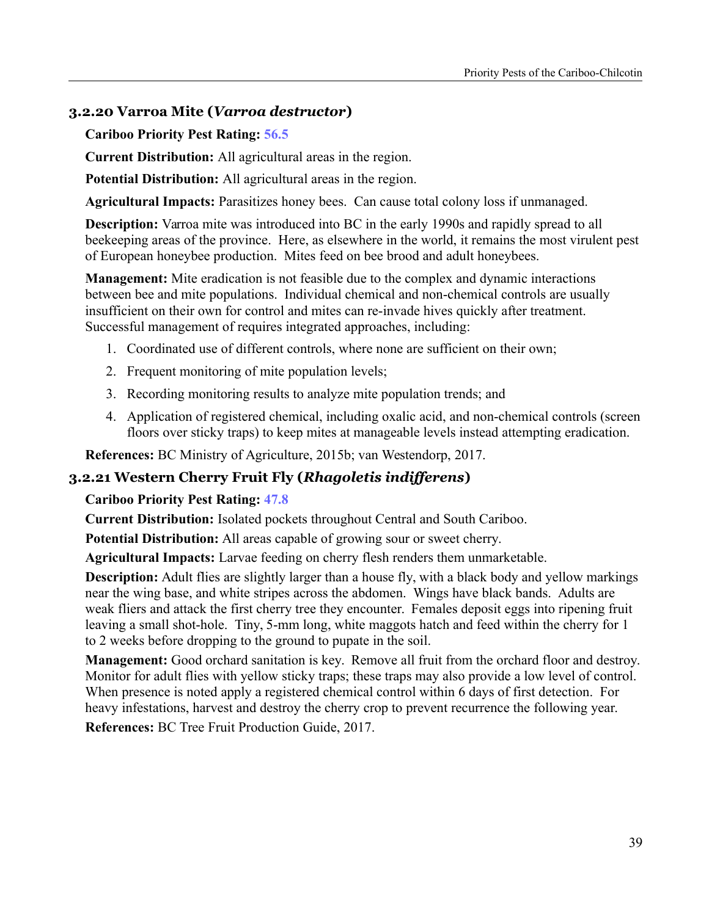### 3.2.20 Varroa Mite (*Varroa destructor*)

**Cariboo Priority Pest Rating:** 56.5

**Current Distribution:** All agricultural areas in the region.

**Potential Distribution:** All agricultural areas in the region.

**Agricultural Impacts:** Parasitizes honey bees. Can cause total colony loss if unmanaged.

**Description:** Varroa mite was introduced into BC in the early 1990s and rapidly spread to all beekeeping areas of the province. Here, as elsewhere in the world, it remains the most virulent pest of European honeybee production. Mites feed on bee brood and adult honeybees.

**Management:** Mite eradication is not feasible due to the complex and dynamic interactions between bee and mite populations. Individual chemical and non-chemical controls are usually insufficient on their own for control and mites can re-invade hives quickly after treatment. Successful management of requires integrated approaches, including:

1. Coordinated use of different controls, where none are sufficient on their own;
2. Frequent monitoring of mite population levels;
3. Recording monitoring results to analyze mite population trends; and
4. Application of registered chemical, including oxalic acid, and non-chemical controls (screen floors over sticky traps) to keep mites at manageable levels instead attempting eradication.

**References:** BC Ministry of Agriculture, 2015b; van Westendorp, 2017.

### 3.2.21 Western Cherry Fruit Fly (*Rhagoletis indifferens*)

**Cariboo Priority Pest Rating:** 47.8

**Current Distribution:** Isolated pockets throughout Central and South Cariboo.

**Potential Distribution:** All areas capable of growing sour or sweet cherry.

**Agricultural Impacts:** Larvae feeding on cherry flesh renders them unmarketable.

**Description:** Adult flies are slightly larger than a house fly, with a black body and yellow markings near the wing base, and white stripes across the abdomen. Wings have black bands. Adults are weak fliers and attack the first cherry tree they encounter. Females deposit eggs into ripening fruit leaving a small shot-hole. Tiny, 5-mm long, white maggots hatch and feed within the cherry for 1 to 2 weeks before dropping to the ground to pupate in the soil.

**Management:** Good orchard sanitation is key. Remove all fruit from the orchard floor and destroy. Monitor for adult flies with yellow sticky traps; these traps may also provide a low level of control. When presence is noted apply a registered chemical control within 6 days of first detection. For heavy infestations, harvest and destroy the cherry crop to prevent recurrence the following year.

**References:** BC Tree Fruit Production Guide, 2017.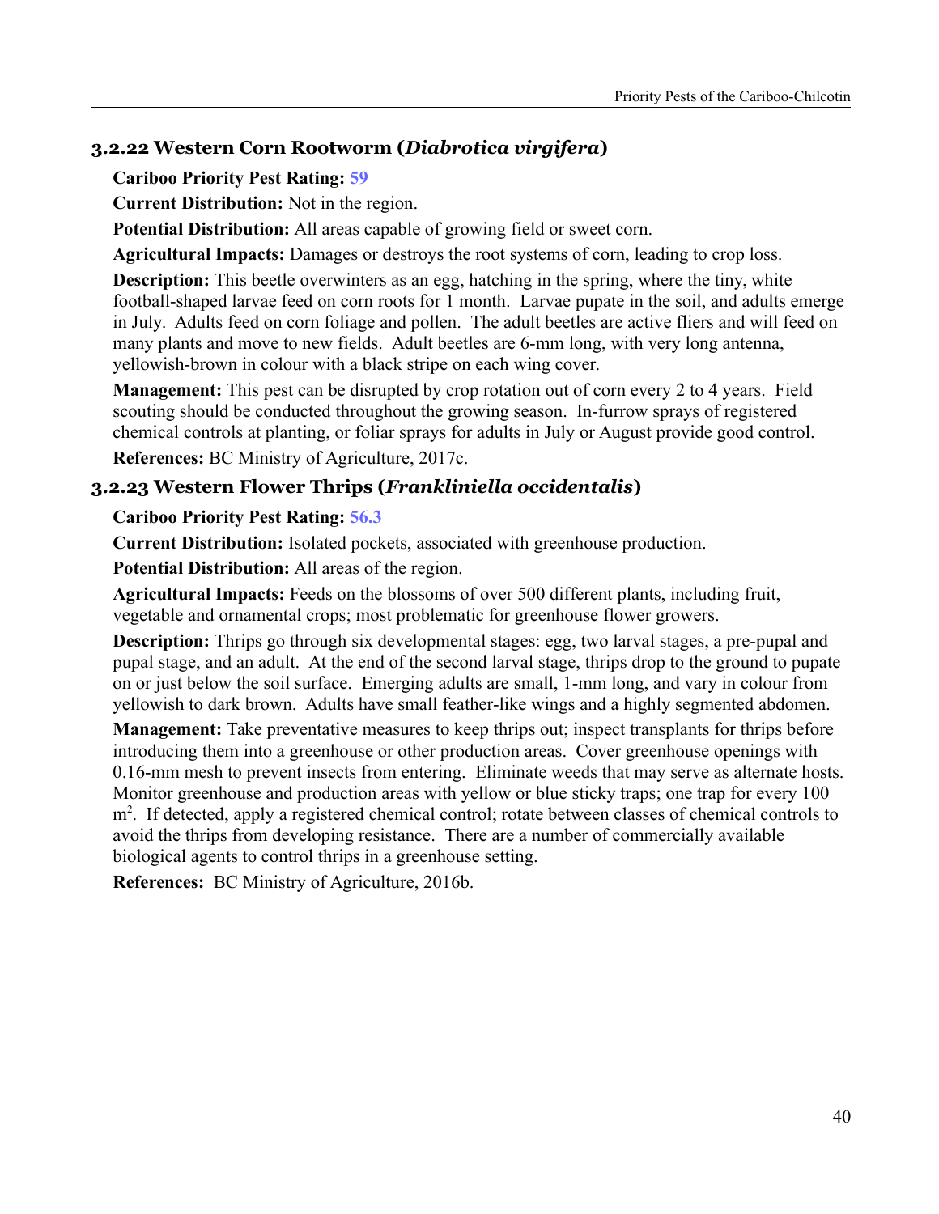### 3.2.22 Western Corn Rootworm (*Diabrotica virgifera*)

**Cariboo Priority Pest Rating:** 59

**Current Distribution:** Not in the region.

**Potential Distribution:** All areas capable of growing field or sweet corn.

**Agricultural Impacts:** Damages or destroys the root systems of corn, leading to crop loss.

**Description:** This beetle overwinters as an egg, hatching in the spring, where the tiny, white football-shaped larvae feed on corn roots for 1 month. Larvae pupate in the soil, and adults emerge in July. Adults feed on corn foliage and pollen. The adult beetles are active fliers and will feed on many plants and move to new fields. Adult beetles are 6-mm long, with very long antenna, yellowish-brown in colour with a black stripe on each wing cover.

**Management:** This pest can be disrupted by crop rotation out of corn every 2 to 4 years. Field scouting should be conducted throughout the growing season. In-furrow sprays of registered chemical controls at planting, or foliar sprays for adults in July or August provide good control.

**References:** BC Ministry of Agriculture, 2017c.

### 3.2.23 Western Flower Thrips (*Frankliniella occidentalis*)

**Cariboo Priority Pest Rating:** 56.3

**Current Distribution:** Isolated pockets, associated with greenhouse production.

**Potential Distribution:** All areas of the region.

**Agricultural Impacts:** Feeds on the blossoms of over 500 different plants, including fruit, vegetable and ornamental crops; most problematic for greenhouse flower growers.

**Description:** Thrips go through six developmental stages: egg, two larval stages, a pre-pupal and pupal stage, and an adult. At the end of the second larval stage, thrips drop to the ground to pupate on or just below the soil surface. Emerging adults are small, 1-mm long, and vary in colour from yellowish to dark brown. Adults have small feather-like wings and a highly segmented abdomen.

**Management:** Take preventative measures to keep thrips out; inspect transplants for thrips before introducing them into a greenhouse or other production areas. Cover greenhouse openings with 0.16-mm mesh to prevent insects from entering. Eliminate weeds that may serve as alternate hosts. Monitor greenhouse and production areas with yellow or blue sticky traps; one trap for every 100 $m^2$. If detected, apply a registered chemical control; rotate between classes of chemical controls to avoid the thrips from developing resistance. There are a number of commercially available biological agents to control thrips in a greenhouse setting.

**References:** BC Ministry of Agriculture, 2016b.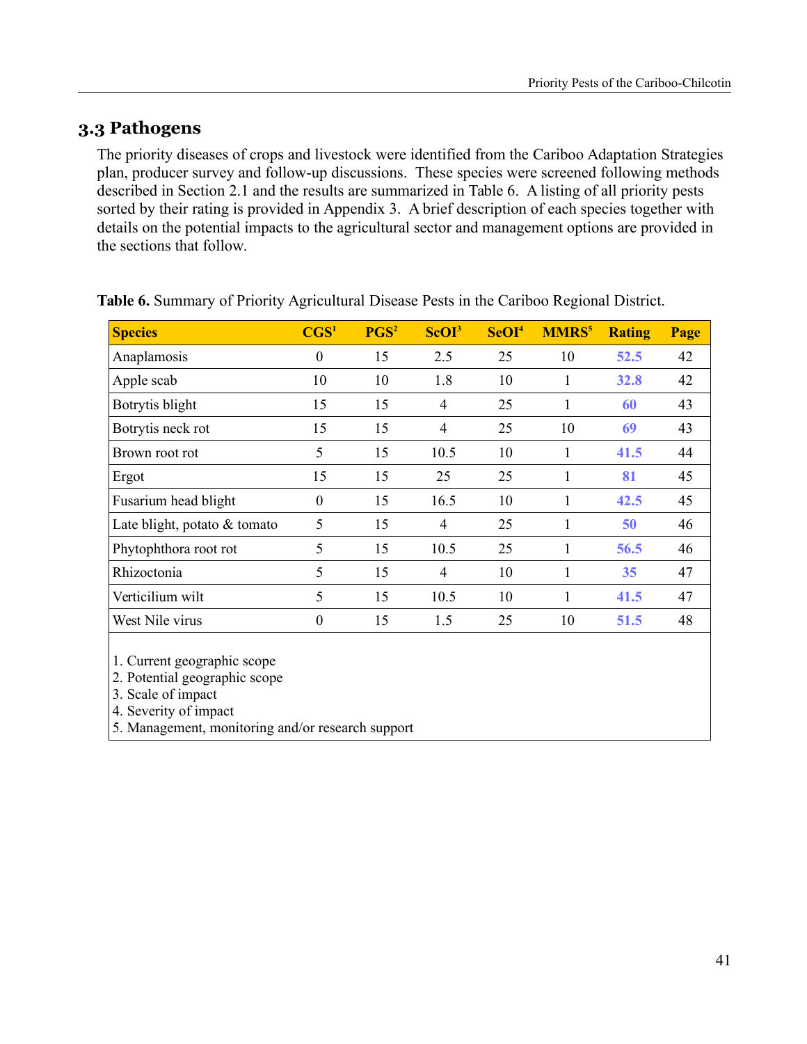## 3.3 Pathogens

The priority diseases of crops and livestock were identified from the Cariboo Adaptation Strategies plan, producer survey and follow-up discussions. These species were screened following methods described in Section 2.1 and the results are summarized in Table 6. A listing of all priority pests sorted by their rating is provided in Appendix 3. A brief description of each species together with details on the potential impacts to the agricultural sector and management options are provided in the sections that follow.

**Table 6.** Summary of Priority Agricultural Disease Pests in the Cariboo Regional District.

| Species | CGS[1] | PGS[2] | ScOI[3] | SeOI[4] | MMRS[5] | Rating | Page |
|---|---|---|---|---|---|---|---|
| Anaplamosis | 0 | 15 | 2.5 | 25 | 10 | 52.5 | 42 |
| Apple scab | 10 | 10 | 1.8 | 10 | 1 | 32.8 | 42 |
| Botrytis blight | 15 | 15 | 4 | 25 | 1 | 60 | 43 |
| Botrytis neck rot | 15 | 15 | 4 | 25 | 10 | 69 | 43 |
| Brown root rot | 5 | 15 | 10.5 | 10 | 1 | 41.5 | 44 |
| Ergot | 15 | 15 | 25 | 25 | 1 | 81 | 45 |
| Fusarium head blight | 0 | 15 | 16.5 | 10 | 1 | 42.5 | 45 |
| Late blight, potato & tomato | 5 | 15 | 4 | 25 | 1 | 50 | 46 |
| Phytophthora root rot | 5 | 15 | 10.5 | 25 | 1 | 56.5 | 46 |
| Rhizoctonia | 5 | 15 | 4 | 10 | 1 | 35 | 47 |
| Verticilium wilt | 5 | 15 | 10.5 | 10 | 1 | 41.5 | 47 |
| West Nile virus | 0 | 15 | 1.5 | 25 | 10 | 51.5 | 48 |

1. Current geographic scope
2. Potential geographic scope
3. Scale of impact
4. Severity of impact
5. Management, monitoring and/or research support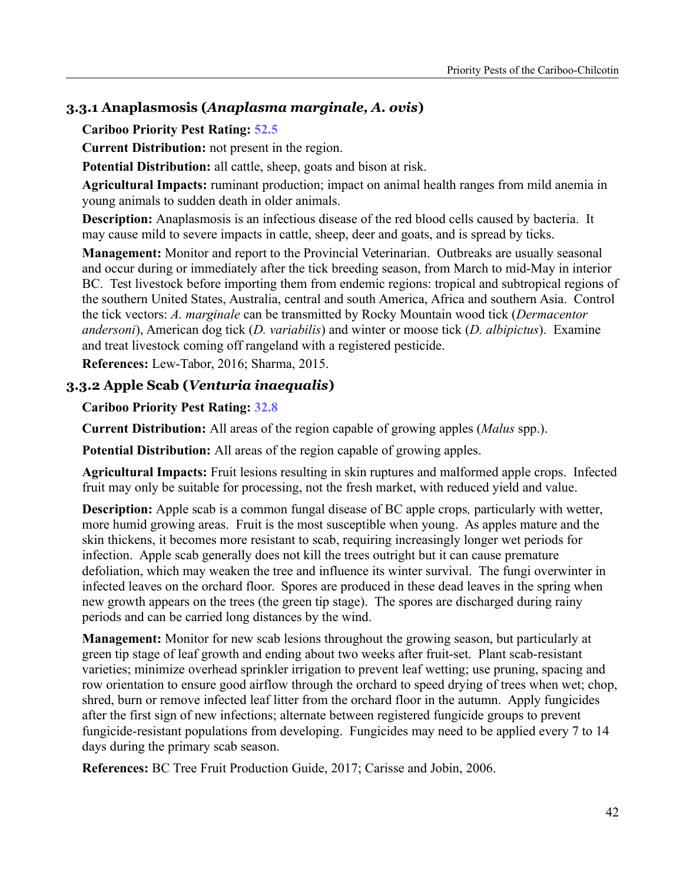### 3.3.1 Anaplasmosis (*Anaplasma marginale, A. ovis*)

**Cariboo Priority Pest Rating:** 52.5

**Current Distribution:** not present in the region.

**Potential Distribution:** all cattle, sheep, goats and bison at risk.

**Agricultural Impacts:** ruminant production; impact on animal health ranges from mild anemia in young animals to sudden death in older animals.

**Description:** Anaplasmosis is an infectious disease of the red blood cells caused by bacteria. It may cause mild to severe impacts in cattle, sheep, deer and goats, and is spread by ticks.

**Management:** Monitor and report to the Provincial Veterinarian. Outbreaks are usually seasonal and occur during or immediately after the tick breeding season, from March to mid-May in interior BC. Test livestock before importing them from endemic regions: tropical and subtropical regions of the southern United States, Australia, central and south America, Africa and southern Asia. Control the tick vectors: *A. marginale* can be transmitted by Rocky Mountain wood tick (*Dermacentor andersoni*), American dog tick (*D. variabilis*) and winter or moose tick (*D. albipictus*). Examine and treat livestock coming off rangeland with a registered pesticide.

**References:** Lew-Tabor, 2016; Sharma, 2015.

### 3.3.2 Apple Scab (*Venturia inaequalis*)

**Cariboo Priority Pest Rating:** 32.8

**Current Distribution:** All areas of the region capable of growing apples (*Malus* spp.).

**Potential Distribution:** All areas of the region capable of growing apples.

**Agricultural Impacts:** Fruit lesions resulting in skin ruptures and malformed apple crops. Infected fruit may only be suitable for processing, not the fresh market, with reduced yield and value.

**Description:** Apple scab is a common fungal disease of BC apple crops, particularly with wetter, more humid growing areas. Fruit is the most susceptible when young. As apples mature and the skin thickens, it becomes more resistant to scab, requiring increasingly longer wet periods for infection. Apple scab generally does not kill the trees outright but it can cause premature defoliation, which may weaken the tree and influence its winter survival. The fungi overwinter in infected leaves on the orchard floor. Spores are produced in these dead leaves in the spring when new growth appears on the trees (the green tip stage). The spores are discharged during rainy periods and can be carried long distances by the wind.

**Management:** Monitor for new scab lesions throughout the growing season, but particularly at green tip stage of leaf growth and ending about two weeks after fruit-set. Plant scab-resistant varieties; minimize overhead sprinkler irrigation to prevent leaf wetting; use pruning, spacing and row orientation to ensure good airflow through the orchard to speed drying of trees when wet; chop, shred, burn or remove infected leaf litter from the orchard floor in the autumn. Apply fungicides after the first sign of new infections; alternate between registered fungicide groups to prevent fungicide-resistant populations from developing. Fungicides may need to be applied every 7 to 14 days during the primary scab season.

**References:** BC Tree Fruit Production Guide, 2017; Carisse and Jobin, 2006.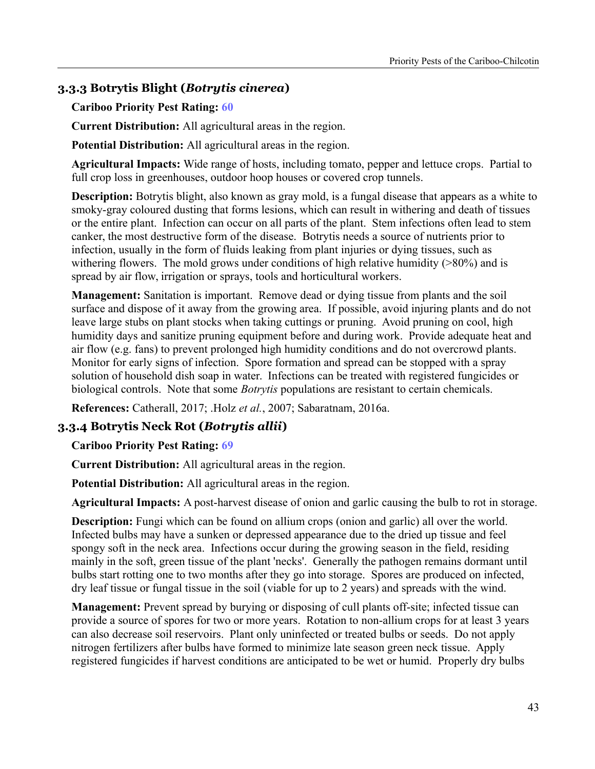### 3.3.3 Botrytis Blight (*Botrytis cinerea*)

**Cariboo Priority Pest Rating:** 60

**Current Distribution:** All agricultural areas in the region.

**Potential Distribution:** All agricultural areas in the region.

**Agricultural Impacts:** Wide range of hosts, including tomato, pepper and lettuce crops. Partial to full crop loss in greenhouses, outdoor hoop houses or covered crop tunnels.

**Description:** Botrytis blight, also known as gray mold, is a fungal disease that appears as a white to smoky-gray coloured dusting that forms lesions, which can result in withering and death of tissues or the entire plant. Infection can occur on all parts of the plant. Stem infections often lead to stem canker, the most destructive form of the disease. Botrytis needs a source of nutrients prior to infection, usually in the form of fluids leaking from plant injuries or dying tissues, such as withering flowers. The mold grows under conditions of high relative humidity (>80%) and is spread by air flow, irrigation or sprays, tools and horticultural workers.

**Management:** Sanitation is important. Remove dead or dying tissue from plants and the soil surface and dispose of it away from the growing area. If possible, avoid injuring plants and do not leave large stubs on plant stocks when taking cuttings or pruning. Avoid pruning on cool, high humidity days and sanitize pruning equipment before and during work. Provide adequate heat and air flow (e.g. fans) to prevent prolonged high humidity conditions and do not overcrowd plants. Monitor for early signs of infection. Spore formation and spread can be stopped with a spray solution of household dish soap in water. Infections can be treated with registered fungicides or biological controls. Note that some *Botrytis* populations are resistant to certain chemicals.

**References:** Catherall, 2017; .Holz *et al.*, 2007; Sabaratnam, 2016a.

### 3.3.4 Botrytis Neck Rot (*Botrytis allii*)

**Cariboo Priority Pest Rating:** 69

**Current Distribution:** All agricultural areas in the region.

**Potential Distribution:** All agricultural areas in the region.

**Agricultural Impacts:** A post-harvest disease of onion and garlic causing the bulb to rot in storage.

**Description:** Fungi which can be found on allium crops (onion and garlic) all over the world. Infected bulbs may have a sunken or depressed appearance due to the dried up tissue and feel spongy soft in the neck area. Infections occur during the growing season in the field, residing mainly in the soft, green tissue of the plant 'necks'. Generally the pathogen remains dormant until bulbs start rotting one to two months after they go into storage. Spores are produced on infected, dry leaf tissue or fungal tissue in the soil (viable for up to 2 years) and spreads with the wind.

**Management:** Prevent spread by burying or disposing of cull plants off-site; infected tissue can provide a source of spores for two or more years. Rotation to non-allium crops for at least 3 years can also decrease soil reservoirs. Plant only uninfected or treated bulbs or seeds. Do not apply nitrogen fertilizers after bulbs have formed to minimize late season green neck tissue. Apply registered fungicides if harvest conditions are anticipated to be wet or humid. Properly dry bulbs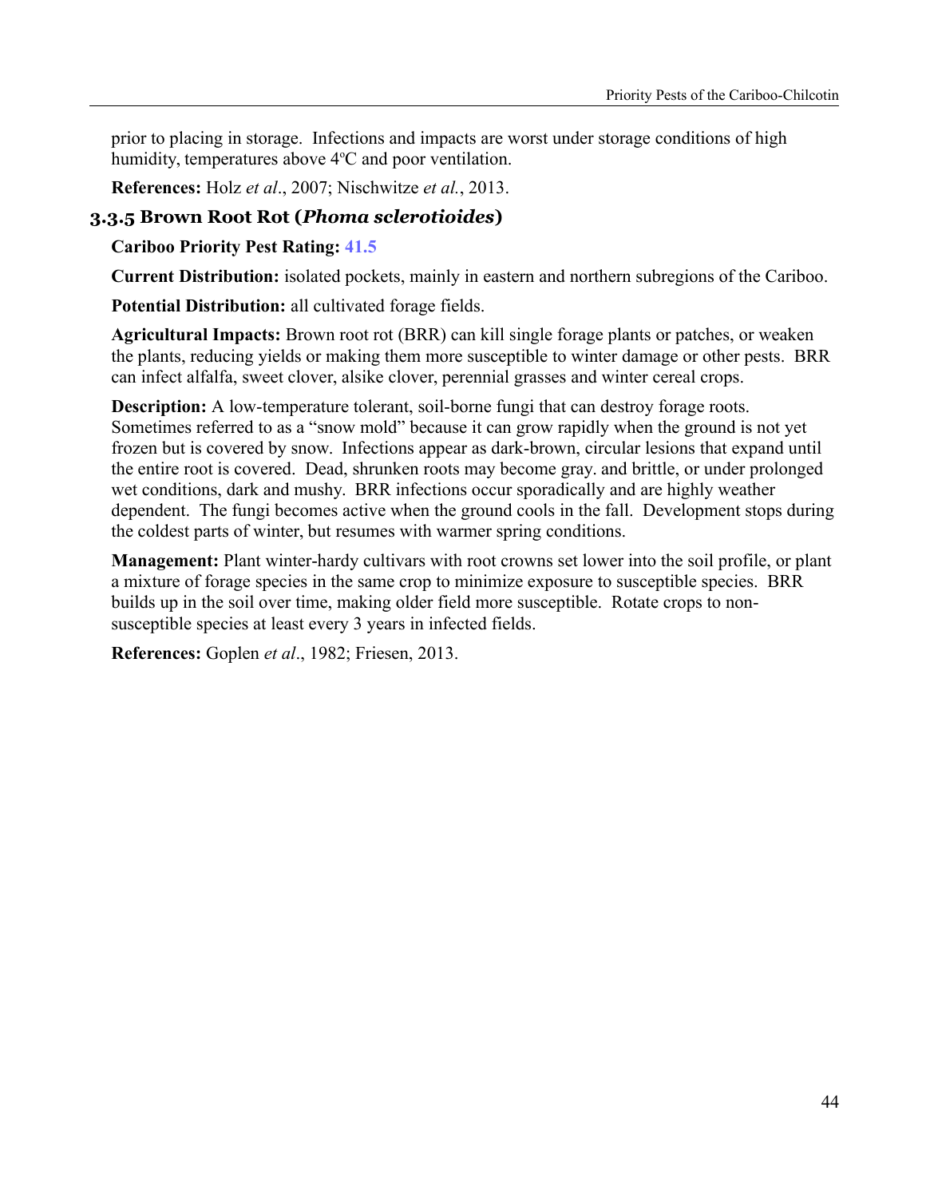prior to placing in storage. Infections and impacts are worst under storage conditions of high humidity, temperatures above 4ºC and poor ventilation.

**References:** Holz *et al*., 2007; Nischwitze *et al.*, 2013.

### 3.3.5 Brown Root Rot (*Phoma sclerotioides*)

**Cariboo Priority Pest Rating:** 41.5

**Current Distribution:** isolated pockets, mainly in eastern and northern subregions of the Cariboo.

**Potential Distribution:** all cultivated forage fields.

**Agricultural Impacts:** Brown root rot (BRR) can kill single forage plants or patches, or weaken the plants, reducing yields or making them more susceptible to winter damage or other pests. BRR can infect alfalfa, sweet clover, alsike clover, perennial grasses and winter cereal crops.

**Description:** A low-temperature tolerant, soil-borne fungi that can destroy forage roots. Sometimes referred to as a "snow mold" because it can grow rapidly when the ground is not yet frozen but is covered by snow. Infections appear as dark-brown, circular lesions that expand until the entire root is covered. Dead, shrunken roots may become gray. and brittle, or under prolonged wet conditions, dark and mushy. BRR infections occur sporadically and are highly weather dependent. The fungi becomes active when the ground cools in the fall. Development stops during the coldest parts of winter, but resumes with warmer spring conditions.

**Management:** Plant winter-hardy cultivars with root crowns set lower into the soil profile, or plant a mixture of forage species in the same crop to minimize exposure to susceptible species. BRR builds up in the soil over time, making older field more susceptible. Rotate crops to non-susceptible species at least every 3 years in infected fields.

**References:** Goplen *et al*., 1982; Friesen, 2013.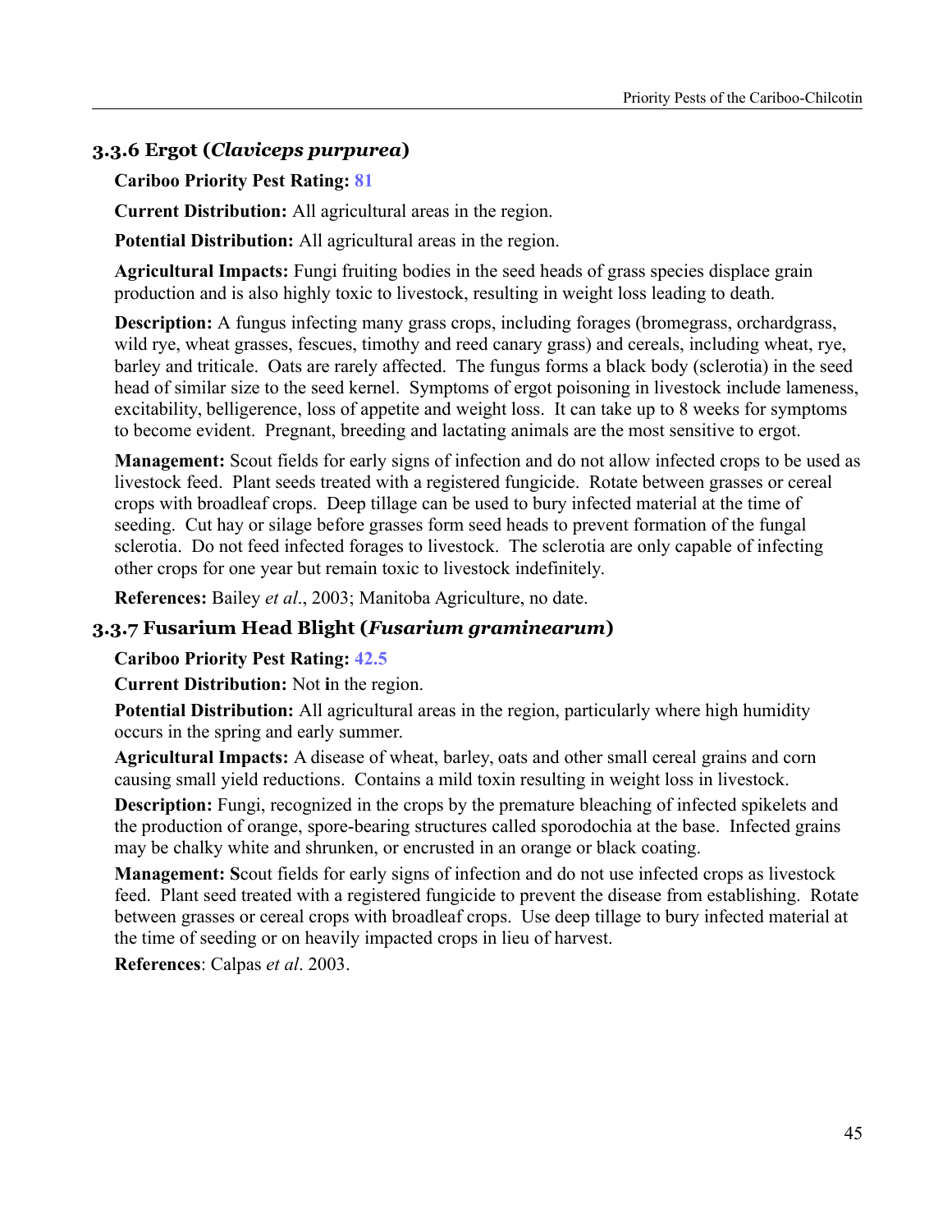### 3.3.6 Ergot (*Claviceps purpurea*)

**Cariboo Priority Pest Rating:** 81

**Current Distribution:** All agricultural areas in the region.

**Potential Distribution:** All agricultural areas in the region.

**Agricultural Impacts:** Fungi fruiting bodies in the seed heads of grass species displace grain production and is also highly toxic to livestock, resulting in weight loss leading to death.

**Description:** A fungus infecting many grass crops, including forages (bromegrass, orchardgrass, wild rye, wheat grasses, fescues, timothy and reed canary grass) and cereals, including wheat, rye, barley and triticale. Oats are rarely affected. The fungus forms a black body (sclerotia) in the seed head of similar size to the seed kernel. Symptoms of ergot poisoning in livestock include lameness, excitability, belligerence, loss of appetite and weight loss. It can take up to 8 weeks for symptoms to become evident. Pregnant, breeding and lactating animals are the most sensitive to ergot.

**Management:** Scout fields for early signs of infection and do not allow infected crops to be used as livestock feed. Plant seeds treated with a registered fungicide. Rotate between grasses or cereal crops with broadleaf crops. Deep tillage can be used to bury infected material at the time of seeding. Cut hay or silage before grasses form seed heads to prevent formation of the fungal sclerotia. Do not feed infected forages to livestock. The sclerotia are only capable of infecting other crops for one year but remain toxic to livestock indefinitely.

**References:** Bailey *et al*., 2003; Manitoba Agriculture, no date.

### 3.3.7 Fusarium Head Blight (*Fusarium graminearum*)

**Cariboo Priority Pest Rating:** 42.5

**Current Distribution:** Not in the region.

**Potential Distribution:** All agricultural areas in the region, particularly where high humidity occurs in the spring and early summer.

**Agricultural Impacts:** A disease of wheat, barley, oats and other small cereal grains and corn causing small yield reductions. Contains a mild toxin resulting in weight loss in livestock.

**Description:** Fungi, recognized in the crops by the premature bleaching of infected spikelets and the production of orange, spore-bearing structures called sporodochia at the base. Infected grains may be chalky white and shrunken, or encrusted in an orange or black coating.

**Management:** Scout fields for early signs of infection and do not use infected crops as livestock feed. Plant seed treated with a registered fungicide to prevent the disease from establishing. Rotate between grasses or cereal crops with broadleaf crops. Use deep tillage to bury infected material at the time of seeding or on heavily impacted crops in lieu of harvest.

**References**: Calpas *et al*. 2003.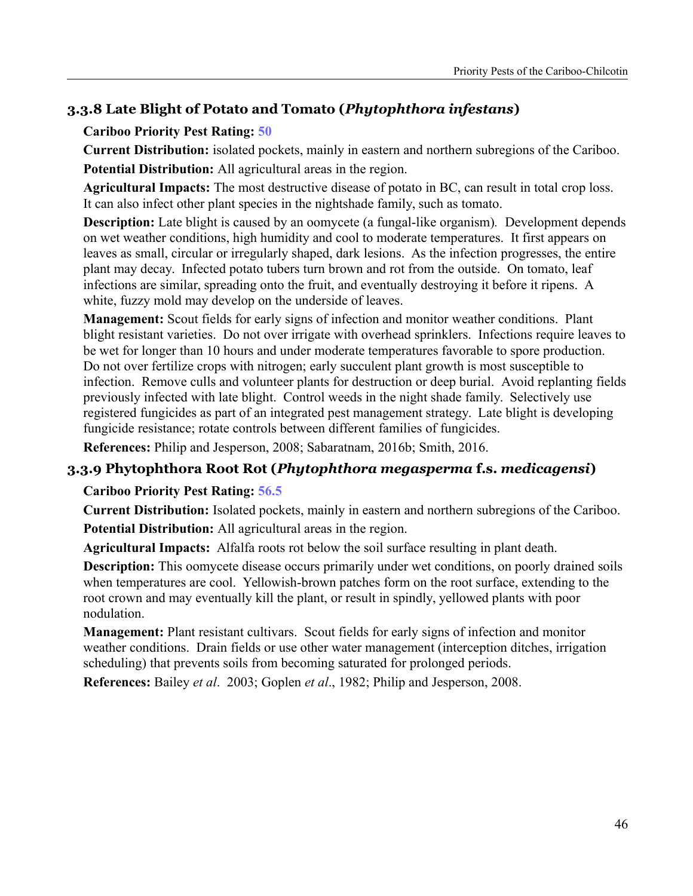### 3.3.8 Late Blight of Potato and Tomato (*Phytophthora infestans*)

**Cariboo Priority Pest Rating:** 50

**Current Distribution:** isolated pockets, mainly in eastern and northern subregions of the Cariboo.

**Potential Distribution:** All agricultural areas in the region.

**Agricultural Impacts:** The most destructive disease of potato in BC, can result in total crop loss. It can also infect other plant species in the nightshade family, such as tomato.

**Description:** Late blight is caused by an oomycete (a fungal-like organism). Development depends on wet weather conditions, high humidity and cool to moderate temperatures. It first appears on leaves as small, circular or irregularly shaped, dark lesions. As the infection progresses, the entire plant may decay. Infected potato tubers turn brown and rot from the outside. On tomato, leaf infections are similar, spreading onto the fruit, and eventually destroying it before it ripens. A white, fuzzy mold may develop on the underside of leaves.

**Management:** Scout fields for early signs of infection and monitor weather conditions. Plant blight resistant varieties. Do not over irrigate with overhead sprinklers. Infections require leaves to be wet for longer than 10 hours and under moderate temperatures favorable to spore production. Do not over fertilize crops with nitrogen; early succulent plant growth is most susceptible to infection. Remove culls and volunteer plants for destruction or deep burial. Avoid replanting fields previously infected with late blight. Control weeds in the night shade family. Selectively use registered fungicides as part of an integrated pest management strategy. Late blight is developing fungicide resistance; rotate controls between different families of fungicides.

**References:** Philip and Jesperson, 2008; Sabaratnam, 2016b; Smith, 2016.

### 3.3.9 Phytophthora Root Rot (*Phytophthora megasperma* f.s. *medicagensi*)

**Cariboo Priority Pest Rating:** 56.5

**Current Distribution:** Isolated pockets, mainly in eastern and northern subregions of the Cariboo.

**Potential Distribution:** All agricultural areas in the region.

**Agricultural Impacts:** Alfalfa roots rot below the soil surface resulting in plant death.

**Description:** This oomycete disease occurs primarily under wet conditions, on poorly drained soils when temperatures are cool. Yellowish-brown patches form on the root surface, extending to the root crown and may eventually kill the plant, or result in spindly, yellowed plants with poor nodulation.

**Management:** Plant resistant cultivars. Scout fields for early signs of infection and monitor weather conditions. Drain fields or use other water management (interception ditches, irrigation scheduling) that prevents soils from becoming saturated for prolonged periods.

**References:** Bailey *et al*. 2003; Goplen *et al*., 1982; Philip and Jesperson, 2008.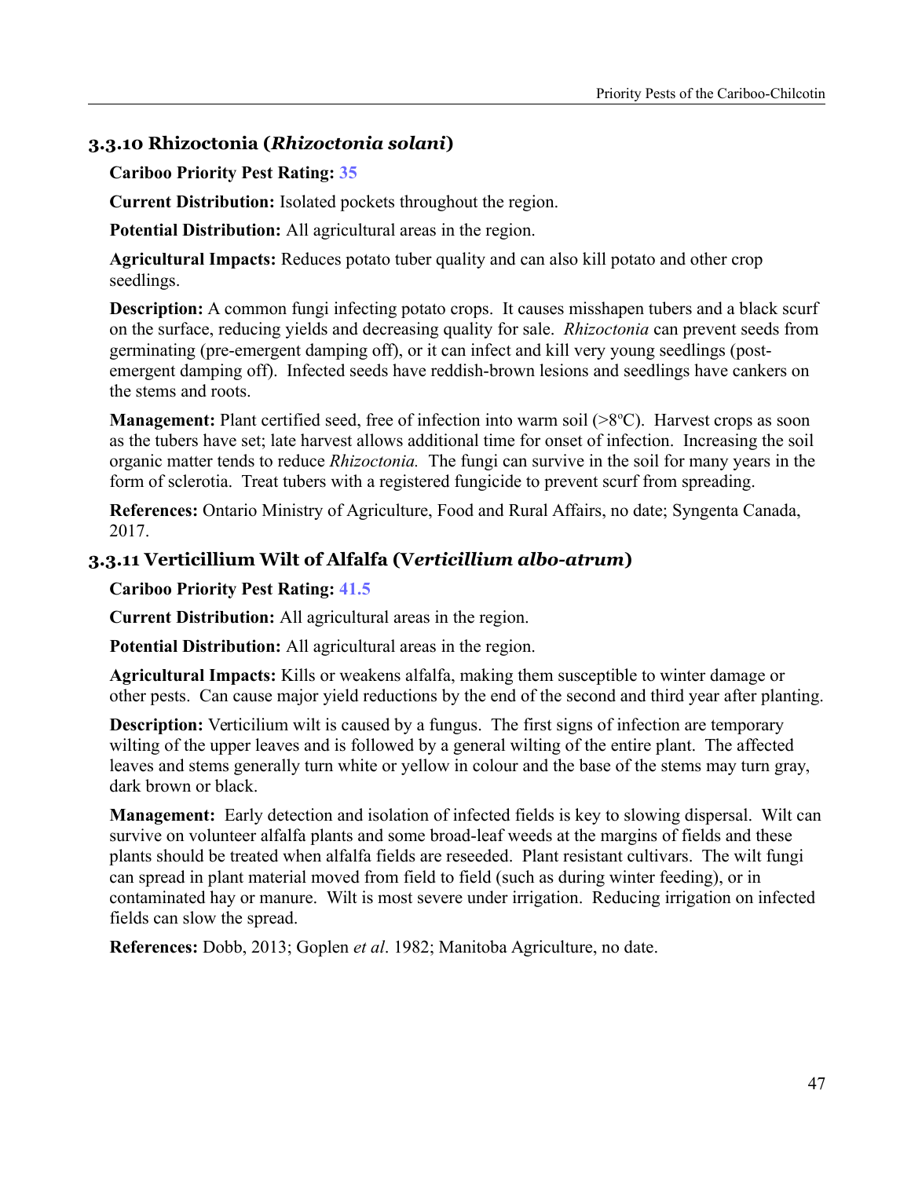### 3.3.10 Rhizoctonia (*Rhizoctonia solani*)

**Cariboo Priority Pest Rating:** 35

**Current Distribution:** Isolated pockets throughout the region.

**Potential Distribution:** All agricultural areas in the region.

**Agricultural Impacts:** Reduces potato tuber quality and can also kill potato and other crop seedlings.

**Description:** A common fungi infecting potato crops. It causes misshapen tubers and a black scurf on the surface, reducing yields and decreasing quality for sale. *Rhizoctonia* can prevent seeds from germinating (pre-emergent damping off), or it can infect and kill very young seedlings (post-emergent damping off). Infected seeds have reddish-brown lesions and seedlings have cankers on the stems and roots.

**Management:** Plant certified seed, free of infection into warm soil (>8ºC). Harvest crops as soon as the tubers have set; late harvest allows additional time for onset of infection. Increasing the soil organic matter tends to reduce *Rhizoctonia.* The fungi can survive in the soil for many years in the form of sclerotia. Treat tubers with a registered fungicide to prevent scurf from spreading.

**References:** Ontario Ministry of Agriculture, Food and Rural Affairs, no date; Syngenta Canada, 2017.

### 3.3.11 Verticillium Wilt of Alfalfa (V*erticillium albo-atrum*)

**Cariboo Priority Pest Rating:** 41.5

**Current Distribution:** All agricultural areas in the region.

**Potential Distribution:** All agricultural areas in the region.

**Agricultural Impacts:** Kills or weakens alfalfa, making them susceptible to winter damage or other pests. Can cause major yield reductions by the end of the second and third year after planting.

**Description:** Verticilium wilt is caused by a fungus. The first signs of infection are temporary wilting of the upper leaves and is followed by a general wilting of the entire plant. The affected leaves and stems generally turn white or yellow in colour and the base of the stems may turn gray, dark brown or black.

**Management:** Early detection and isolation of infected fields is key to slowing dispersal. Wilt can survive on volunteer alfalfa plants and some broad-leaf weeds at the margins of fields and these plants should be treated when alfalfa fields are reseeded. Plant resistant cultivars. The wilt fungi can spread in plant material moved from field to field (such as during winter feeding), or in contaminated hay or manure. Wilt is most severe under irrigation. Reducing irrigation on infected fields can slow the spread.

**References:** Dobb, 2013; Goplen *et al*. 1982; Manitoba Agriculture, no date.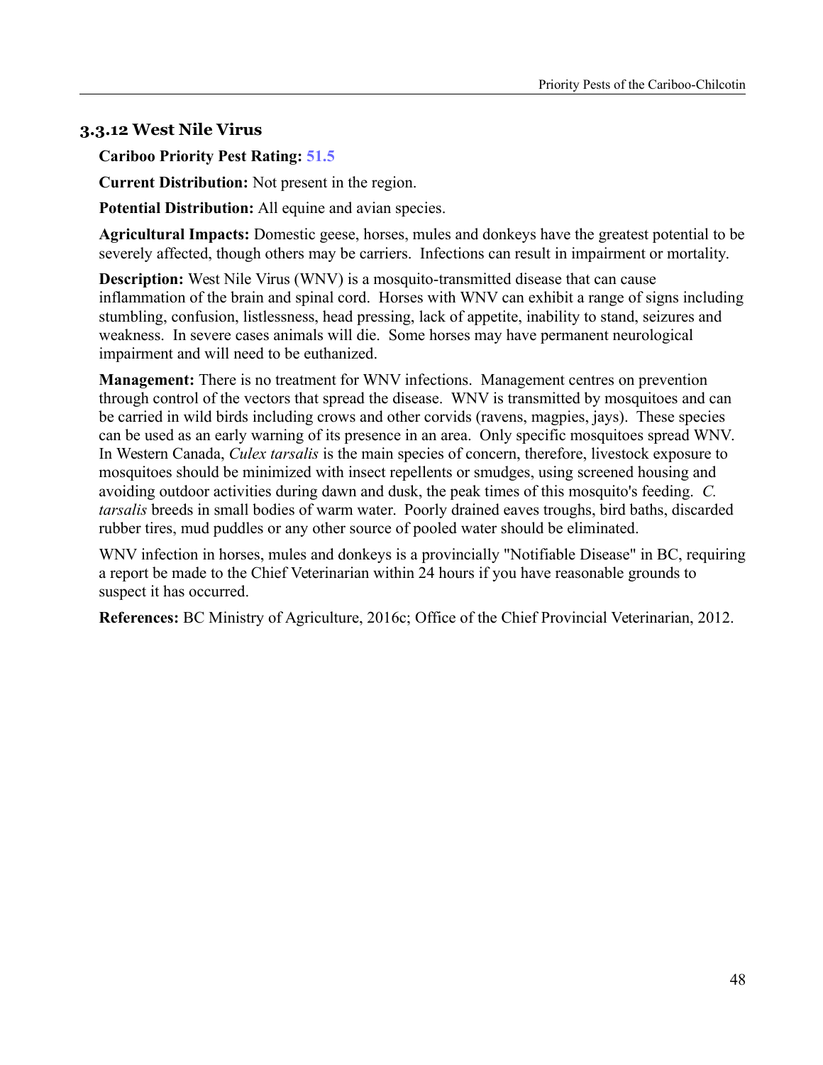### 3.3.12 West Nile Virus

**Cariboo Priority Pest Rating:** 51.5

**Current Distribution:** Not present in the region.

**Potential Distribution:** All equine and avian species.

**Agricultural Impacts:** Domestic geese, horses, mules and donkeys have the greatest potential to be severely affected, though others may be carriers. Infections can result in impairment or mortality.

**Description:** West Nile Virus (WNV) is a mosquito-transmitted disease that can cause inflammation of the brain and spinal cord. Horses with WNV can exhibit a range of signs including stumbling, confusion, listlessness, head pressing, lack of appetite, inability to stand, seizures and weakness. In severe cases animals will die. Some horses may have permanent neurological impairment and will need to be euthanized.

**Management:** There is no treatment for WNV infections. Management centres on prevention through control of the vectors that spread the disease. WNV is transmitted by mosquitoes and can be carried in wild birds including crows and other corvids (ravens, magpies, jays). These species can be used as an early warning of its presence in an area. Only specific mosquitoes spread WNV. In Western Canada, *Culex tarsalis* is the main species of concern, therefore, livestock exposure to mosquitoes should be minimized with insect repellents or smudges, using screened housing and avoiding outdoor activities during dawn and dusk, the peak times of this mosquito's feeding. *C. tarsalis* breeds in small bodies of warm water. Poorly drained eaves troughs, bird baths, discarded rubber tires, mud puddles or any other source of pooled water should be eliminated.

WNV infection in horses, mules and donkeys is a provincially "Notifiable Disease" in BC, requiring a report be made to the Chief Veterinarian within 24 hours if you have reasonable grounds to suspect it has occurred.

**References:** BC Ministry of Agriculture, 2016c; Office of the Chief Provincial Veterinarian, 2012.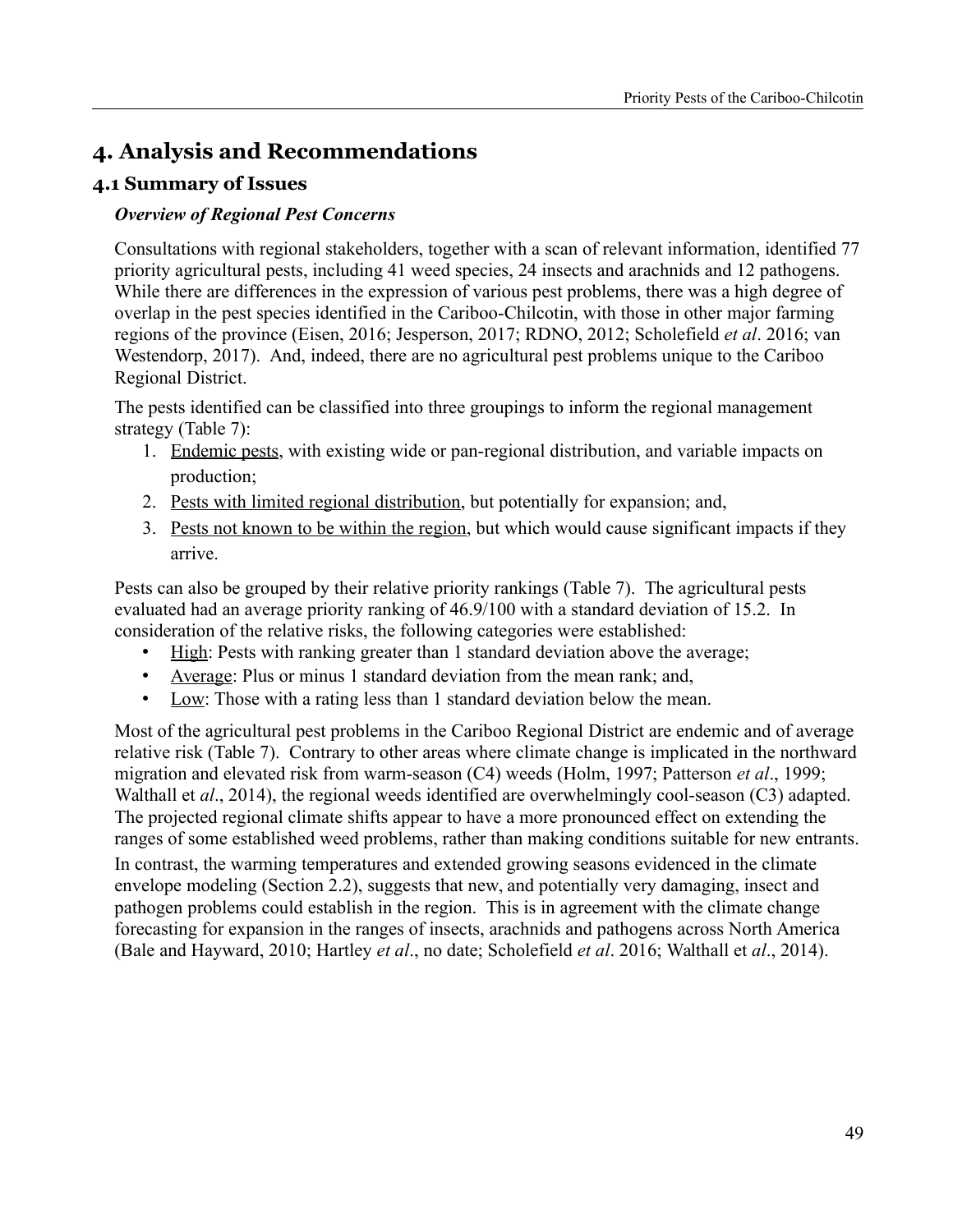# 4. Analysis and Recommendations

## 4.1 Summary of Issues

### *Overview of Regional Pest Concerns*

Consultations with regional stakeholders, together with a scan of relevant information, identified 77 priority agricultural pests, including 41 weed species, 24 insects and arachnids and 12 pathogens. While there are differences in the expression of various pest problems, there was a high degree of overlap in the pest species identified in the Cariboo-Chilcotin, with those in other major farming regions of the province (Eisen, 2016; Jesperson, 2017; RDNO, 2012; Scholefield *et al*. 2016; van Westendorp, 2017). And, indeed, there are no agricultural pest problems unique to the Cariboo Regional District.

The pests identified can be classified into three groupings to inform the regional management strategy (Table 7):

1. <u>Endemic pests</u>, with existing wide or pan-regional distribution, and variable impacts on production;
2. <u>Pests with limited regional distribution</u>, but potentially for expansion; and,
3. <u>Pests not known to be within the region</u>, but which would cause significant impacts if they arrive.

Pests can also be grouped by their relative priority rankings (Table 7). The agricultural pests evaluated had an average priority ranking of 46.9/100 with a standard deviation of 15.2. In consideration of the relative risks, the following categories were established:

- <u>High</u>: Pests with ranking greater than 1 standard deviation above the average;
- <u>Average</u>: Plus or minus 1 standard deviation from the mean rank; and,
- <u>Low</u>: Those with a rating less than 1 standard deviation below the mean.

Most of the agricultural pest problems in the Cariboo Regional District are endemic and of average relative risk (Table 7). Contrary to other areas where climate change is implicated in the northward migration and elevated risk from warm-season (C4) weeds (Holm, 1997; Patterson *et al*., 1999; Walthall et *al*., 2014), the regional weeds identified are overwhelmingly cool-season (C3) adapted. The projected regional climate shifts appear to have a more pronounced effect on extending the ranges of some established weed problems, rather than making conditions suitable for new entrants.

In contrast, the warming temperatures and extended growing seasons evidenced in the climate envelope modeling (Section 2.2), suggests that new, and potentially very damaging, insect and pathogen problems could establish in the region. This is in agreement with the climate change forecasting for expansion in the ranges of insects, arachnids and pathogens across North America (Bale and Hayward, 2010; Hartley *et al*., no date; Scholefield *et al*. 2016; Walthall et *al*., 2014).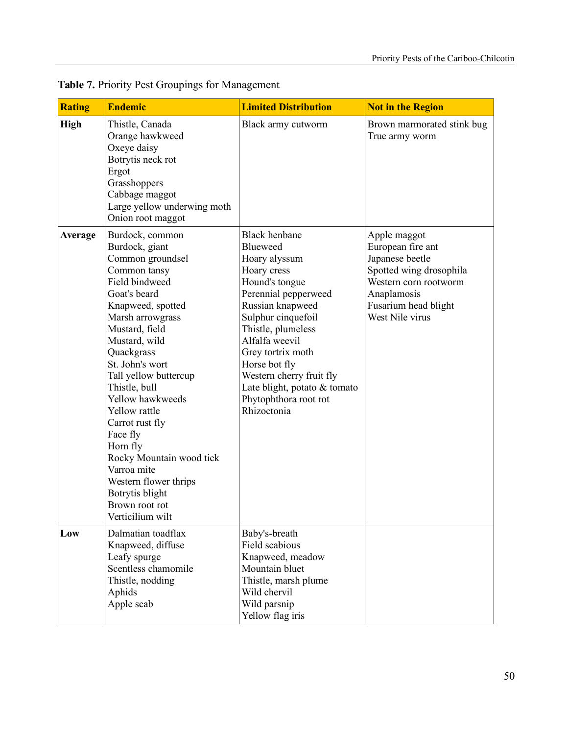**Table 7.** Priority Pest Groupings for Management

| Rating | Endemic | Limited Distribution | Not in the Region |
|---|---|---|---|
| **High** | Thistle, Canada<br>Orange hawkweed<br>Oxeye daisy<br>Botrytis neck rot<br>Ergot<br>Grasshoppers<br>Cabbage maggot<br>Large yellow underwing moth<br>Onion root maggot | Black army cutworm | Brown marmorated stink bug<br>True army worm |
| **Average** | Burdock, common<br>Burdock, giant<br>Common groundsel<br>Common tansy<br>Field bindweed<br>Goat's beard<br>Knapweed, spotted<br>Marsh arrowgrass<br>Mustard, field<br>Mustard, wild<br>Quackgrass<br>St. John's wort<br>Tall yellow buttercup<br>Thistle, bull<br>Yellow hawkweeds<br>Yellow rattle<br>Carrot rust fly<br>Face fly<br>Horn fly<br>Rocky Mountain wood tick<br>Varroa mite<br>Western flower thrips<br>Botrytis blight<br>Brown root rot<br>Verticilium wilt | Black henbane<br>Blueweed<br>Hoary alyssum<br>Hoary cress<br>Hound's tongue<br>Perennial pepperweed<br>Russian knapweed<br>Sulphur cinquefoil<br>Thistle, plumeless<br>Alfalfa weevil<br>Grey tortrix moth<br>Horse bot fly<br>Western cherry fruit fly<br>Late blight, potato & tomato<br>Phytophthora root rot<br>Rhizoctonia | Apple maggot<br>European fire ant<br>Japanese beetle<br>Spotted wing drosophila<br>Western corn rootworm<br>Anaplamosis<br>Fusarium head blight<br>West Nile virus |
| **Low** | Dalmatian toadflax<br>Knapweed, diffuse<br>Leafy spurge<br>Scentless chamomile<br>Thistle, nodding<br>Aphids<br>Apple scab | Baby's-breath<br>Field scabious<br>Knapweed, meadow<br>Mountain bluet<br>Thistle, marsh plume<br>Wild chervil<br>Wild parsnip<br>Yellow flag iris | |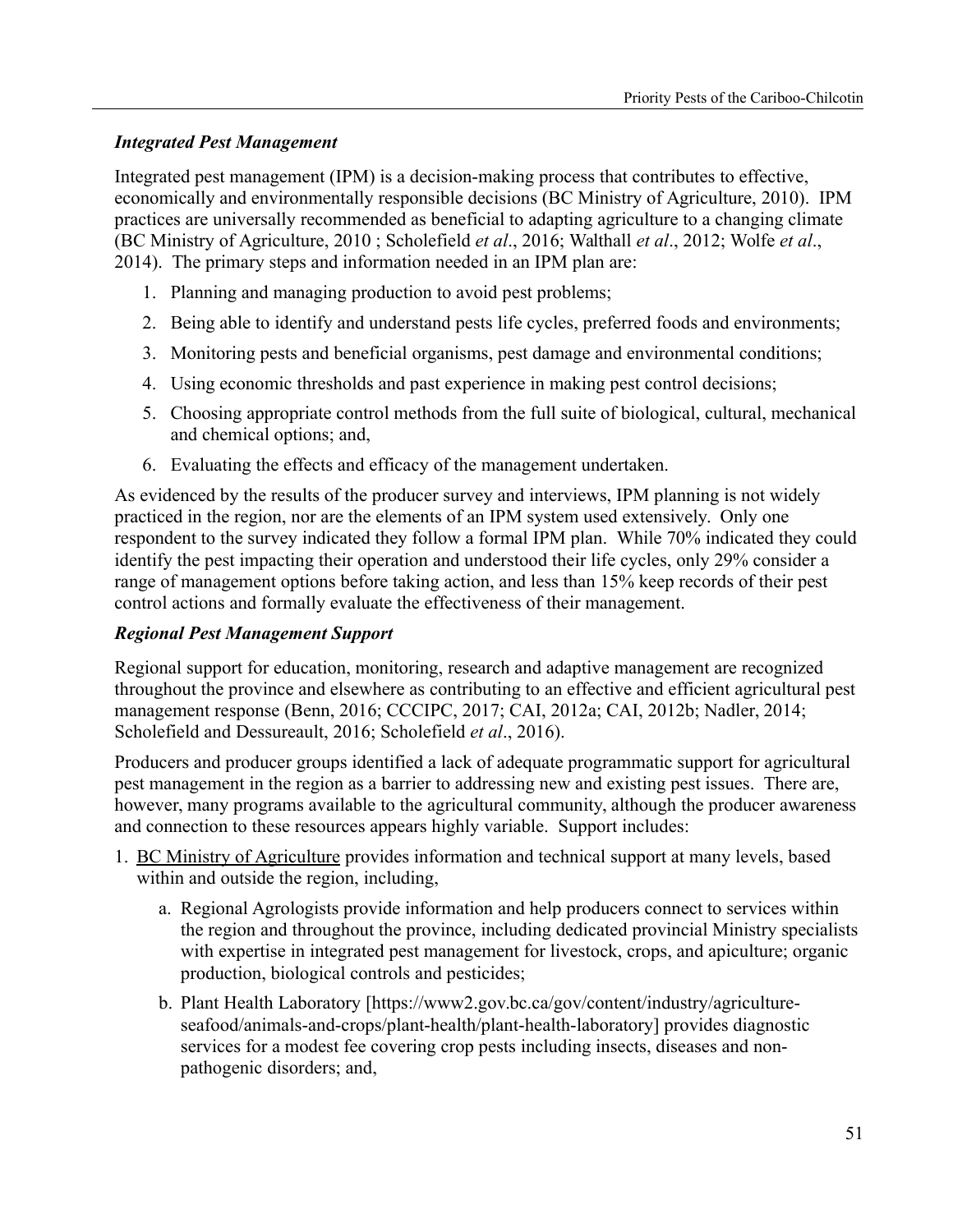### *Integrated Pest Management*

Integrated pest management (IPM) is a decision-making process that contributes to effective, economically and environmentally responsible decisions (BC Ministry of Agriculture, 2010). IPM practices are universally recommended as beneficial to adapting agriculture to a changing climate (BC Ministry of Agriculture, 2010 ; Scholefield *et al*., 2016; Walthall *et al*., 2012; Wolfe *et al*., 2014). The primary steps and information needed in an IPM plan are:

1. Planning and managing production to avoid pest problems;
2. Being able to identify and understand pests life cycles, preferred foods and environments;
3. Monitoring pests and beneficial organisms, pest damage and environmental conditions;
4. Using economic thresholds and past experience in making pest control decisions;
5. Choosing appropriate control methods from the full suite of biological, cultural, mechanical and chemical options; and,
6. Evaluating the effects and efficacy of the management undertaken.

As evidenced by the results of the producer survey and interviews, IPM planning is not widely practiced in the region, nor are the elements of an IPM system used extensively. Only one respondent to the survey indicated they follow a formal IPM plan. While 70% indicated they could identify the pest impacting their operation and understood their life cycles, only 29% consider a range of management options before taking action, and less than 15% keep records of their pest control actions and formally evaluate the effectiveness of their management.

### *Regional Pest Management Support*

Regional support for education, monitoring, research and adaptive management are recognized throughout the province and elsewhere as contributing to an effective and efficient agricultural pest management response (Benn, 2016; CCCIPC, 2017; CAI, 2012a; CAI, 2012b; Nadler, 2014; Scholefield and Dessureault, 2016; Scholefield *et al*., 2016).

Producers and producer groups identified a lack of adequate programmatic support for agricultural pest management in the region as a barrier to addressing new and existing pest issues. There are, however, many programs available to the agricultural community, although the producer awareness and connection to these resources appears highly variable. Support includes:

1. BC Ministry of Agriculture provides information and technical support at many levels, based within and outside the region, including,
   a. Regional Agrologists provide information and help producers connect to services within the region and throughout the province, including dedicated provincial Ministry specialists with expertise in integrated pest management for livestock, crops, and apiculture; organic production, biological controls and pesticides;
   b. Plant Health Laboratory [https://www2.gov.bc.ca/gov/content/industry/agriculture-seafood/animals-and-crops/plant-health/plant-health-laboratory] provides diagnostic services for a modest fee covering crop pests including insects, diseases and non-pathogenic disorders; and,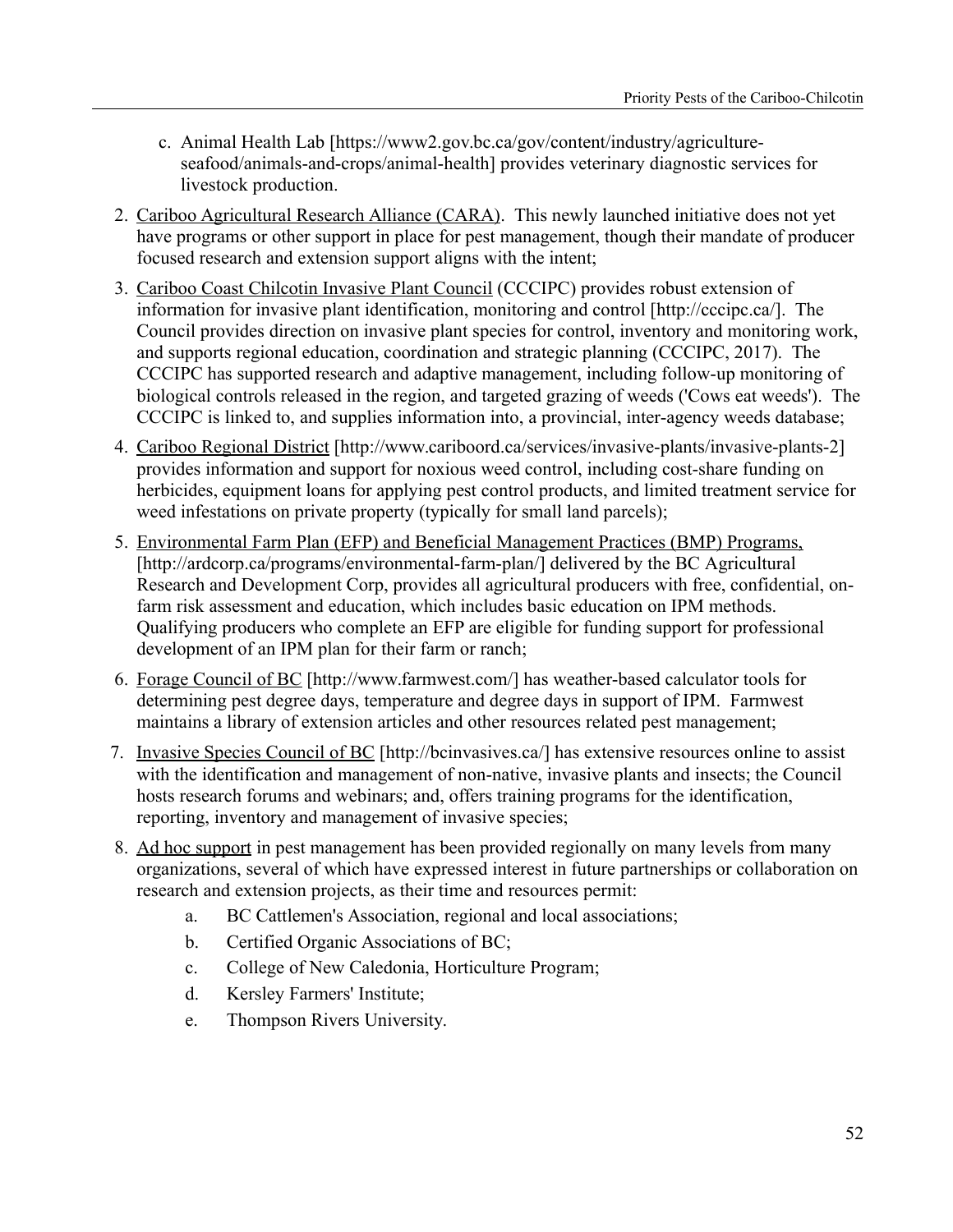c. Animal Health Lab [https://www2.gov.bc.ca/gov/content/industry/agriculture-seafood/animals-and-crops/animal-health] provides veterinary diagnostic services for livestock production.

2. Cariboo Agricultural Research Alliance (CARA). This newly launched initiative does not yet have programs or other support in place for pest management, though their mandate of producer focused research and extension support aligns with the intent;
3. Cariboo Coast Chilcotin Invasive Plant Council (CCCIPC) provides robust extension of information for invasive plant identification, monitoring and control [http://cccipc.ca/]. The Council provides direction on invasive plant species for control, inventory and monitoring work, and supports regional education, coordination and strategic planning (CCCIPC, 2017). The CCCIPC has supported research and adaptive management, including follow-up monitoring of biological controls released in the region, and targeted grazing of weeds ('Cows eat weeds'). The CCCIPC is linked to, and supplies information into, a provincial, inter-agency weeds database;
4. Cariboo Regional District [http://www.cariboord.ca/services/invasive-plants/invasive-plants-2] provides information and support for noxious weed control, including cost-share funding on herbicides, equipment loans for applying pest control products, and limited treatment service for weed infestations on private property (typically for small land parcels);
5. Environmental Farm Plan (EFP) and Beneficial Management Practices (BMP) Programs, [http://ardcorp.ca/programs/environmental-farm-plan/] delivered by the BC Agricultural Research and Development Corp, provides all agricultural producers with free, confidential, on-farm risk assessment and education, which includes basic education on IPM methods. Qualifying producers who complete an EFP are eligible for funding support for professional development of an IPM plan for their farm or ranch;
6. Forage Council of BC [http://www.farmwest.com/] has weather-based calculator tools for determining pest degree days, temperature and degree days in support of IPM. Farmwest maintains a library of extension articles and other resources related pest management;
7. Invasive Species Council of BC [http://bcinvasives.ca/] has extensive resources online to assist with the identification and management of non-native, invasive plants and insects; the Council hosts research forums and webinars; and, offers training programs for the identification, reporting, inventory and management of invasive species;
8. Ad hoc support in pest management has been provided regionally on many levels from many organizations, several of which have expressed interest in future partnerships or collaboration on research and extension projects, as their time and resources permit:
    a. BC Cattlemen's Association, regional and local associations;
    b. Certified Organic Associations of BC;
    c. College of New Caledonia, Horticulture Program;
    d. Kersley Farmers' Institute;
    e. Thompson Rivers University.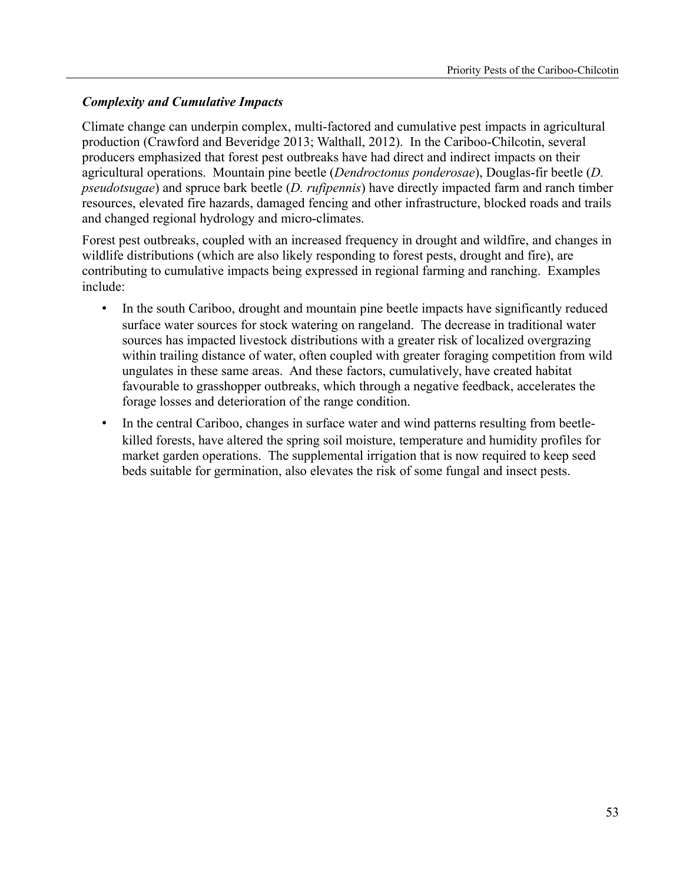### *Complexity and Cumulative Impacts*

Climate change can underpin complex, multi-factored and cumulative pest impacts in agricultural production (Crawford and Beveridge 2013; Walthall, 2012). In the Cariboo-Chilcotin, several producers emphasized that forest pest outbreaks have had direct and indirect impacts on their agricultural operations. Mountain pine beetle (*Dendroctonus ponderosae*), Douglas-fir beetle (*D. pseudotsugae*) and spruce bark beetle (*D. rufipennis*) have directly impacted farm and ranch timber resources, elevated fire hazards, damaged fencing and other infrastructure, blocked roads and trails and changed regional hydrology and micro-climates.

Forest pest outbreaks, coupled with an increased frequency in drought and wildfire, and changes in wildlife distributions (which are also likely responding to forest pests, drought and fire), are contributing to cumulative impacts being expressed in regional farming and ranching. Examples include:

- In the south Cariboo, drought and mountain pine beetle impacts have significantly reduced surface water sources for stock watering on rangeland. The decrease in traditional water sources has impacted livestock distributions with a greater risk of localized overgrazing within trailing distance of water, often coupled with greater foraging competition from wild ungulates in these same areas. And these factors, cumulatively, have created habitat favourable to grasshopper outbreaks, which through a negative feedback, accelerates the forage losses and deterioration of the range condition.
- In the central Cariboo, changes in surface water and wind patterns resulting from beetle-killed forests, have altered the spring soil moisture, temperature and humidity profiles for market garden operations. The supplemental irrigation that is now required to keep seed beds suitable for germination, also elevates the risk of some fungal and insect pests.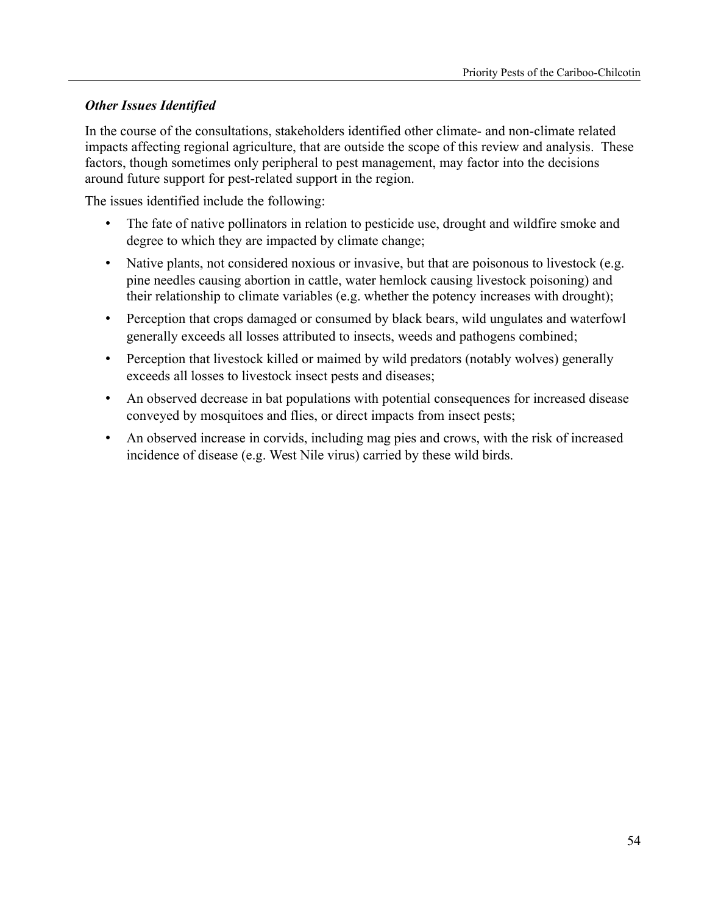### *Other Issues Identified*

In the course of the consultations, stakeholders identified other climate- and non-climate related impacts affecting regional agriculture, that are outside the scope of this review and analysis. These factors, though sometimes only peripheral to pest management, may factor into the decisions around future support for pest-related support in the region.

The issues identified include the following:

- The fate of native pollinators in relation to pesticide use, drought and wildfire smoke and degree to which they are impacted by climate change;
- Native plants, not considered noxious or invasive, but that are poisonous to livestock (e.g. pine needles causing abortion in cattle, water hemlock causing livestock poisoning) and their relationship to climate variables (e.g. whether the potency increases with drought);
- Perception that crops damaged or consumed by black bears, wild ungulates and waterfowl generally exceeds all losses attributed to insects, weeds and pathogens combined;
- Perception that livestock killed or maimed by wild predators (notably wolves) generally exceeds all losses to livestock insect pests and diseases;
- An observed decrease in bat populations with potential consequences for increased disease conveyed by mosquitoes and flies, or direct impacts from insect pests;
- An observed increase in corvids, including mag pies and crows, with the risk of increased incidence of disease (e.g. West Nile virus) carried by these wild birds.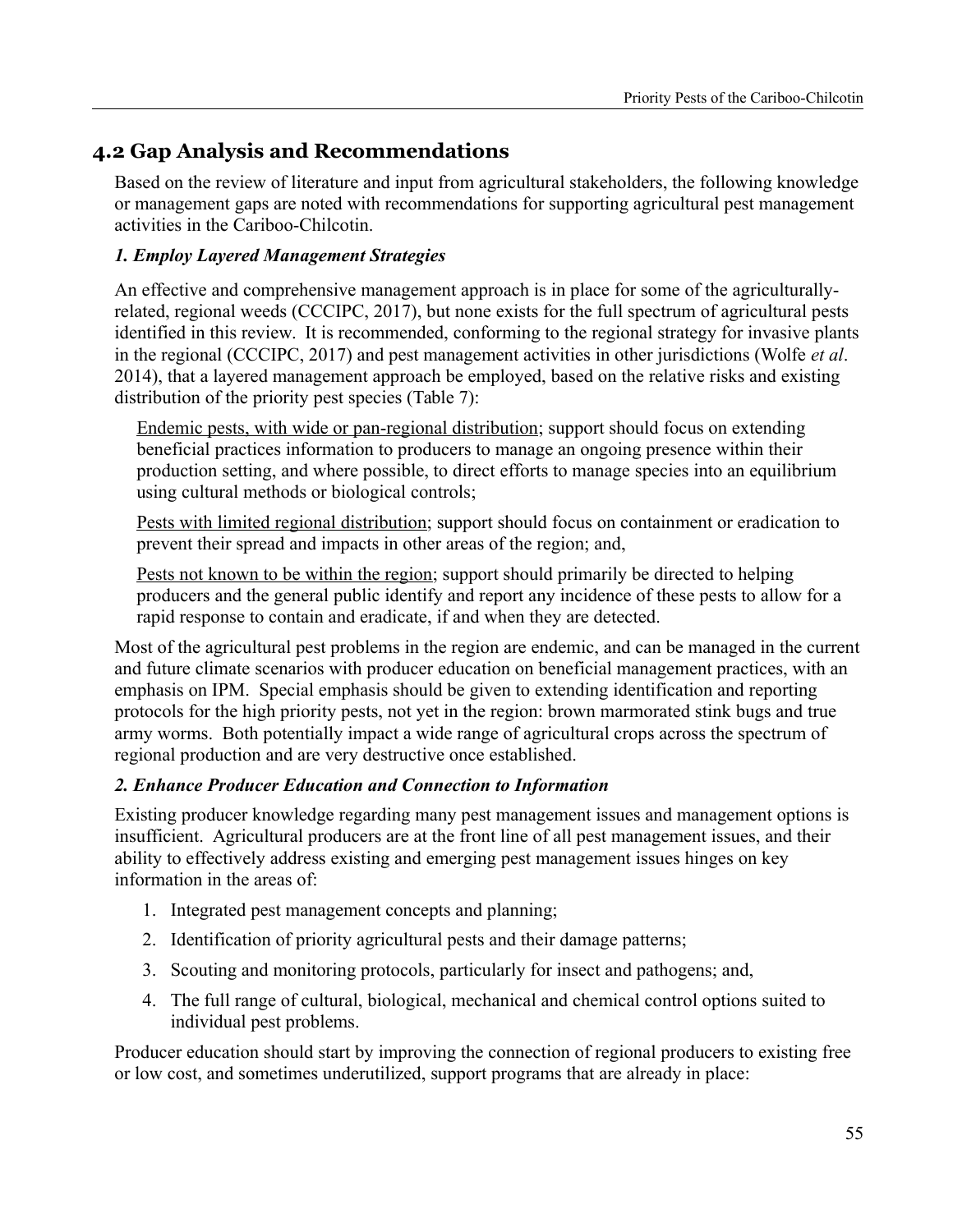## 4.2 Gap Analysis and Recommendations

Based on the review of literature and input from agricultural stakeholders, the following knowledge or management gaps are noted with recommendations for supporting agricultural pest management activities in the Cariboo-Chilcotin.

### *1. Employ Layered Management Strategies*

An effective and comprehensive management approach is in place for some of the agriculturally-related, regional weeds (CCCIPC, 2017), but none exists for the full spectrum of agricultural pests identified in this review. It is recommended, conforming to the regional strategy for invasive plants in the regional (CCCIPC, 2017) and pest management activities in other jurisdictions (Wolfe *et al*. 2014), that a layered management approach be employed, based on the relative risks and existing distribution of the priority pest species (Table 7):

<u>Endemic pests, with wide or pan-regional distribution</u>; support should focus on extending beneficial practices information to producers to manage an ongoing presence within their production setting, and where possible, to direct efforts to manage species into an equilibrium using cultural methods or biological controls;

<u>Pests with limited regional distribution</u>; support should focus on containment or eradication to prevent their spread and impacts in other areas of the region; and,

<u>Pests not known to be within the region</u>; support should primarily be directed to helping producers and the general public identify and report any incidence of these pests to allow for a rapid response to contain and eradicate, if and when they are detected.

Most of the agricultural pest problems in the region are endemic, and can be managed in the current and future climate scenarios with producer education on beneficial management practices, with an emphasis on IPM. Special emphasis should be given to extending identification and reporting protocols for the high priority pests, not yet in the region: brown marmorated stink bugs and true army worms. Both potentially impact a wide range of agricultural crops across the spectrum of regional production and are very destructive once established.

### *2. Enhance Producer Education and Connection to Information*

Existing producer knowledge regarding many pest management issues and management options is insufficient. Agricultural producers are at the front line of all pest management issues, and their ability to effectively address existing and emerging pest management issues hinges on key information in the areas of:

1. Integrated pest management concepts and planning;
2. Identification of priority agricultural pests and their damage patterns;
3. Scouting and monitoring protocols, particularly for insect and pathogens; and,
4. The full range of cultural, biological, mechanical and chemical control options suited to individual pest problems.

Producer education should start by improving the connection of regional producers to existing free or low cost, and sometimes underutilized, support programs that are already in place: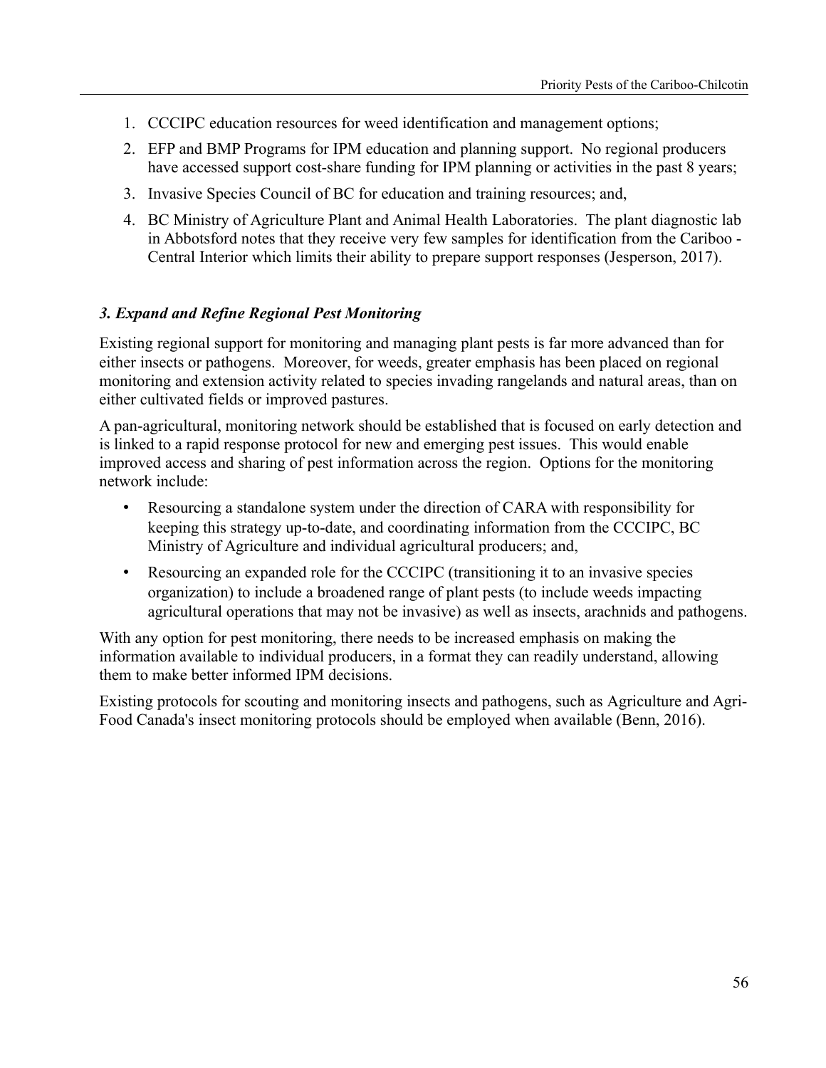1. CCCIPC education resources for weed identification and management options;
2. EFP and BMP Programs for IPM education and planning support. No regional producers have accessed support cost-share funding for IPM planning or activities in the past 8 years;
3. Invasive Species Council of BC for education and training resources; and,
4. BC Ministry of Agriculture Plant and Animal Health Laboratories. The plant diagnostic lab in Abbotsford notes that they receive very few samples for identification from the Cariboo - Central Interior which limits their ability to prepare support responses (Jesperson, 2017).

### *3. Expand and Refine Regional Pest Monitoring*

Existing regional support for monitoring and managing plant pests is far more advanced than for either insects or pathogens. Moreover, for weeds, greater emphasis has been placed on regional monitoring and extension activity related to species invading rangelands and natural areas, than on either cultivated fields or improved pastures.

A pan-agricultural, monitoring network should be established that is focused on early detection and is linked to a rapid response protocol for new and emerging pest issues. This would enable improved access and sharing of pest information across the region. Options for the monitoring network include:

- Resourcing a standalone system under the direction of CARA with responsibility for keeping this strategy up-to-date, and coordinating information from the CCCIPC, BC Ministry of Agriculture and individual agricultural producers; and,
- Resourcing an expanded role for the CCCIPC (transitioning it to an invasive species organization) to include a broadened range of plant pests (to include weeds impacting agricultural operations that may not be invasive) as well as insects, arachnids and pathogens.

With any option for pest monitoring, there needs to be increased emphasis on making the information available to individual producers, in a format they can readily understand, allowing them to make better informed IPM decisions.

Existing protocols for scouting and monitoring insects and pathogens, such as Agriculture and Agri-Food Canada's insect monitoring protocols should be employed when available (Benn, 2016).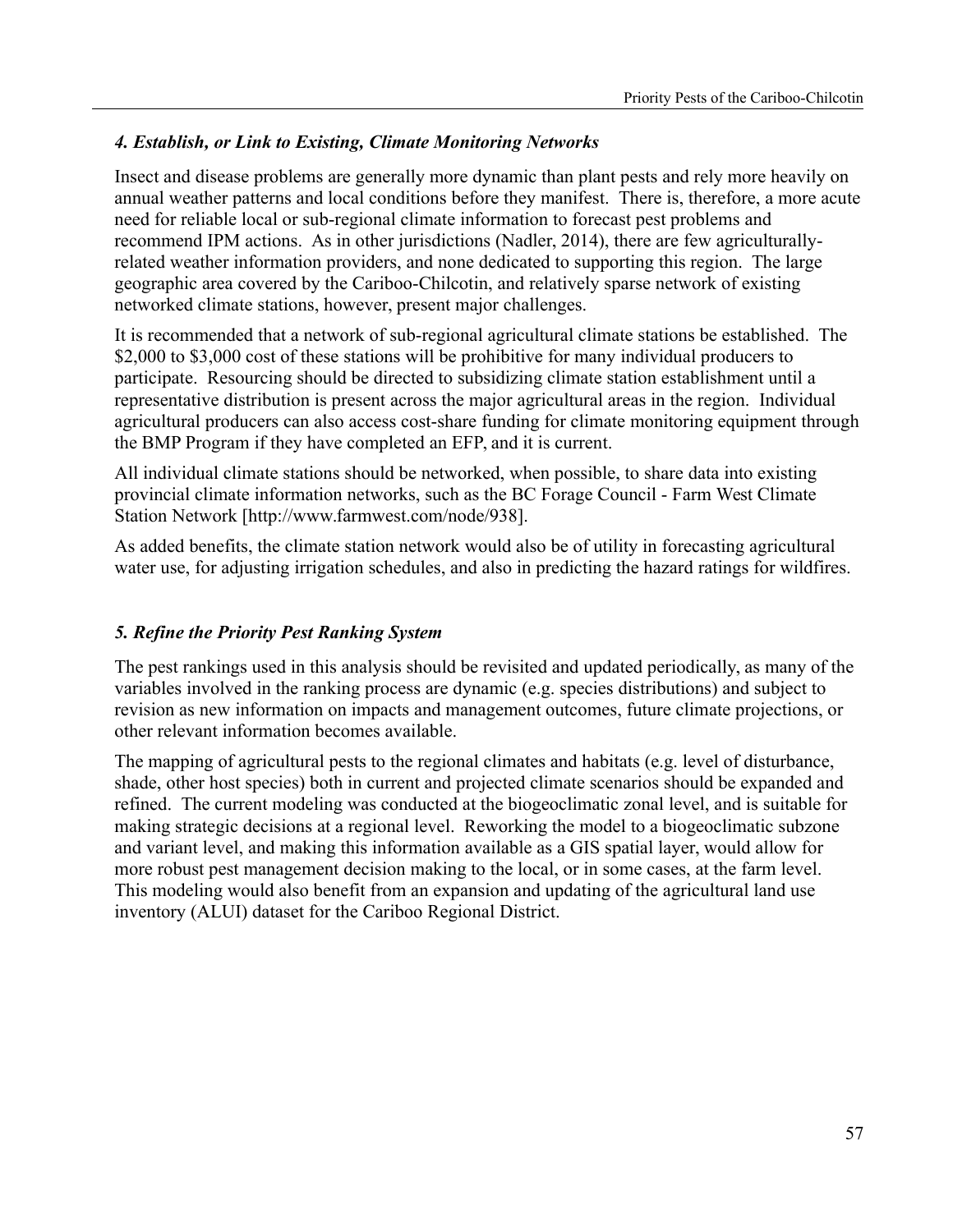### *4. Establish, or Link to Existing, Climate Monitoring Networks*

Insect and disease problems are generally more dynamic than plant pests and rely more heavily on annual weather patterns and local conditions before they manifest. There is, therefore, a more acute need for reliable local or sub-regional climate information to forecast pest problems and recommend IPM actions. As in other jurisdictions (Nadler, 2014), there are few agriculturally-related weather information providers, and none dedicated to supporting this region. The large geographic area covered by the Cariboo-Chilcotin, and relatively sparse network of existing networked climate stations, however, present major challenges.

It is recommended that a network of sub-regional agricultural climate stations be established. The $2,000 to $3,000 cost of these stations will be prohibitive for many individual producers to participate. Resourcing should be directed to subsidizing climate station establishment until a representative distribution is present across the major agricultural areas in the region. Individual agricultural producers can also access cost-share funding for climate monitoring equipment through the BMP Program if they have completed an EFP, and it is current.

All individual climate stations should be networked, when possible, to share data into existing provincial climate information networks, such as the BC Forage Council - Farm West Climate Station Network [http://www.farmwest.com/node/938].

As added benefits, the climate station network would also be of utility in forecasting agricultural water use, for adjusting irrigation schedules, and also in predicting the hazard ratings for wildfires.

### *5. Refine the Priority Pest Ranking System*

The pest rankings used in this analysis should be revisited and updated periodically, as many of the variables involved in the ranking process are dynamic (e.g. species distributions) and subject to revision as new information on impacts and management outcomes, future climate projections, or other relevant information becomes available.

The mapping of agricultural pests to the regional climates and habitats (e.g. level of disturbance, shade, other host species) both in current and projected climate scenarios should be expanded and refined. The current modeling was conducted at the biogeoclimatic zonal level, and is suitable for making strategic decisions at a regional level. Reworking the model to a biogeoclimatic subzone and variant level, and making this information available as a GIS spatial layer, would allow for more robust pest management decision making to the local, or in some cases, at the farm level. This modeling would also benefit from an expansion and updating of the agricultural land use inventory (ALUI) dataset for the Cariboo Regional District.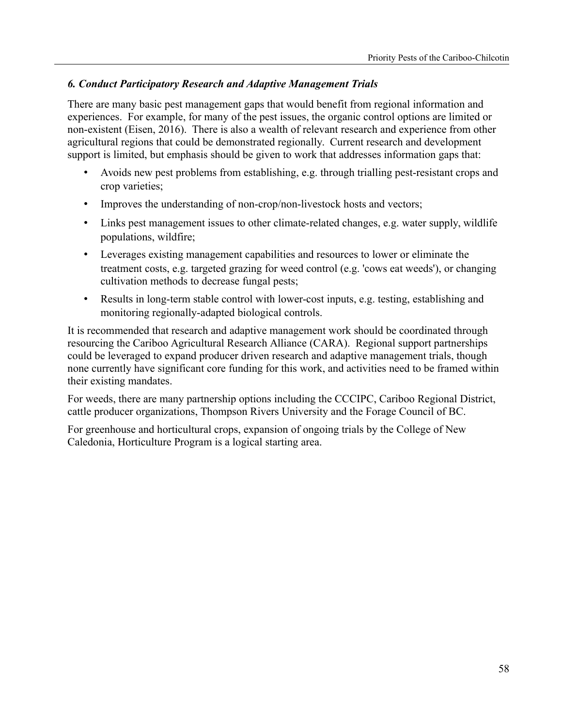### *6. Conduct Participatory Research and Adaptive Management Trials*

There are many basic pest management gaps that would benefit from regional information and experiences. For example, for many of the pest issues, the organic control options are limited or non-existent (Eisen, 2016). There is also a wealth of relevant research and experience from other agricultural regions that could be demonstrated regionally. Current research and development support is limited, but emphasis should be given to work that addresses information gaps that:

- Avoids new pest problems from establishing, e.g. through trialling pest-resistant crops and crop varieties;
- Improves the understanding of non-crop/non-livestock hosts and vectors;
- Links pest management issues to other climate-related changes, e.g. water supply, wildlife populations, wildfire;
- Leverages existing management capabilities and resources to lower or eliminate the treatment costs, e.g. targeted grazing for weed control (e.g. 'cows eat weeds'), or changing cultivation methods to decrease fungal pests;
- Results in long-term stable control with lower-cost inputs, e.g. testing, establishing and monitoring regionally-adapted biological controls.

It is recommended that research and adaptive management work should be coordinated through resourcing the Cariboo Agricultural Research Alliance (CARA). Regional support partnerships could be leveraged to expand producer driven research and adaptive management trials, though none currently have significant core funding for this work, and activities need to be framed within their existing mandates.

For weeds, there are many partnership options including the CCCIPC, Cariboo Regional District, cattle producer organizations, Thompson Rivers University and the Forage Council of BC.

For greenhouse and horticultural crops, expansion of ongoing trials by the College of New Caledonia, Horticulture Program is a logical starting area.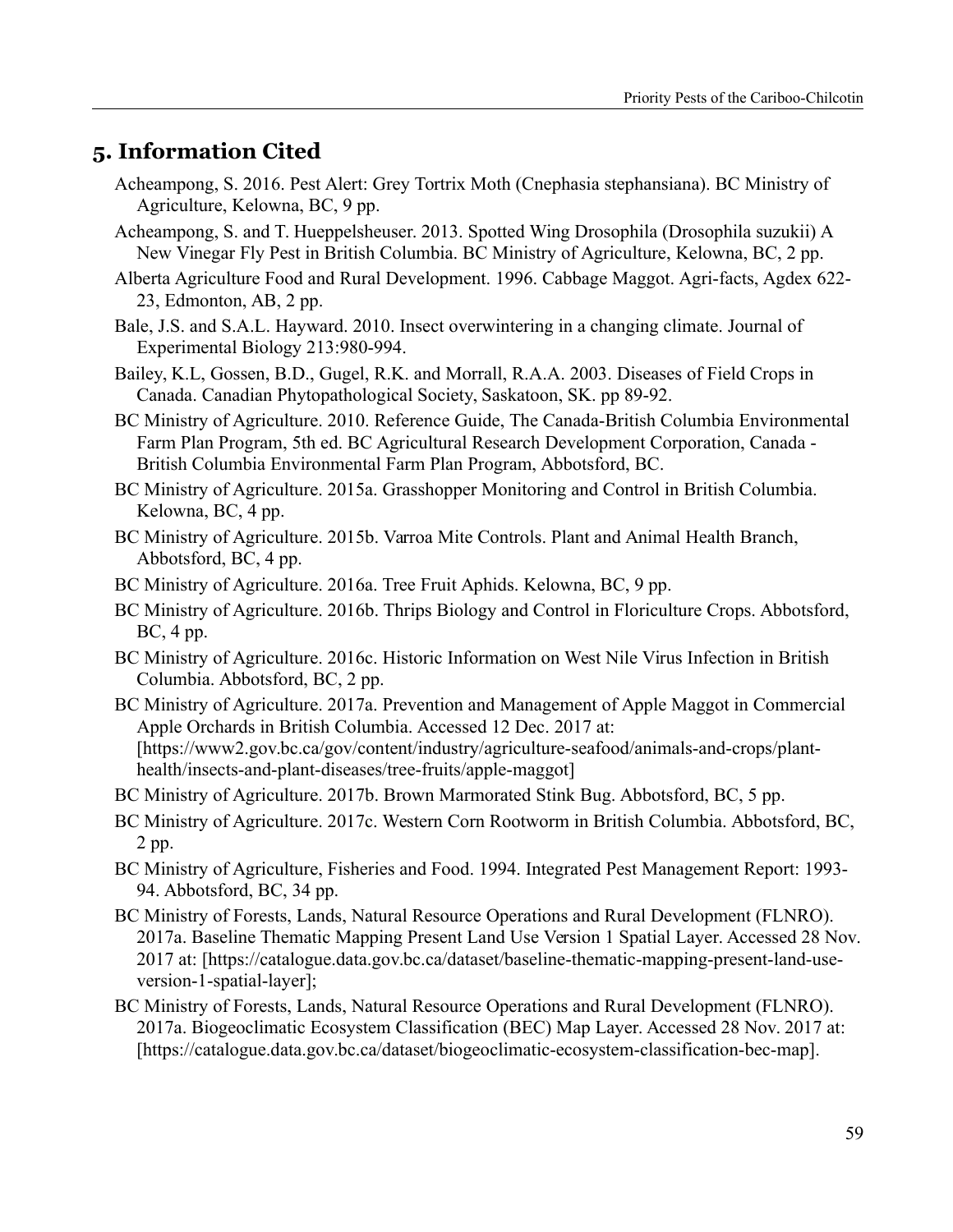## 5. Information Cited

Acheampong, S. 2016. Pest Alert: Grey Tortrix Moth (Cnephasia stephansiana). BC Ministry of Agriculture, Kelowna, BC, 9 pp.

Acheampong, S. and T. Hueppelsheuser. 2013. Spotted Wing Drosophila (Drosophila suzukii) A New Vinegar Fly Pest in British Columbia. BC Ministry of Agriculture, Kelowna, BC, 2 pp.

Alberta Agriculture Food and Rural Development. 1996. Cabbage Maggot. Agri-facts, Agdex 622-23, Edmonton, AB, 2 pp.

Bale, J.S. and S.A.L. Hayward. 2010. Insect overwintering in a changing climate. Journal of Experimental Biology 213:980-994.

Bailey, K.L, Gossen, B.D., Gugel, R.K. and Morrall, R.A.A. 2003. Diseases of Field Crops in Canada. Canadian Phytopathological Society, Saskatoon, SK. pp 89-92.

BC Ministry of Agriculture. 2010. Reference Guide, The Canada-British Columbia Environmental Farm Plan Program, 5th ed. BC Agricultural Research Development Corporation, Canada - British Columbia Environmental Farm Plan Program, Abbotsford, BC.

BC Ministry of Agriculture. 2015a. Grasshopper Monitoring and Control in British Columbia. Kelowna, BC, 4 pp.

BC Ministry of Agriculture. 2015b. Varroa Mite Controls. Plant and Animal Health Branch, Abbotsford, BC, 4 pp.

BC Ministry of Agriculture. 2016a. Tree Fruit Aphids. Kelowna, BC, 9 pp.

BC Ministry of Agriculture. 2016b. Thrips Biology and Control in Floriculture Crops. Abbotsford, BC, 4 pp.

BC Ministry of Agriculture. 2016c. Historic Information on West Nile Virus Infection in British Columbia. Abbotsford, BC, 2 pp.

BC Ministry of Agriculture. 2017a. Prevention and Management of Apple Maggot in Commercial Apple Orchards in British Columbia. Accessed 12 Dec. 2017 at: [https://www2.gov.bc.ca/gov/content/industry/agriculture-seafood/animals-and-crops/plant-health/insects-and-plant-diseases/tree-fruits/apple-maggot]

BC Ministry of Agriculture. 2017b. Brown Marmorated Stink Bug. Abbotsford, BC, 5 pp.

BC Ministry of Agriculture. 2017c. Western Corn Rootworm in British Columbia. Abbotsford, BC, 2 pp.

BC Ministry of Agriculture, Fisheries and Food. 1994. Integrated Pest Management Report: 1993-94. Abbotsford, BC, 34 pp.

BC Ministry of Forests, Lands, Natural Resource Operations and Rural Development (FLNRO). 2017a. Baseline Thematic Mapping Present Land Use Version 1 Spatial Layer. Accessed 28 Nov. 2017 at: [https://catalogue.data.gov.bc.ca/dataset/baseline-thematic-mapping-present-land-use-version-1-spatial-layer];

BC Ministry of Forests, Lands, Natural Resource Operations and Rural Development (FLNRO). 2017a. Biogeoclimatic Ecosystem Classification (BEC) Map Layer. Accessed 28 Nov. 2017 at: [https://catalogue.data.gov.bc.ca/dataset/biogeoclimatic-ecosystem-classification-bec-map].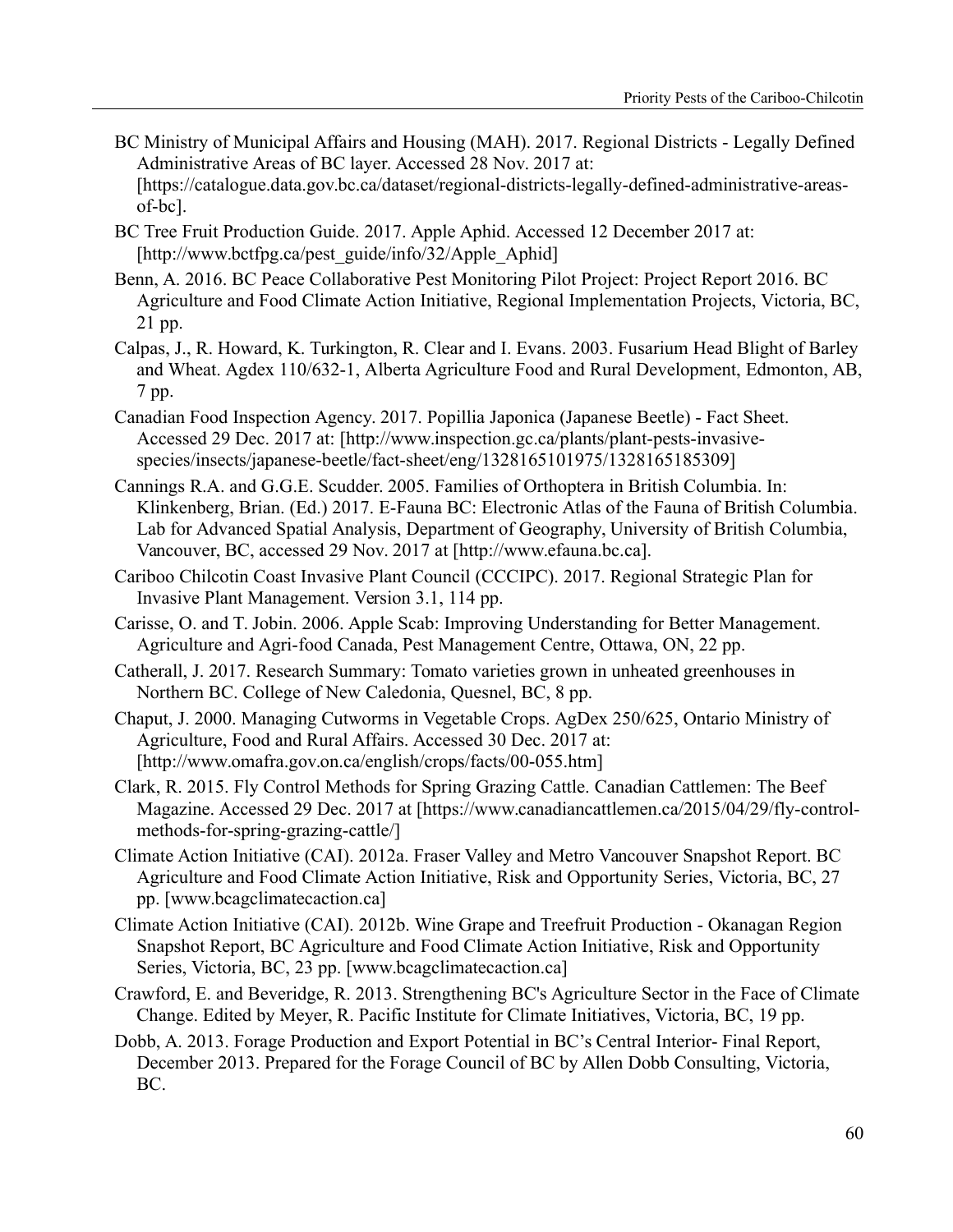BC Ministry of Municipal Affairs and Housing (MAH). 2017. Regional Districts - Legally Defined Administrative Areas of BC layer. Accessed 28 Nov. 2017 at: [https://catalogue.data.gov.bc.ca/dataset/regional-districts-legally-defined-administrative-areas-of-bc].

BC Tree Fruit Production Guide. 2017. Apple Aphid. Accessed 12 December 2017 at: [http://www.bctfpg.ca/pest_guide/info/32/Apple_Aphid]

Benn, A. 2016. BC Peace Collaborative Pest Monitoring Pilot Project: Project Report 2016. BC Agriculture and Food Climate Action Initiative, Regional Implementation Projects, Victoria, BC, 21 pp.

Calpas, J., R. Howard, K. Turkington, R. Clear and I. Evans. 2003. Fusarium Head Blight of Barley and Wheat. Agdex 110/632-1, Alberta Agriculture Food and Rural Development, Edmonton, AB, 7 pp.

Canadian Food Inspection Agency. 2017. Popillia Japonica (Japanese Beetle) - Fact Sheet. Accessed 29 Dec. 2017 at: [http://www.inspection.gc.ca/plants/plant-pests-invasive-species/insects/japanese-beetle/fact-sheet/eng/1328165101975/1328165185309]

Cannings R.A. and G.G.E. Scudder. 2005. Families of Orthoptera in British Columbia. In: Klinkenberg, Brian. (Ed.) 2017. E-Fauna BC: Electronic Atlas of the Fauna of British Columbia. Lab for Advanced Spatial Analysis, Department of Geography, University of British Columbia, Vancouver, BC, accessed 29 Nov. 2017 at [http://www.efauna.bc.ca].

Cariboo Chilcotin Coast Invasive Plant Council (CCCIPC). 2017. Regional Strategic Plan for Invasive Plant Management. Version 3.1, 114 pp.

Carisse, O. and T. Jobin. 2006. Apple Scab: Improving Understanding for Better Management. Agriculture and Agri-food Canada, Pest Management Centre, Ottawa, ON, 22 pp.

Catherall, J. 2017. Research Summary: Tomato varieties grown in unheated greenhouses in Northern BC. College of New Caledonia, Quesnel, BC, 8 pp.

Chaput, J. 2000. Managing Cutworms in Vegetable Crops. AgDex 250/625, Ontario Ministry of Agriculture, Food and Rural Affairs. Accessed 30 Dec. 2017 at: [http://www.omafra.gov.on.ca/english/crops/facts/00-055.htm]

Clark, R. 2015. Fly Control Methods for Spring Grazing Cattle. Canadian Cattlemen: The Beef Magazine. Accessed 29 Dec. 2017 at [https://www.canadiancattlemen.ca/2015/04/29/fly-control-methods-for-spring-grazing-cattle/]

Climate Action Initiative (CAI). 2012a. Fraser Valley and Metro Vancouver Snapshot Report. BC Agriculture and Food Climate Action Initiative, Risk and Opportunity Series, Victoria, BC, 27 pp. [www.bcagclimatecaction.ca]

Climate Action Initiative (CAI). 2012b. Wine Grape and Treefruit Production - Okanagan Region Snapshot Report, BC Agriculture and Food Climate Action Initiative, Risk and Opportunity Series, Victoria, BC, 23 pp. [www.bcagclimatecaction.ca]

Crawford, E. and Beveridge, R. 2013. Strengthening BC's Agriculture Sector in the Face of Climate Change. Edited by Meyer, R. Pacific Institute for Climate Initiatives, Victoria, BC, 19 pp.

Dobb, A. 2013. Forage Production and Export Potential in BC's Central Interior- Final Report, December 2013. Prepared for the Forage Council of BC by Allen Dobb Consulting, Victoria, BC.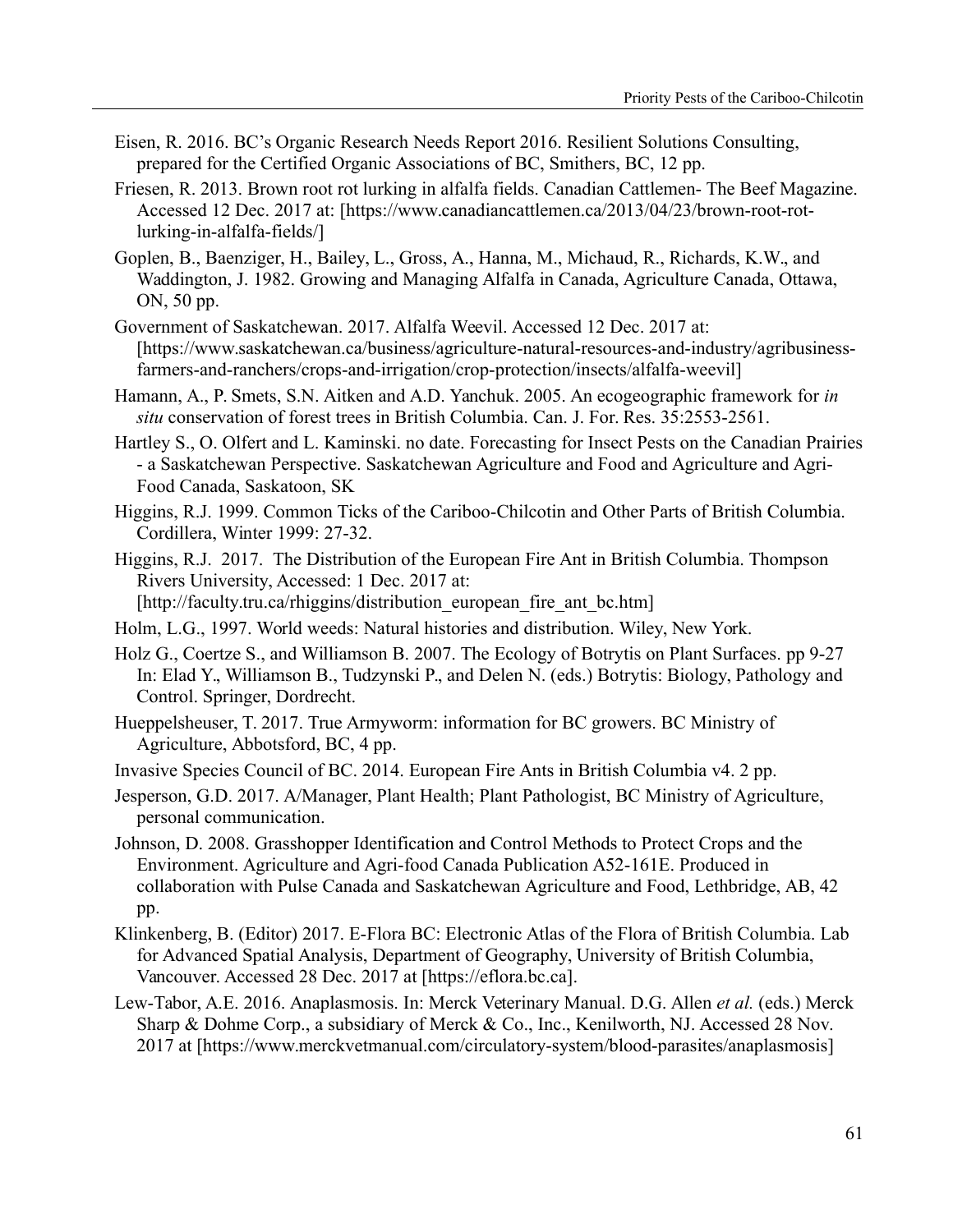Eisen, R. 2016. BC's Organic Research Needs Report 2016. Resilient Solutions Consulting, prepared for the Certified Organic Associations of BC, Smithers, BC, 12 pp.

Friesen, R. 2013. Brown root rot lurking in alfalfa fields. Canadian Cattlemen- The Beef Magazine. Accessed 12 Dec. 2017 at: [https://www.canadiancattlemen.ca/2013/04/23/brown-root-rot-lurking-in-alfalfa-fields/]

Goplen, B., Baenziger, H., Bailey, L., Gross, A., Hanna, M., Michaud, R., Richards, K.W., and Waddington, J. 1982. Growing and Managing Alfalfa in Canada, Agriculture Canada, Ottawa, ON, 50 pp.

Government of Saskatchewan. 2017. Alfalfa Weevil. Accessed 12 Dec. 2017 at: [https://www.saskatchewan.ca/business/agriculture-natural-resources-and-industry/agribusiness-farmers-and-ranchers/crops-and-irrigation/crop-protection/insects/alfalfa-weevil]

Hamann, A., P. Smets, S.N. Aitken and A.D. Yanchuk. 2005. An ecogeographic framework for *in situ* conservation of forest trees in British Columbia. Can. J. For. Res. 35:2553-2561.

Hartley S., O. Olfert and L. Kaminski. no date. Forecasting for Insect Pests on the Canadian Prairies - a Saskatchewan Perspective. Saskatchewan Agriculture and Food and Agriculture and Agri-Food Canada, Saskatoon, SK

Higgins, R.J. 1999. Common Ticks of the Cariboo-Chilcotin and Other Parts of British Columbia. Cordillera, Winter 1999: 27-32.

Higgins, R.J. 2017. The Distribution of the European Fire Ant in British Columbia. Thompson Rivers University, Accessed: 1 Dec. 2017 at: [http://faculty.tru.ca/rhiggins/distribution_european_fire_ant_bc.htm]

Holm, L.G., 1997. World weeds: Natural histories and distribution. Wiley, New York.

Holz G., Coertze S., and Williamson B. 2007. The Ecology of Botrytis on Plant Surfaces. pp 9-27 In: Elad Y., Williamson B., Tudzynski P., and Delen N. (eds.) Botrytis: Biology, Pathology and Control. Springer, Dordrecht.

Hueppelsheuser, T. 2017. True Armyworm: information for BC growers. BC Ministry of Agriculture, Abbotsford, BC, 4 pp.

Invasive Species Council of BC. 2014. European Fire Ants in British Columbia v4. 2 pp.

Jesperson, G.D. 2017. A/Manager, Plant Health; Plant Pathologist, BC Ministry of Agriculture, personal communication.

Johnson, D. 2008. Grasshopper Identification and Control Methods to Protect Crops and the Environment. Agriculture and Agri-food Canada Publication A52-161E. Produced in collaboration with Pulse Canada and Saskatchewan Agriculture and Food, Lethbridge, AB, 42 pp.

Klinkenberg, B. (Editor) 2017. E-Flora BC: Electronic Atlas of the Flora of British Columbia. Lab for Advanced Spatial Analysis, Department of Geography, University of British Columbia, Vancouver. Accessed 28 Dec. 2017 at [https://eflora.bc.ca].

Lew-Tabor, A.E. 2016. Anaplasmosis. In: Merck Veterinary Manual. D.G. Allen *et al.* (eds.) Merck Sharp & Dohme Corp., a subsidiary of Merck & Co., Inc., Kenilworth, NJ. Accessed 28 Nov. 2017 at [https://www.merckvetmanual.com/circulatory-system/blood-parasites/anaplasmosis]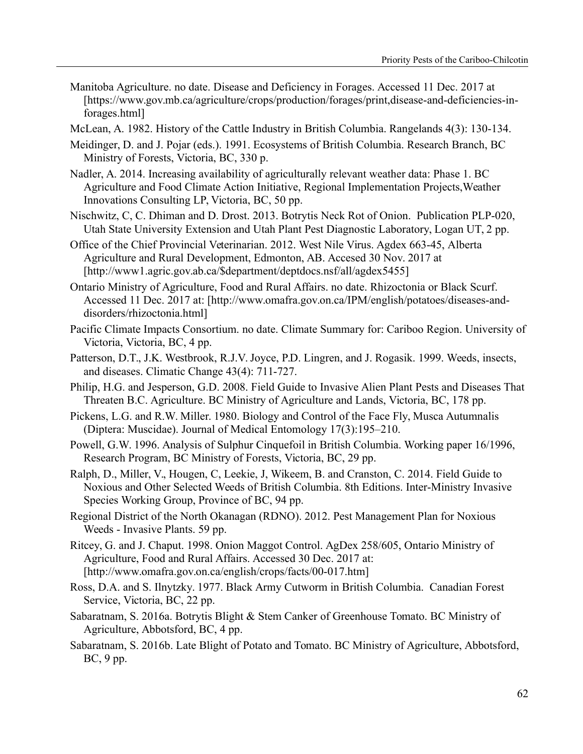Manitoba Agriculture. no date. Disease and Deficiency in Forages. Accessed 11 Dec. 2017 at [https://www.gov.mb.ca/agriculture/crops/production/forages/print,disease-and-deficiencies-in-forages.html]

McLean, A. 1982. History of the Cattle Industry in British Columbia. Rangelands 4(3): 130-134.

Meidinger, D. and J. Pojar (eds.). 1991. Ecosystems of British Columbia. Research Branch, BC Ministry of Forests, Victoria, BC, 330 p.

Nadler, A. 2014. Increasing availability of agriculturally relevant weather data: Phase 1. BC Agriculture and Food Climate Action Initiative, Regional Implementation Projects,Weather Innovations Consulting LP, Victoria, BC, 50 pp.

Nischwitz, C, C. Dhiman and D. Drost. 2013. Botrytis Neck Rot of Onion. Publication PLP-020, Utah State University Extension and Utah Plant Pest Diagnostic Laboratory, Logan UT, 2 pp.

Office of the Chief Provincial Veterinarian. 2012. West Nile Virus. Agdex 663-45, Alberta Agriculture and Rural Development, Edmonton, AB. Accesed 30 Nov. 2017 at [http://www1.agric.gov.ab.ca/$department/deptdocs.nsf/all/agdex5455]

Ontario Ministry of Agriculture, Food and Rural Affairs. no date. Rhizoctonia or Black Scurf. Accessed 11 Dec. 2017 at: [http://www.omafra.gov.on.ca/IPM/english/potatoes/diseases-and-disorders/rhizoctonia.html]

Pacific Climate Impacts Consortium. no date. Climate Summary for: Cariboo Region. University of Victoria, Victoria, BC, 4 pp.

Patterson, D.T., J.K. Westbrook, R.J.V. Joyce, P.D. Lingren, and J. Rogasik. 1999. Weeds, insects, and diseases. Climatic Change 43(4): 711-727.

Philip, H.G. and Jesperson, G.D. 2008. Field Guide to Invasive Alien Plant Pests and Diseases That Threaten B.C. Agriculture. BC Ministry of Agriculture and Lands, Victoria, BC, 178 pp.

Pickens, L.G. and R.W. Miller. 1980. Biology and Control of the Face Fly, Musca Autumnalis (Diptera: Muscidae). Journal of Medical Entomology 17(3):195–210.

Powell, G.W. 1996. Analysis of Sulphur Cinquefoil in British Columbia. Working paper 16/1996, Research Program, BC Ministry of Forests, Victoria, BC, 29 pp.

Ralph, D., Miller, V., Hougen, C, Leekie, J, Wikeem, B. and Cranston, C. 2014. Field Guide to Noxious and Other Selected Weeds of British Columbia. 8th Editions. Inter-Ministry Invasive Species Working Group, Province of BC, 94 pp.

Regional District of the North Okanagan (RDNO). 2012. Pest Management Plan for Noxious Weeds - Invasive Plants. 59 pp.

Ritcey, G. and J. Chaput. 1998. Onion Maggot Control. AgDex 258/605, Ontario Ministry of Agriculture, Food and Rural Affairs. Accessed 30 Dec. 2017 at: [http://www.omafra.gov.on.ca/english/crops/facts/00-017.htm]

Ross, D.A. and S. Ilnytzky. 1977. Black Army Cutworm in British Columbia. Canadian Forest Service, Victoria, BC, 22 pp.

Sabaratnam, S. 2016a. Botrytis Blight & Stem Canker of Greenhouse Tomato. BC Ministry of Agriculture, Abbotsford, BC, 4 pp.

Sabaratnam, S. 2016b. Late Blight of Potato and Tomato. BC Ministry of Agriculture, Abbotsford, BC, 9 pp.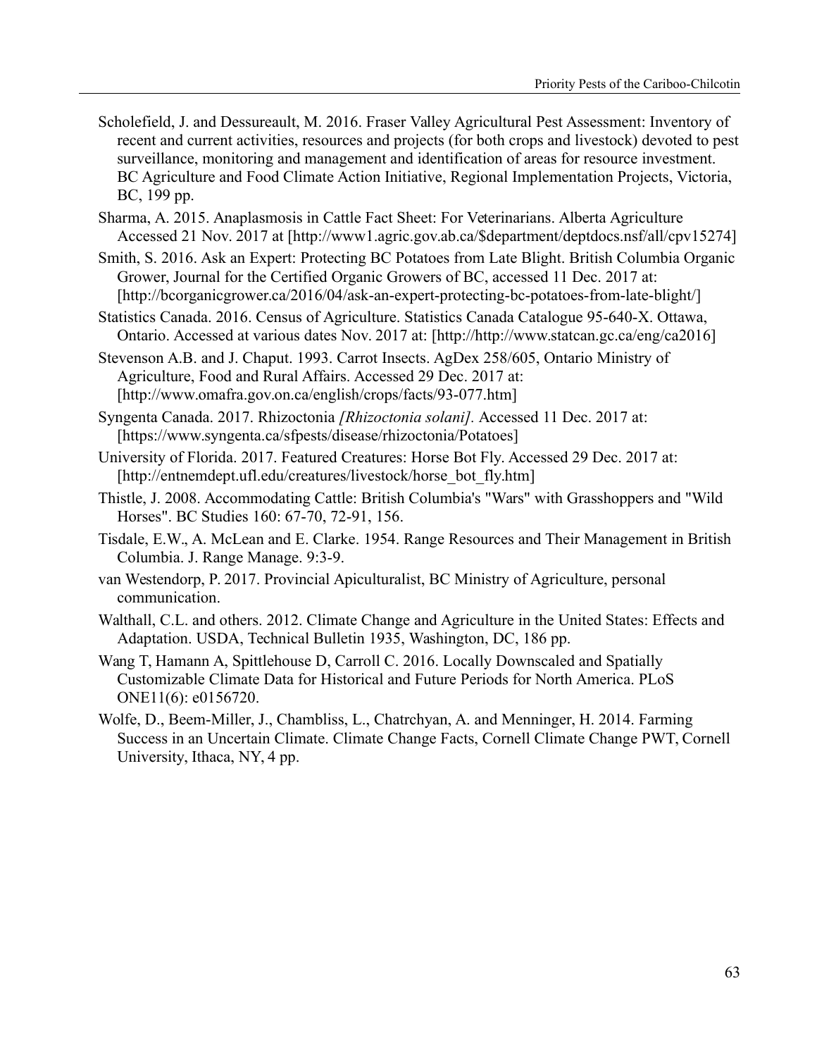Scholefield, J. and Dessureault, M. 2016. Fraser Valley Agricultural Pest Assessment: Inventory of recent and current activities, resources and projects (for both crops and livestock) devoted to pest surveillance, monitoring and management and identification of areas for resource investment. BC Agriculture and Food Climate Action Initiative, Regional Implementation Projects, Victoria, BC, 199 pp.

Sharma, A. 2015. Anaplasmosis in Cattle Fact Sheet: For Veterinarians. Alberta Agriculture Accessed 21 Nov. 2017 at [http://www1.agric.gov.ab.ca/$department/deptdocs.nsf/all/cpv15274]

Smith, S. 2016. Ask an Expert: Protecting BC Potatoes from Late Blight. British Columbia Organic Grower, Journal for the Certified Organic Growers of BC, accessed 11 Dec. 2017 at: [http://bcorganicgrower.ca/2016/04/ask-an-expert-protecting-bc-potatoes-from-late-blight/]

Statistics Canada. 2016. Census of Agriculture. Statistics Canada Catalogue 95-640-X. Ottawa, Ontario. Accessed at various dates Nov. 2017 at: [http://http://www.statcan.gc.ca/eng/ca2016]

Stevenson A.B. and J. Chaput. 1993. Carrot Insects. AgDex 258/605, Ontario Ministry of Agriculture, Food and Rural Affairs. Accessed 29 Dec. 2017 at: [http://www.omafra.gov.on.ca/english/crops/facts/93-077.htm]

Syngenta Canada. 2017. Rhizoctonia *[Rhizoctonia solani]*. Accessed 11 Dec. 2017 at: [https://www.syngenta.ca/sfpests/disease/rhizoctonia/Potatoes]

University of Florida. 2017. Featured Creatures: Horse Bot Fly. Accessed 29 Dec. 2017 at: [http://entnemdept.ufl.edu/creatures/livestock/horse_bot_fly.htm]

Thistle, J. 2008. Accommodating Cattle: British Columbia's "Wars" with Grasshoppers and "Wild Horses". BC Studies 160: 67-70, 72-91, 156.

Tisdale, E.W., A. McLean and E. Clarke. 1954. Range Resources and Their Management in British Columbia. J. Range Manage. 9:3-9.

van Westendorp, P. 2017. Provincial Apiculturalist, BC Ministry of Agriculture, personal communication.

Walthall, C.L. and others. 2012. Climate Change and Agriculture in the United States: Effects and Adaptation. USDA, Technical Bulletin 1935, Washington, DC, 186 pp.

Wang T, Hamann A, Spittlehouse D, Carroll C. 2016. Locally Downscaled and Spatially Customizable Climate Data for Historical and Future Periods for North America. PLoS ONE11(6): e0156720.

Wolfe, D., Beem-Miller, J., Chambliss, L., Chatrchyan, A. and Menninger, H. 2014. Farming Success in an Uncertain Climate. Climate Change Facts, Cornell Climate Change PWT, Cornell University, Ithaca, NY, 4 pp.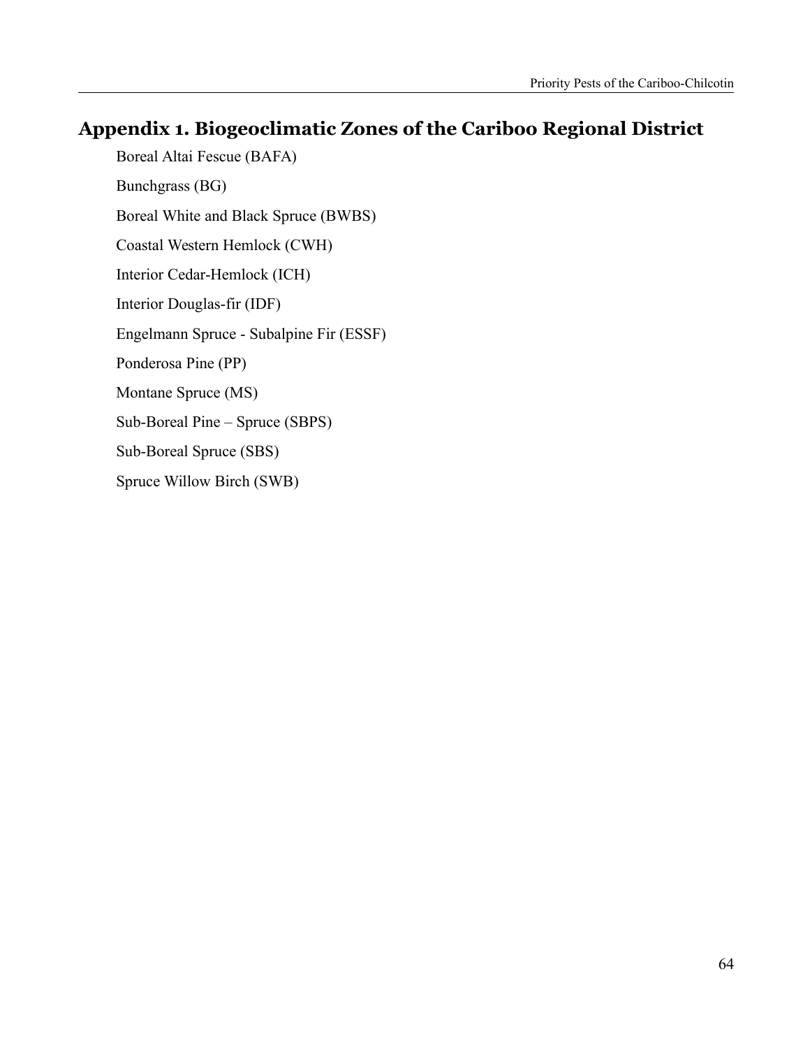## Appendix 1. Biogeoclimatic Zones of the Cariboo Regional District

Boreal Altai Fescue (BAFA)

Bunchgrass (BG)

Boreal White and Black Spruce (BWBS)

Coastal Western Hemlock (CWH)

Interior Cedar-Hemlock (ICH)

Interior Douglas-fir (IDF)

Engelmann Spruce - Subalpine Fir (ESSF)

Ponderosa Pine (PP)

Montane Spruce (MS)

Sub-Boreal Pine – Spruce (SBPS)

Sub-Boreal Spruce (SBS)

Spruce Willow Birch (SWB)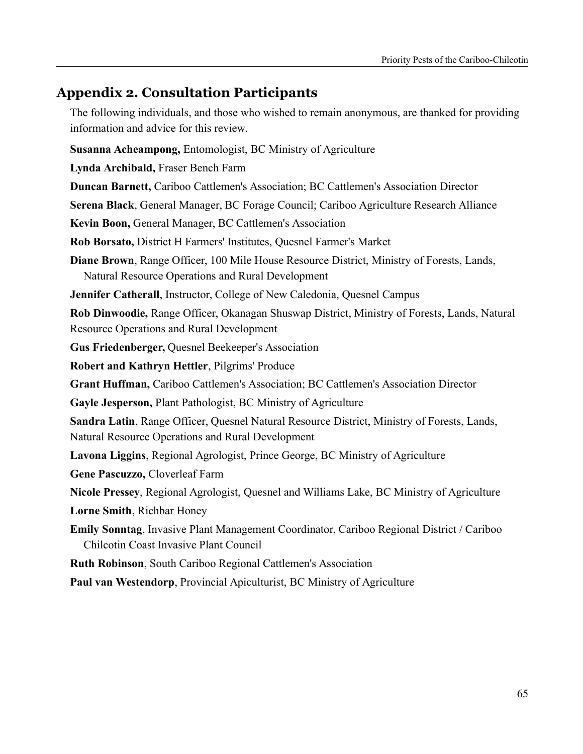## Appendix 2. Consultation Participants

The following individuals, and those who wished to remain anonymous, are thanked for providing information and advice for this review.

**Susanna Acheampong,** Entomologist, BC Ministry of Agriculture

**Lynda Archibald,** Fraser Bench Farm

**Duncan Barnett,** Cariboo Cattlemen's Association; BC Cattlemen's Association Director

**Serena Black**, General Manager, BC Forage Council; Cariboo Agriculture Research Alliance

**Kevin Boon,** General Manager, BC Cattlemen's Association

**Rob Borsato,** District H Farmers' Institutes, Quesnel Farmer's Market

**Diane Brown**, Range Officer, 100 Mile House Resource District, Ministry of Forests, Lands, Natural Resource Operations and Rural Development

**Jennifer Catherall**, Instructor, College of New Caledonia, Quesnel Campus

**Rob Dinwoodie,** Range Officer, Okanagan Shuswap District, Ministry of Forests, Lands, Natural Resource Operations and Rural Development

**Gus Friedenberger,** Quesnel Beekeeper's Association

**Robert and Kathryn Hettler**, Pilgrims' Produce

**Grant Huffman,** Cariboo Cattlemen's Association; BC Cattlemen's Association Director

**Gayle Jesperson,** Plant Pathologist, BC Ministry of Agriculture

**Sandra Latin**, Range Officer, Quesnel Natural Resource District, Ministry of Forests, Lands, Natural Resource Operations and Rural Development

**Lavona Liggins**, Regional Agrologist, Prince George, BC Ministry of Agriculture

**Gene Pascuzzo,** Cloverleaf Farm

**Nicole Pressey**, Regional Agrologist, Quesnel and Williams Lake, BC Ministry of Agriculture

**Lorne Smith**, Richbar Honey

**Emily Sonntag**, Invasive Plant Management Coordinator, Cariboo Regional District / Cariboo Chilcotin Coast Invasive Plant Council

**Ruth Robinson**, South Cariboo Regional Cattlemen's Association

**Paul van Westendorp**, Provincial Apiculturist, BC Ministry of Agriculture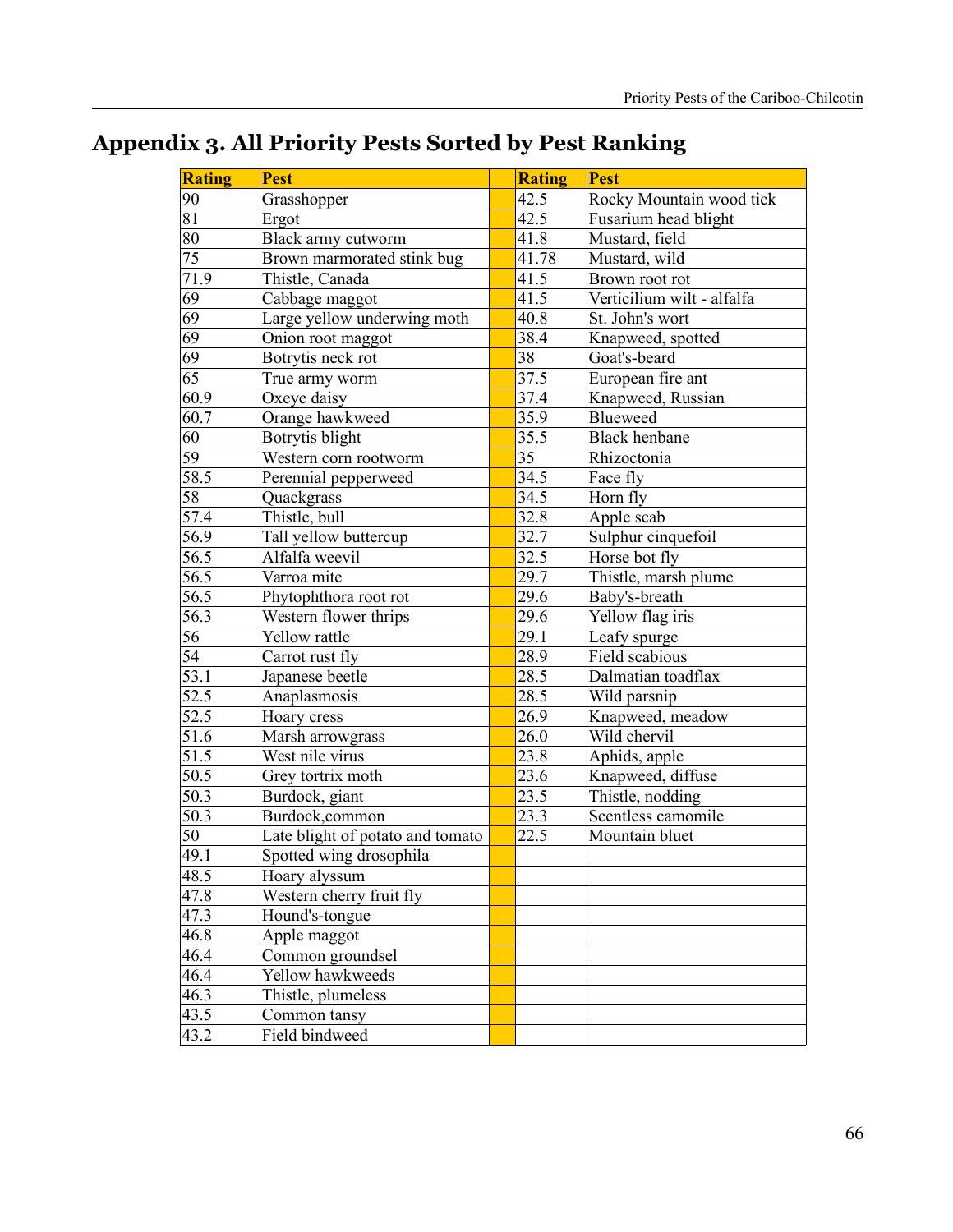# Appendix 3. All Priority Pests Sorted by Pest Ranking

| Rating | Pest | | Rating | Pest |
|---|---|---|---|---|
| 90 | Grasshopper | | 42.5 | Rocky Mountain wood tick |
| 81 | Ergot | | 42.5 | Fusarium head blight |
| 80 | Black army cutworm | | 41.8 | Mustard, field |
| 75 | Brown marmorated stink bug | | 41.78 | Mustard, wild |
| 71.9 | Thistle, Canada | | 41.5 | Brown root rot |
| 69 | Cabbage maggot | | 41.5 | Verticilium wilt - alfalfa |
| 69 | Large yellow underwing moth | | 40.8 | St. John's wort |
| 69 | Onion root maggot | | 38.4 | Knapweed, spotted |
| 69 | Botrytis neck rot | | 38 | Goat's-beard |
| 65 | True army worm | | 37.5 | European fire ant |
| 60.9 | Oxeye daisy | | 37.4 | Knapweed, Russian |
| 60.7 | Orange hawkweed | | 35.9 | Blueweed |
| 60 | Botrytis blight | | 35.5 | Black henbane |
| 59 | Western corn rootworm | | 35 | Rhizoctonia |
| 58.5 | Perennial pepperweed | | 34.5 | Face fly |
| 58 | Quackgrass | | 34.5 | Horn fly |
| 57.4 | Thistle, bull | | 32.8 | Apple scab |
| 56.9 | Tall yellow buttercup | | 32.7 | Sulphur cinquefoil |
| 56.5 | Alfalfa weevil | | 32.5 | Horse bot fly |
| 56.5 | Varroa mite | | 29.7 | Thistle, marsh plume |
| 56.5 | Phytophthora root rot | | 29.6 | Baby's-breath |
| 56.3 | Western flower thrips | | 29.6 | Yellow flag iris |
| 56 | Yellow rattle | | 29.1 | Leafy spurge |
| 54 | Carrot rust fly | | 28.9 | Field scabious |
| 53.1 | Japanese beetle | | 28.5 | Dalmatian toadflax |
| 52.5 | Anaplasmosis | | 28.5 | Wild parsnip |
| 52.5 | Hoary cress | | 26.9 | Knapweed, meadow |
| 51.6 | Marsh arrowgrass | | 26.0 | Wild chervil |
| 51.5 | West nile virus | | 23.8 | Aphids, apple |
| 50.5 | Grey tortrix moth | | 23.6 | Knapweed, diffuse |
| 50.3 | Burdock, giant | | 23.5 | Thistle, nodding |
| 50.3 | Burdock,common | | 23.3 | Scentless camomile |
| 50 | Late blight of potato and tomato | | 22.5 | Mountain bluet |
| 49.1 | Spotted wing drosophila | | | |
| 48.5 | Hoary alyssum | | | |
| 47.8 | Western cherry fruit fly | | | |
| 47.3 | Hound's-tongue | | | |
| 46.8 | Apple maggot | | | |
| 46.4 | Common groundsel | | | |
| 46.4 | Yellow hawkweeds | | | |
| 46.3 | Thistle, plumeless | | | |
| 43.5 | Common tansy | | | |
| 43.2 | Field bindweed | | | |